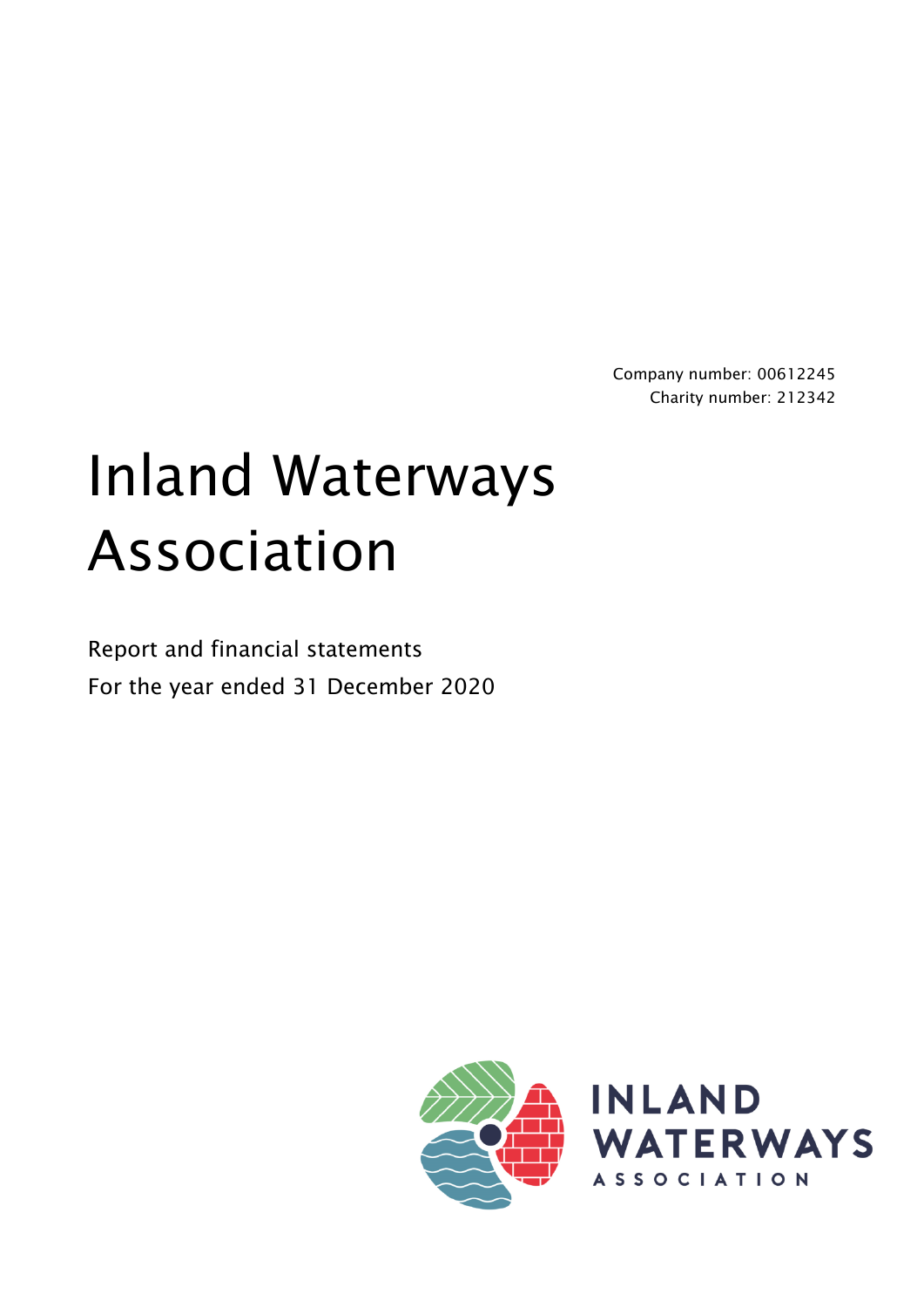Company number: 00612245
Charity number: 212342

# Inland Waterways Association

Report and financial statements
For the year ended 31 December 2020

INLAND WATERWAYS ASSOCIATION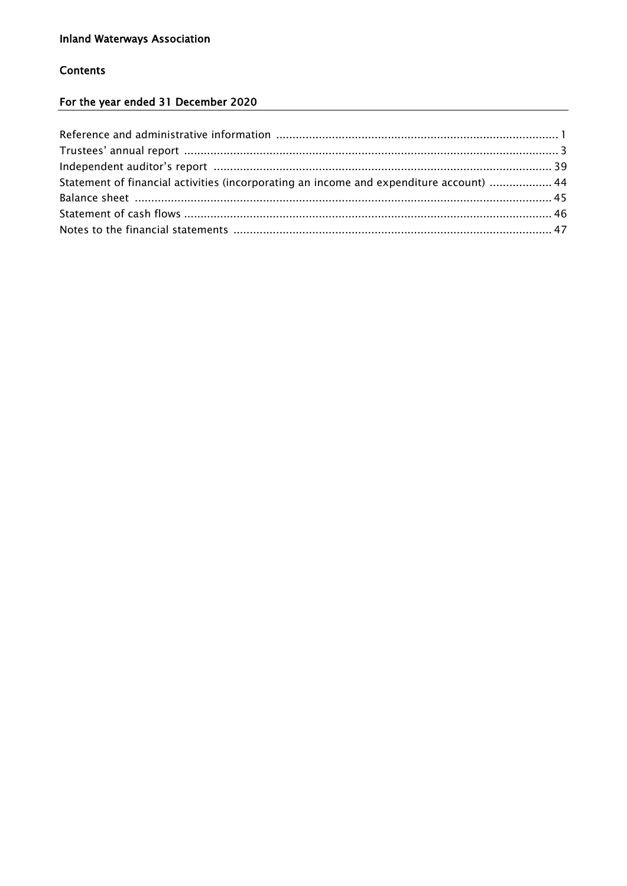**Inland Waterways Association**

**Contents**

**For the year ended 31 December 2020**

| | |
|---|---|
| Reference and administrative information | 1 |
| Trustees' annual report | 3 |
| Independent auditor's report | 39 |
| Statement of financial activities (incorporating an income and expenditure account) | 44 |
| Balance sheet | 45 |
| Statement of cash flows | 46 |
| Notes to the financial statements | 47 |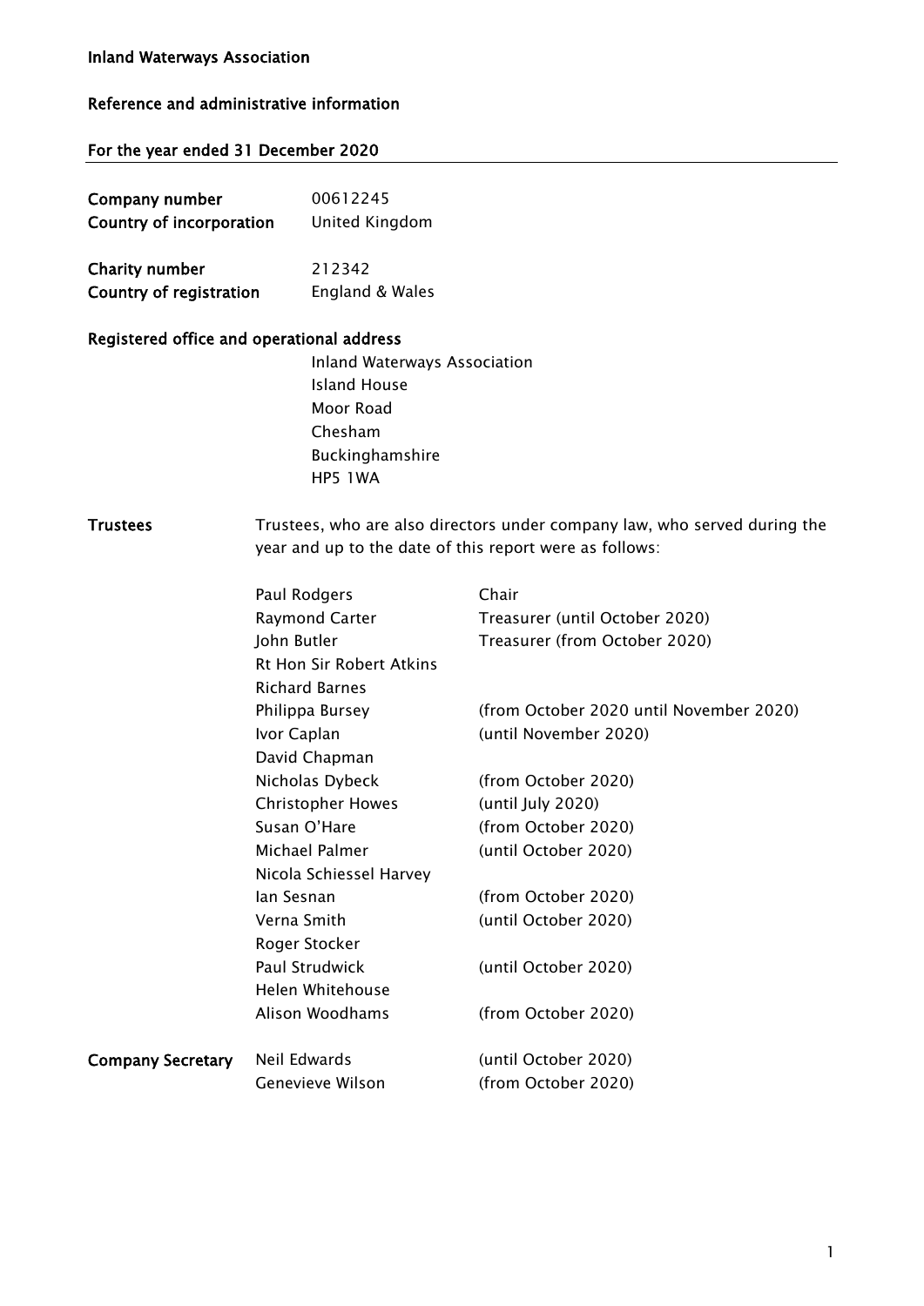**Inland Waterways Association**

**Reference and administrative information**

**For the year ended 31 December 2020**

| | |
|---|---|
| **Company number** | 00612245 |
| **Country of incorporation** | United Kingdom |
| **Charity number** | 212342 |
| **Country of registration** | England & Wales |

**Registered office and operational address**

Inland Waterways Association
Island House
Moor Road
Chesham
Buckinghamshire
HP5 1WA

**Trustees**

Trustees, who are also directors under company law, who served during the year and up to the date of this report were as follows:

| | |
|---|---|
| Paul Rodgers | Chair |
| Raymond Carter | Treasurer (until October 2020) |
| John Butler | Treasurer (from October 2020) |
| Rt Hon Sir Robert Atkins | |
| Richard Barnes | |
| Philippa Bursey | (from October 2020 until November 2020) |
| Ivor Caplan | (until November 2020) |
| David Chapman | |
| Nicholas Dybeck | (from October 2020) |
| Christopher Howes | (until July 2020) |
| Susan O'Hare | (from October 2020) |
| Michael Palmer | (until October 2020) |
| Nicola Schiessel Harvey | |
| Ian Sesnan | (from October 2020) |
| Verna Smith | (until October 2020) |
| Roger Stocker | |
| Paul Strudwick | (until October 2020) |
| Helen Whitehouse | |
| Alison Woodhams | (from October 2020) |

**Company Secretary**

| | |
|---|---|
| Neil Edwards | (until October 2020) |
| Genevieve Wilson | (from October 2020) |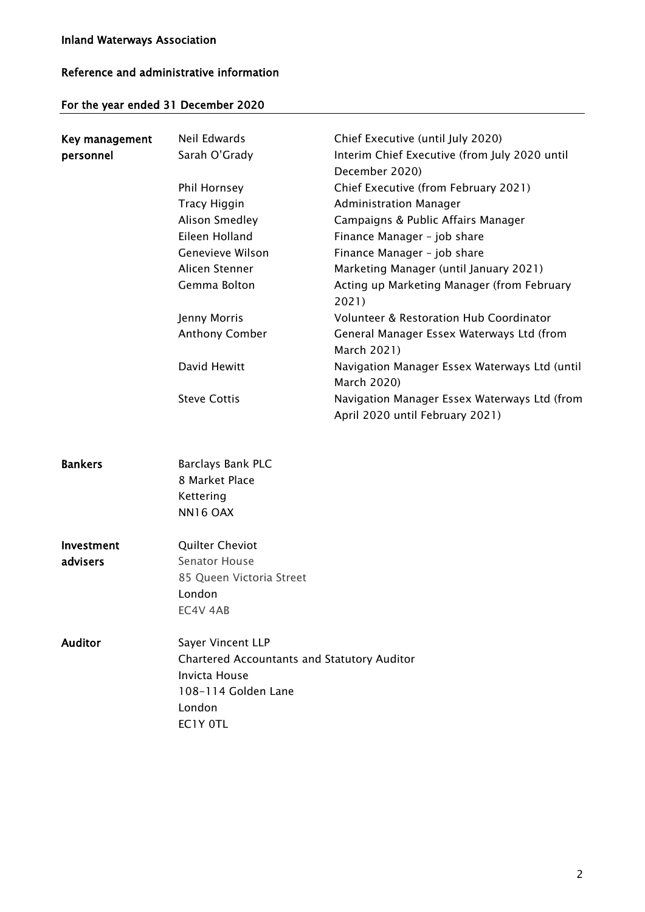**Inland Waterways Association**

**Reference and administrative information**

**For the year ended 31 December 2020**

| | | |
|---|---|---|
| **Key management personnel** | Neil Edwards | Chief Executive (until July 2020) |
| | Sarah O'Grady | Interim Chief Executive (from July 2020 until December 2020) |
| | Phil Hornsey | Chief Executive (from February 2021) |
| | Tracy Higgin | Administration Manager |
| | Alison Smedley | Campaigns & Public Affairs Manager |
| | Eileen Holland | Finance Manager – job share |
| | Genevieve Wilson | Finance Manager – job share |
| | Alicen Stenner | Marketing Manager (until January 2021) |
| | Gemma Bolton | Acting up Marketing Manager (from February 2021) |
| | Jenny Morris | Volunteer & Restoration Hub Coordinator |
| | Anthony Comber | General Manager Essex Waterways Ltd (from March 2021) |
| | David Hewitt | Navigation Manager Essex Waterways Ltd (until March 2020) |
| | Steve Cottis | Navigation Manager Essex Waterways Ltd (from April 2020 until February 2021) |

**Bankers**
Barclays Bank PLC
8 Market Place
Kettering
NN16 OAX

**Investment advisers**
Quilter Cheviot
Senator House
85 Queen Victoria Street
London
EC4V 4AB

**Auditor**
Sayer Vincent LLP
Chartered Accountants and Statutory Auditor
Invicta House
108-114 Golden Lane
London
EC1Y 0TL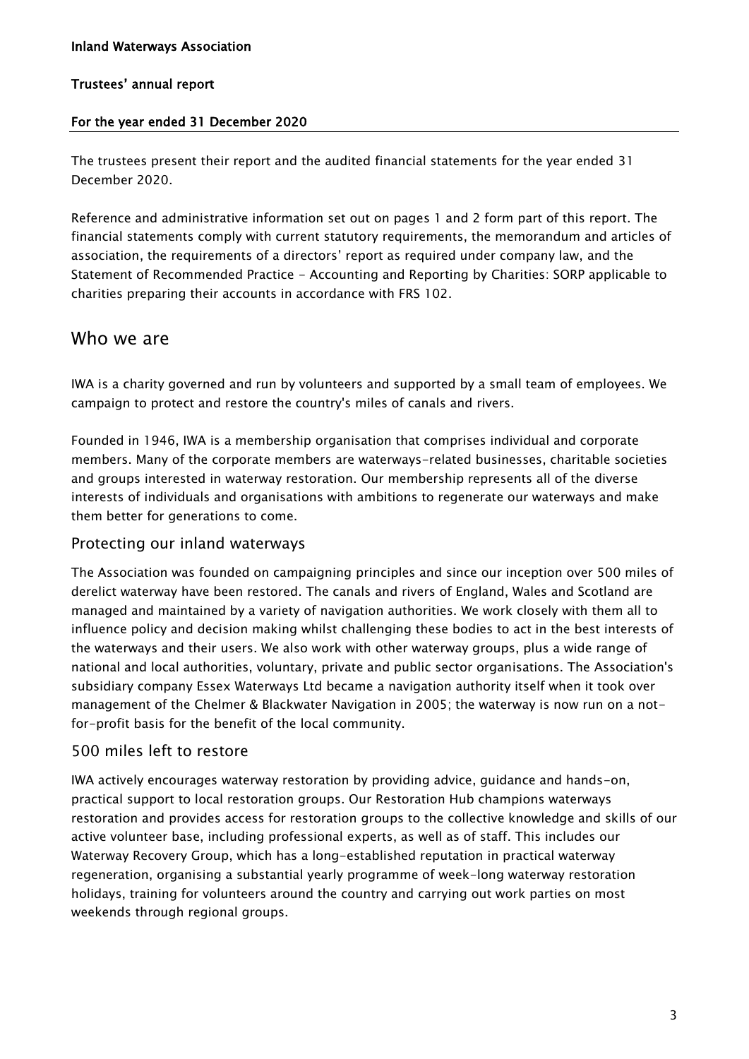**Inland Waterways Association**

**Trustees' annual report**

**For the year ended 31 December 2020**

The trustees present their report and the audited financial statements for the year ended 31 December 2020.

Reference and administrative information set out on pages 1 and 2 form part of this report. The financial statements comply with current statutory requirements, the memorandum and articles of association, the requirements of a directors' report as required under company law, and the Statement of Recommended Practice - Accounting and Reporting by Charities: SORP applicable to charities preparing their accounts in accordance with FRS 102.

# Who we are

IWA is a charity governed and run by volunteers and supported by a small team of employees. We campaign to protect and restore the country's miles of canals and rivers.

Founded in 1946, IWA is a membership organisation that comprises individual and corporate members. Many of the corporate members are waterways-related businesses, charitable societies and groups interested in waterway restoration. Our membership represents all of the diverse interests of individuals and organisations with ambitions to regenerate our waterways and make them better for generations to come.

## Protecting our inland waterways

The Association was founded on campaigning principles and since our inception over 500 miles of derelict waterway have been restored. The canals and rivers of England, Wales and Scotland are managed and maintained by a variety of navigation authorities. We work closely with them all to influence policy and decision making whilst challenging these bodies to act in the best interests of the waterways and their users. We also work with other waterway groups, plus a wide range of national and local authorities, voluntary, private and public sector organisations. The Association's subsidiary company Essex Waterways Ltd became a navigation authority itself when it took over management of the Chelmer & Blackwater Navigation in 2005; the waterway is now run on a not-for-profit basis for the benefit of the local community.

## 500 miles left to restore

IWA actively encourages waterway restoration by providing advice, guidance and hands-on, practical support to local restoration groups. Our Restoration Hub champions waterways restoration and provides access for restoration groups to the collective knowledge and skills of our active volunteer base, including professional experts, as well as of staff. This includes our Waterway Recovery Group, which has a long-established reputation in practical waterway regeneration, organising a substantial yearly programme of week-long waterway restoration holidays, training for volunteers around the country and carrying out work parties on most weekends through regional groups.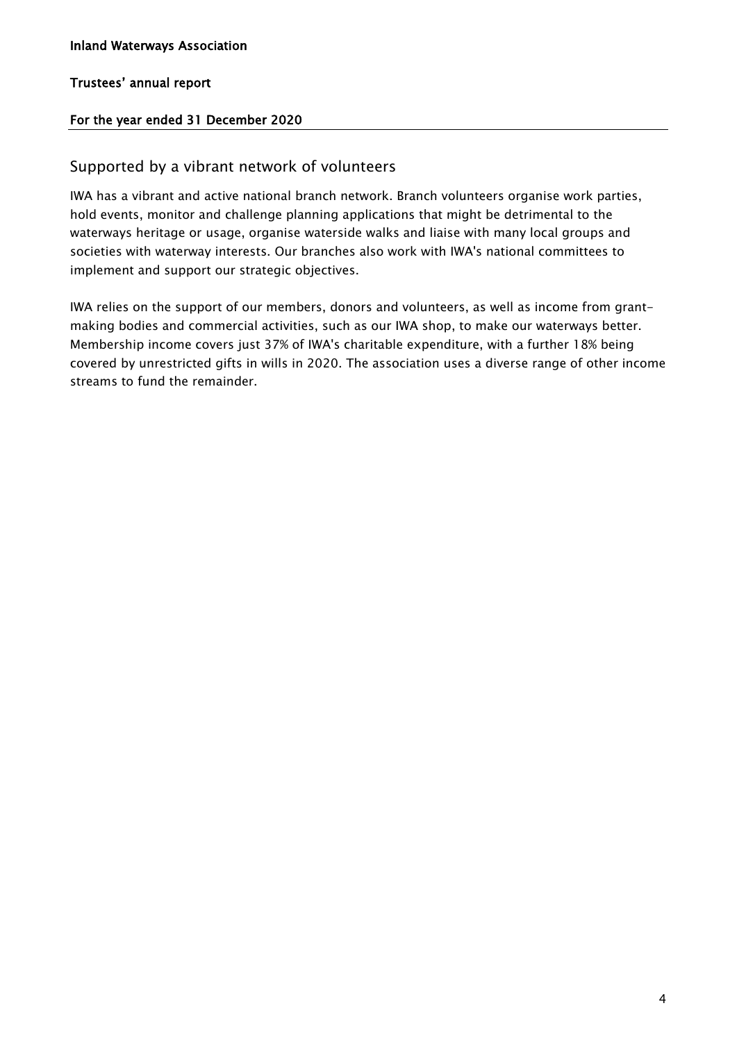## Supported by a vibrant network of volunteers

IWA has a vibrant and active national branch network. Branch volunteers organise work parties, hold events, monitor and challenge planning applications that might be detrimental to the waterways heritage or usage, organise waterside walks and liaise with many local groups and societies with waterway interests. Our branches also work with IWA's national committees to implement and support our strategic objectives.

IWA relies on the support of our members, donors and volunteers, as well as income from grant-making bodies and commercial activities, such as our IWA shop, to make our waterways better. Membership income covers just 37% of IWA's charitable expenditure, with a further 18% being covered by unrestricted gifts in wills in 2020. The association uses a diverse range of other income streams to fund the remainder.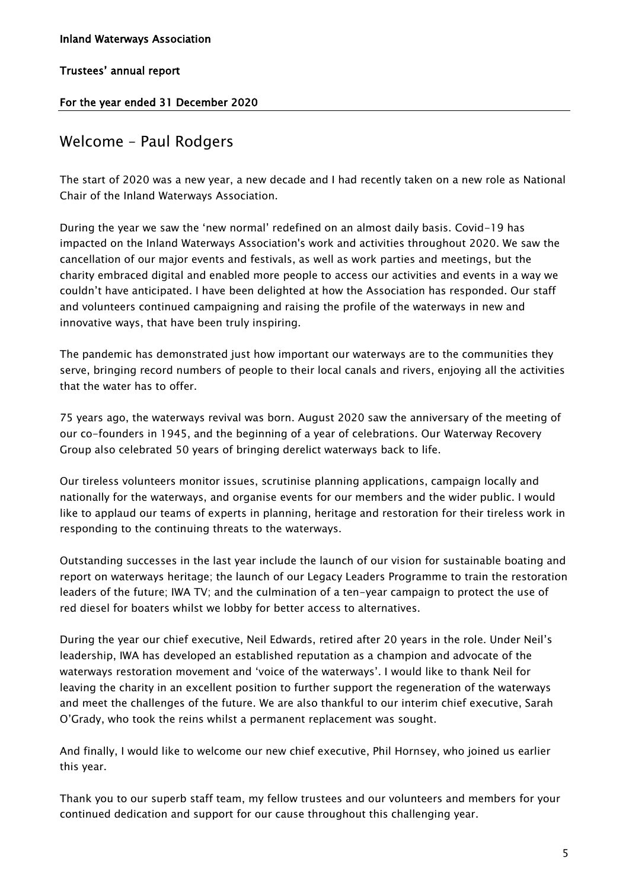# Welcome – Paul Rodgers

The start of 2020 was a new year, a new decade and I had recently taken on a new role as National Chair of the Inland Waterways Association.

During the year we saw the 'new normal' redefined on an almost daily basis. Covid-19 has impacted on the Inland Waterways Association's work and activities throughout 2020. We saw the cancellation of our major events and festivals, as well as work parties and meetings, but the charity embraced digital and enabled more people to access our activities and events in a way we couldn't have anticipated. I have been delighted at how the Association has responded. Our staff and volunteers continued campaigning and raising the profile of the waterways in new and innovative ways, that have been truly inspiring.

The pandemic has demonstrated just how important our waterways are to the communities they serve, bringing record numbers of people to their local canals and rivers, enjoying all the activities that the water has to offer.

75 years ago, the waterways revival was born. August 2020 saw the anniversary of the meeting of our co-founders in 1945, and the beginning of a year of celebrations. Our Waterway Recovery Group also celebrated 50 years of bringing derelict waterways back to life.

Our tireless volunteers monitor issues, scrutinise planning applications, campaign locally and nationally for the waterways, and organise events for our members and the wider public. I would like to applaud our teams of experts in planning, heritage and restoration for their tireless work in responding to the continuing threats to the waterways.

Outstanding successes in the last year include the launch of our vision for sustainable boating and report on waterways heritage; the launch of our Legacy Leaders Programme to train the restoration leaders of the future; IWA TV; and the culmination of a ten-year campaign to protect the use of red diesel for boaters whilst we lobby for better access to alternatives.

During the year our chief executive, Neil Edwards, retired after 20 years in the role. Under Neil's leadership, IWA has developed an established reputation as a champion and advocate of the waterways restoration movement and 'voice of the waterways'. I would like to thank Neil for leaving the charity in an excellent position to further support the regeneration of the waterways and meet the challenges of the future. We are also thankful to our interim chief executive, Sarah O'Grady, who took the reins whilst a permanent replacement was sought.

And finally, I would like to welcome our new chief executive, Phil Hornsey, who joined us earlier this year.

Thank you to our superb staff team, my fellow trustees and our volunteers and members for your continued dedication and support for our cause throughout this challenging year.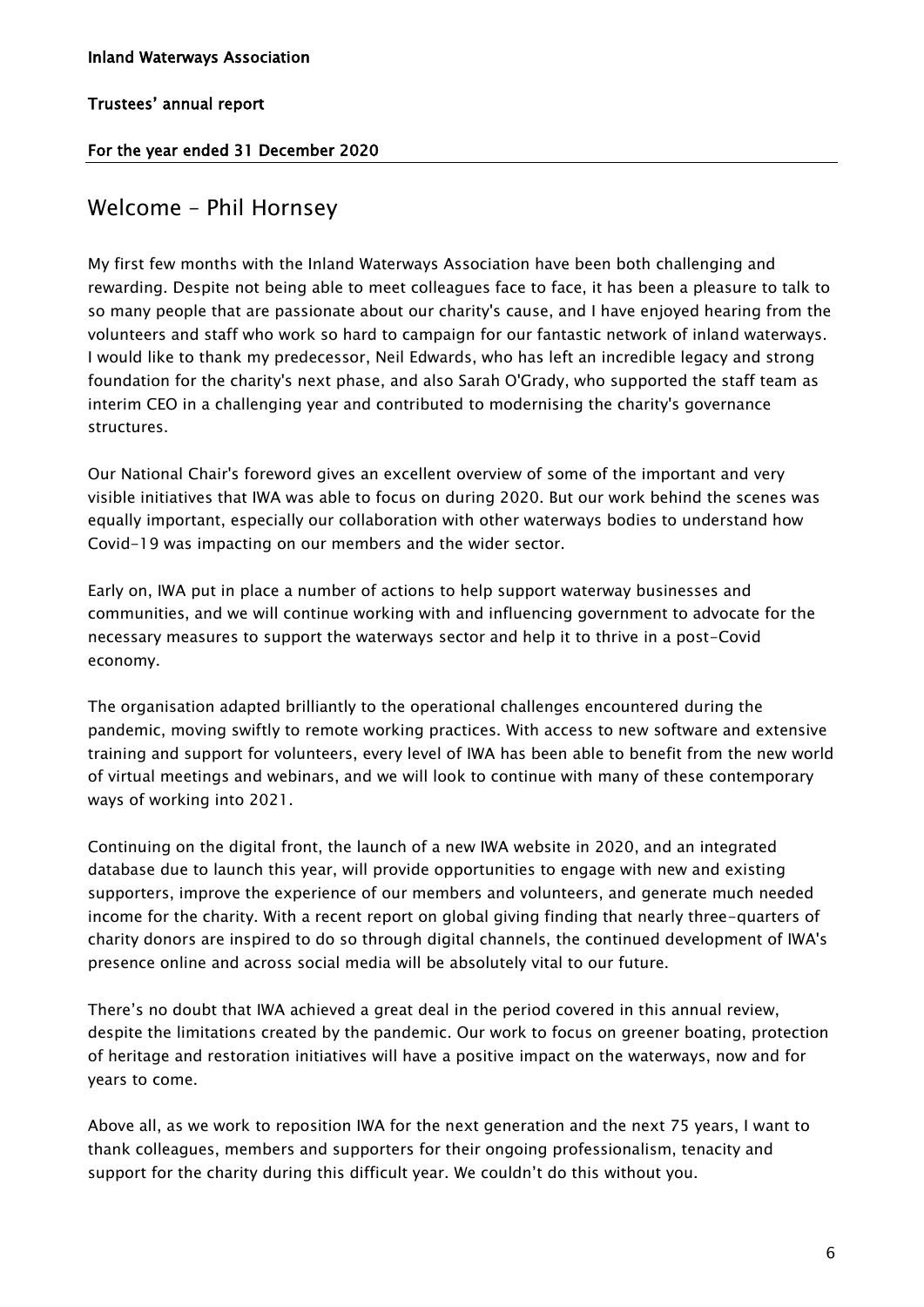## Welcome – Phil Hornsey

My first few months with the Inland Waterways Association have been both challenging and rewarding. Despite not being able to meet colleagues face to face, it has been a pleasure to talk to so many people that are passionate about our charity's cause, and I have enjoyed hearing from the volunteers and staff who work so hard to campaign for our fantastic network of inland waterways. I would like to thank my predecessor, Neil Edwards, who has left an incredible legacy and strong foundation for the charity's next phase, and also Sarah O'Grady, who supported the staff team as interim CEO in a challenging year and contributed to modernising the charity's governance structures.

Our National Chair's foreword gives an excellent overview of some of the important and very visible initiatives that IWA was able to focus on during 2020. But our work behind the scenes was equally important, especially our collaboration with other waterways bodies to understand how Covid-19 was impacting on our members and the wider sector.

Early on, IWA put in place a number of actions to help support waterway businesses and communities, and we will continue working with and influencing government to advocate for the necessary measures to support the waterways sector and help it to thrive in a post-Covid economy.

The organisation adapted brilliantly to the operational challenges encountered during the pandemic, moving swiftly to remote working practices. With access to new software and extensive training and support for volunteers, every level of IWA has been able to benefit from the new world of virtual meetings and webinars, and we will look to continue with many of these contemporary ways of working into 2021.

Continuing on the digital front, the launch of a new IWA website in 2020, and an integrated database due to launch this year, will provide opportunities to engage with new and existing supporters, improve the experience of our members and volunteers, and generate much needed income for the charity. With a recent report on global giving finding that nearly three-quarters of charity donors are inspired to do so through digital channels, the continued development of IWA's presence online and across social media will be absolutely vital to our future.

There's no doubt that IWA achieved a great deal in the period covered in this annual review, despite the limitations created by the pandemic. Our work to focus on greener boating, protection of heritage and restoration initiatives will have a positive impact on the waterways, now and for years to come.

Above all, as we work to reposition IWA for the next generation and the next 75 years, I want to thank colleagues, members and supporters for their ongoing professionalism, tenacity and support for the charity during this difficult year. We couldn't do this without you.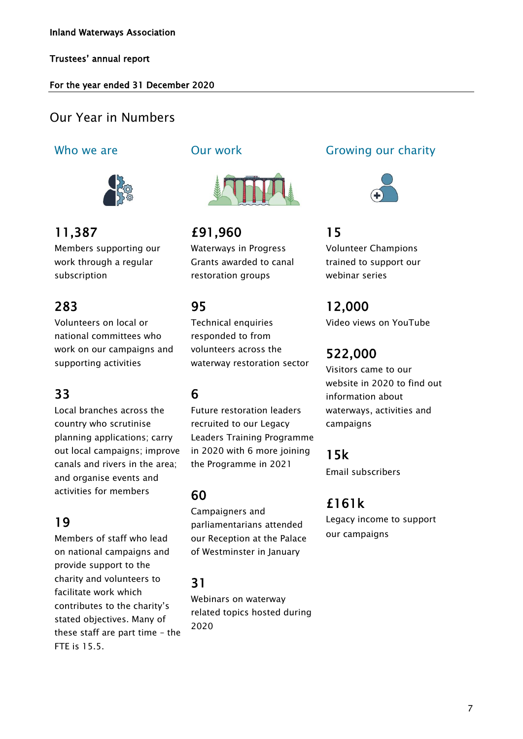## Our Year in Numbers

### Who we are

**11,387**

Members supporting our work through a regular subscription

**283**

Volunteers on local or national committees who work on our campaigns and supporting activities

**33**

Local branches across the country who scrutinise planning applications; carry out local campaigns; improve canals and rivers in the area; and organise events and activities for members

**19**

Members of staff who lead on national campaigns and provide support to the charity and volunteers to facilitate work which contributes to the charity's stated objectives. Many of these staff are part time – the FTE is 15.5.

### Our work

**£91,960**

Waterways in Progress Grants awarded to canal restoration groups

**95**

Technical enquiries responded to from volunteers across the waterway restoration sector

**6**

Future restoration leaders recruited to our Legacy Leaders Training Programme in 2020 with 6 more joining the Programme in 2021

**60**

Campaigners and parliamentarians attended our Reception at the Palace of Westminster in January

**31**

Webinars on waterway related topics hosted during 2020

### Growing our charity

**15**

Volunteer Champions trained to support our webinar series

**12,000**

Video views on YouTube

**522,000**

Visitors came to our website in 2020 to find out information about waterways, activities and campaigns

**15k**

Email subscribers

**£161k**

Legacy income to support our campaigns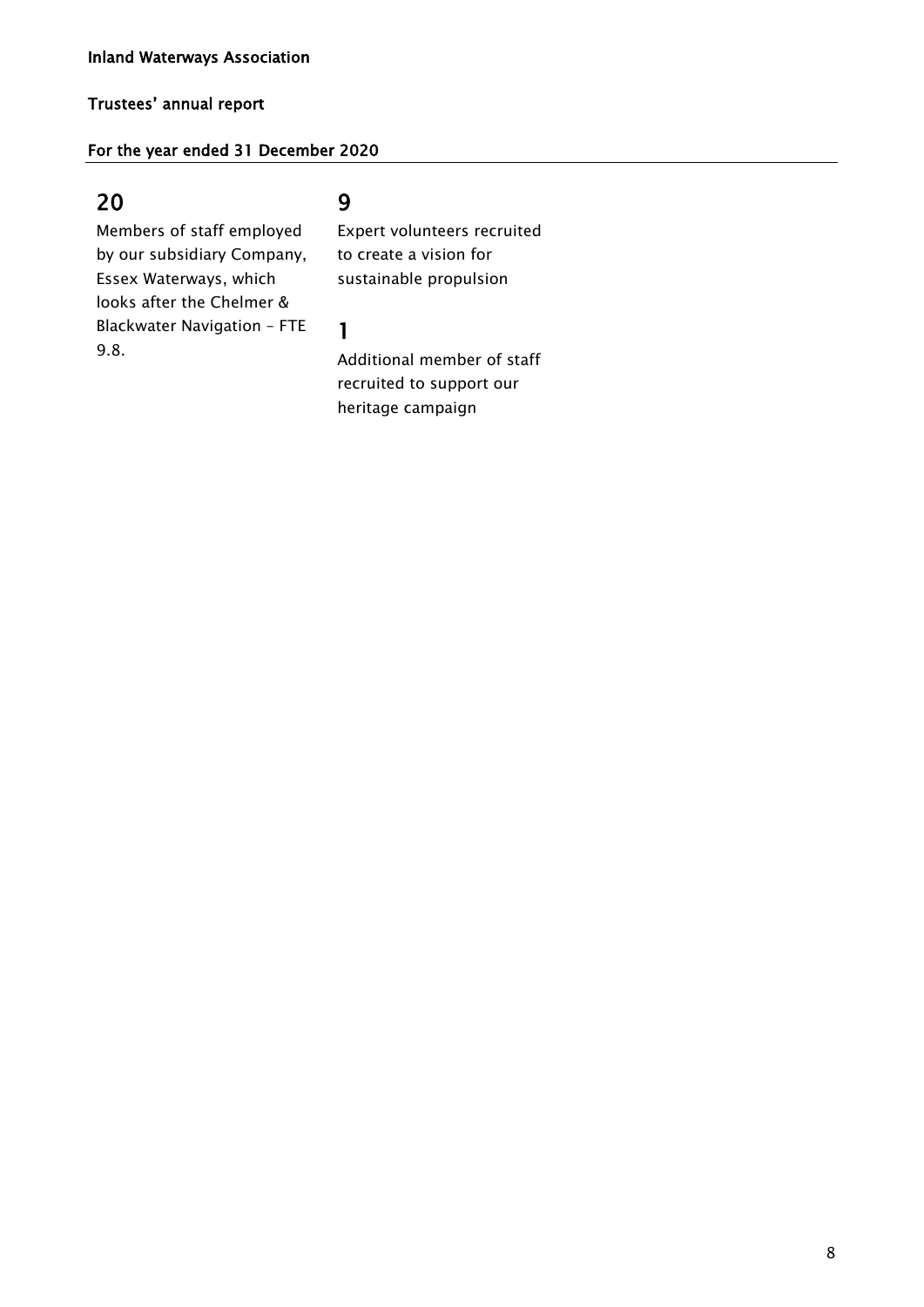**20**

Members of staff employed by our subsidiary Company, Essex Waterways, which looks after the Chelmer & Blackwater Navigation – FTE 9.8.

**9**

Expert volunteers recruited to create a vision for sustainable propulsion

**1**

Additional member of staff recruited to support our heritage campaign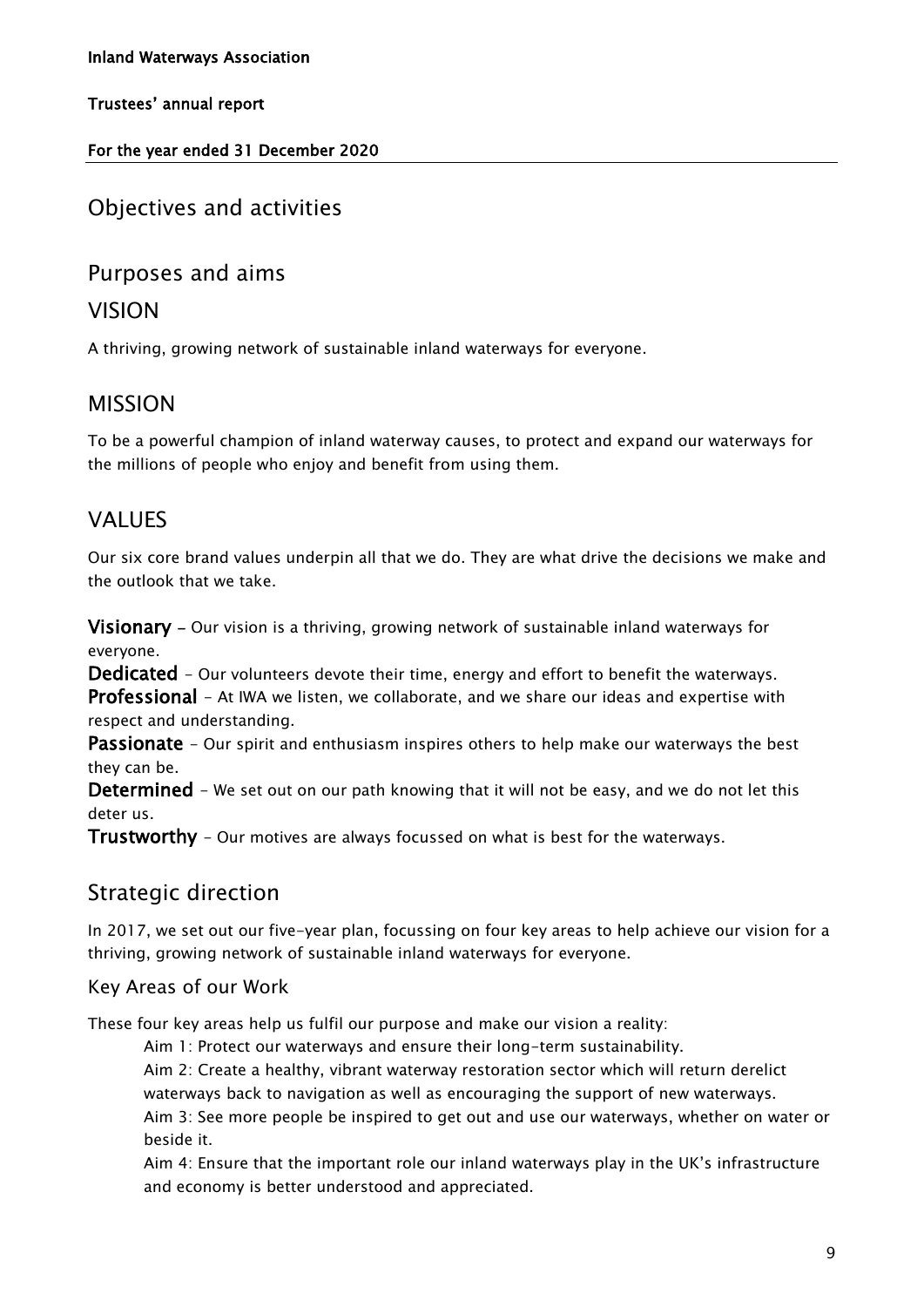# Objectives and activities

## Purposes and aims

### VISION

A thriving, growing network of sustainable inland waterways for everyone.

### MISSION

To be a powerful champion of inland waterway causes, to protect and expand our waterways for the millions of people who enjoy and benefit from using them.

### VALUES

Our six core brand values underpin all that we do. They are what drive the decisions we make and the outlook that we take.

**Visionary** – Our vision is a thriving, growing network of sustainable inland waterways for everyone.
**Dedicated** – Our volunteers devote their time, energy and effort to benefit the waterways.
**Professional** – At IWA we listen, we collaborate, and we share our ideas and expertise with respect and understanding.
**Passionate** – Our spirit and enthusiasm inspires others to help make our waterways the best they can be.
**Determined** – We set out on our path knowing that it will not be easy, and we do not let this deter us.
**Trustworthy** – Our motives are always focussed on what is best for the waterways.

## Strategic direction

In 2017, we set out our five-year plan, focussing on four key areas to help achieve our vision for a thriving, growing network of sustainable inland waterways for everyone.

### Key Areas of our Work

These four key areas help us fulfil our purpose and make our vision a reality:

- Aim 1: Protect our waterways and ensure their long-term sustainability.
- Aim 2: Create a healthy, vibrant waterway restoration sector which will return derelict waterways back to navigation as well as encouraging the support of new waterways.
- Aim 3: See more people be inspired to get out and use our waterways, whether on water or beside it.
- Aim 4: Ensure that the important role our inland waterways play in the UK's infrastructure and economy is better understood and appreciated.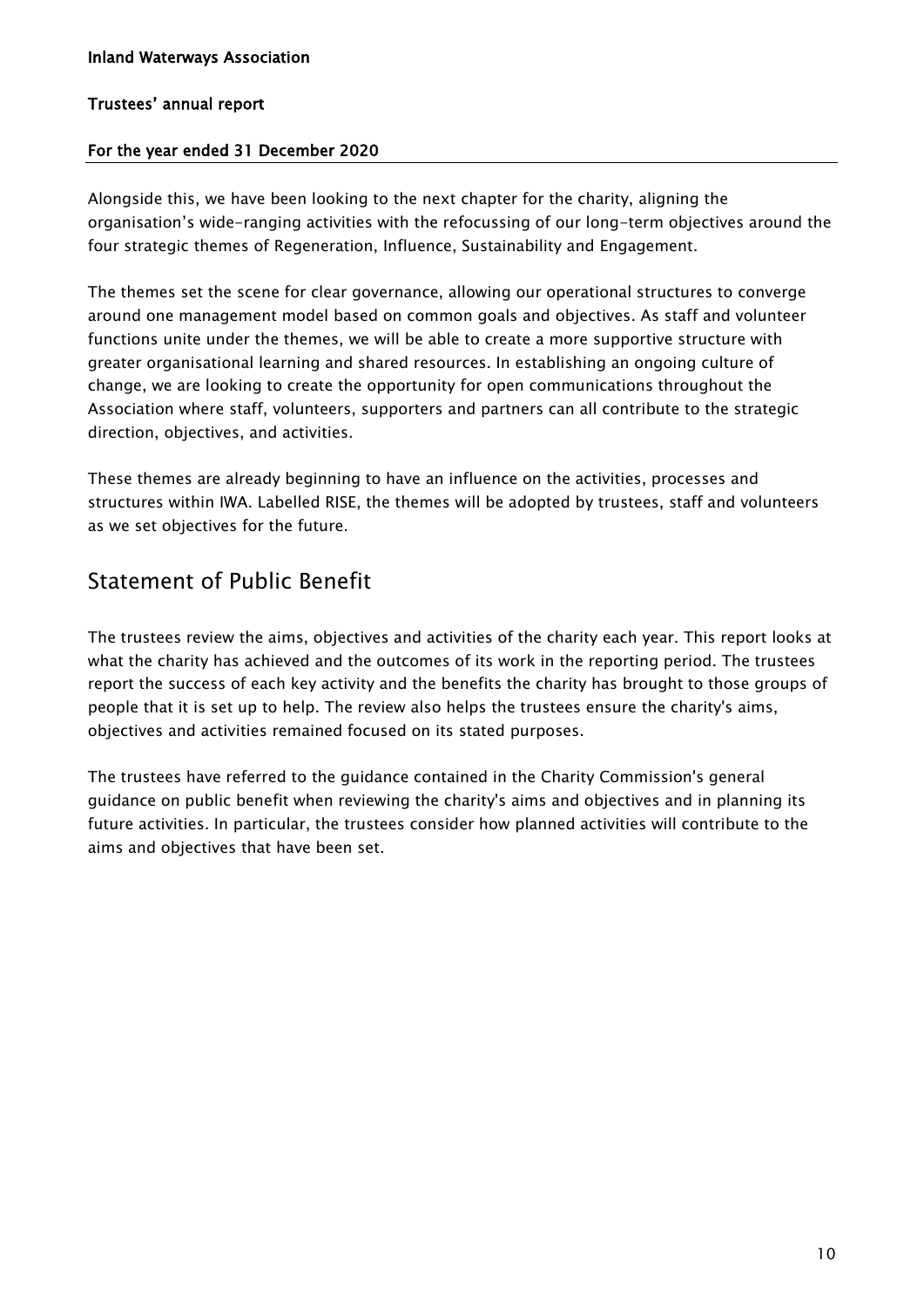Alongside this, we have been looking to the next chapter for the charity, aligning the organisation's wide-ranging activities with the refocussing of our long-term objectives around the four strategic themes of Regeneration, Influence, Sustainability and Engagement.

The themes set the scene for clear governance, allowing our operational structures to converge around one management model based on common goals and objectives. As staff and volunteer functions unite under the themes, we will be able to create a more supportive structure with greater organisational learning and shared resources. In establishing an ongoing culture of change, we are looking to create the opportunity for open communications throughout the Association where staff, volunteers, supporters and partners can all contribute to the strategic direction, objectives, and activities.

These themes are already beginning to have an influence on the activities, processes and structures within IWA. Labelled RISE, the themes will be adopted by trustees, staff and volunteers as we set objectives for the future.

## Statement of Public Benefit

The trustees review the aims, objectives and activities of the charity each year. This report looks at what the charity has achieved and the outcomes of its work in the reporting period. The trustees report the success of each key activity and the benefits the charity has brought to those groups of people that it is set up to help. The review also helps the trustees ensure the charity's aims, objectives and activities remained focused on its stated purposes.

The trustees have referred to the guidance contained in the Charity Commission's general guidance on public benefit when reviewing the charity's aims and objectives and in planning its future activities. In particular, the trustees consider how planned activities will contribute to the aims and objectives that have been set.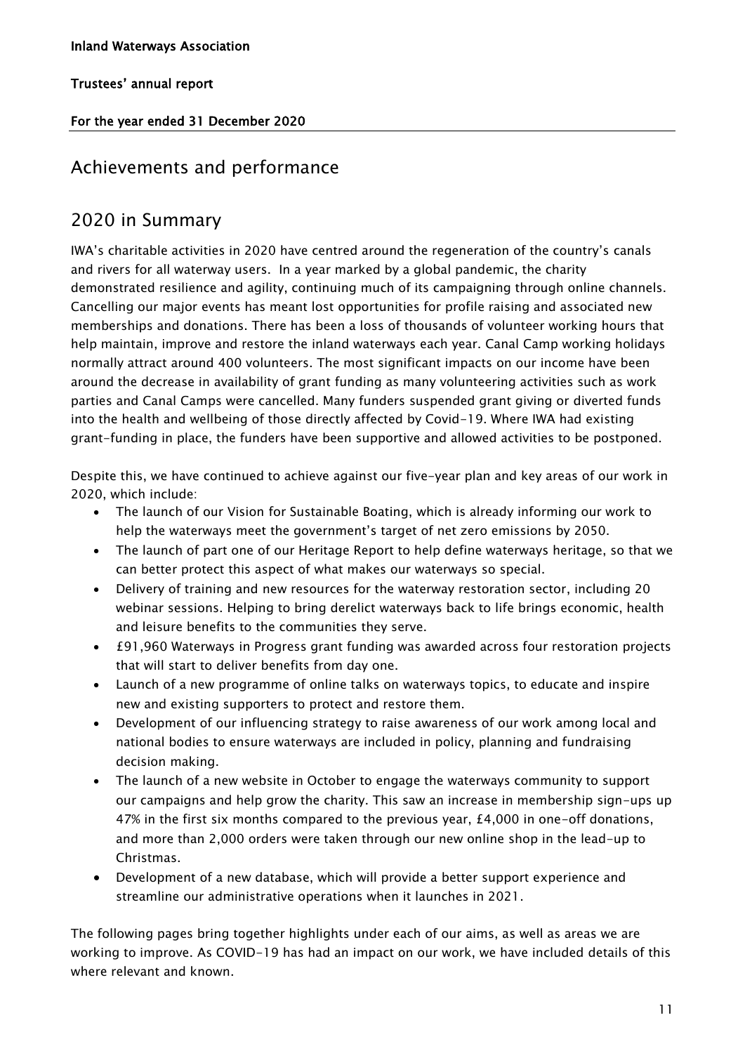# Achievements and performance

## 2020 in Summary

IWA's charitable activities in 2020 have centred around the regeneration of the country's canals and rivers for all waterway users. In a year marked by a global pandemic, the charity demonstrated resilience and agility, continuing much of its campaigning through online channels. Cancelling our major events has meant lost opportunities for profile raising and associated new memberships and donations. There has been a loss of thousands of volunteer working hours that help maintain, improve and restore the inland waterways each year. Canal Camp working holidays normally attract around 400 volunteers. The most significant impacts on our income have been around the decrease in availability of grant funding as many volunteering activities such as work parties and Canal Camps were cancelled. Many funders suspended grant giving or diverted funds into the health and wellbeing of those directly affected by Covid-19. Where IWA had existing grant-funding in place, the funders have been supportive and allowed activities to be postponed.

Despite this, we have continued to achieve against our five-year plan and key areas of our work in 2020, which include:

- The launch of our Vision for Sustainable Boating, which is already informing our work to help the waterways meet the government's target of net zero emissions by 2050.
- The launch of part one of our Heritage Report to help define waterways heritage, so that we can better protect this aspect of what makes our waterways so special.
- Delivery of training and new resources for the waterway restoration sector, including 20 webinar sessions. Helping to bring derelict waterways back to life brings economic, health and leisure benefits to the communities they serve.
- £91,960 Waterways in Progress grant funding was awarded across four restoration projects that will start to deliver benefits from day one.
- Launch of a new programme of online talks on waterways topics, to educate and inspire new and existing supporters to protect and restore them.
- Development of our influencing strategy to raise awareness of our work among local and national bodies to ensure waterways are included in policy, planning and fundraising decision making.
- The launch of a new website in October to engage the waterways community to support our campaigns and help grow the charity. This saw an increase in membership sign-ups up 47% in the first six months compared to the previous year, £4,000 in one-off donations, and more than 2,000 orders were taken through our new online shop in the lead-up to Christmas.
- Development of a new database, which will provide a better support experience and streamline our administrative operations when it launches in 2021.

The following pages bring together highlights under each of our aims, as well as areas we are working to improve. As COVID-19 has had an impact on our work, we have included details of this where relevant and known.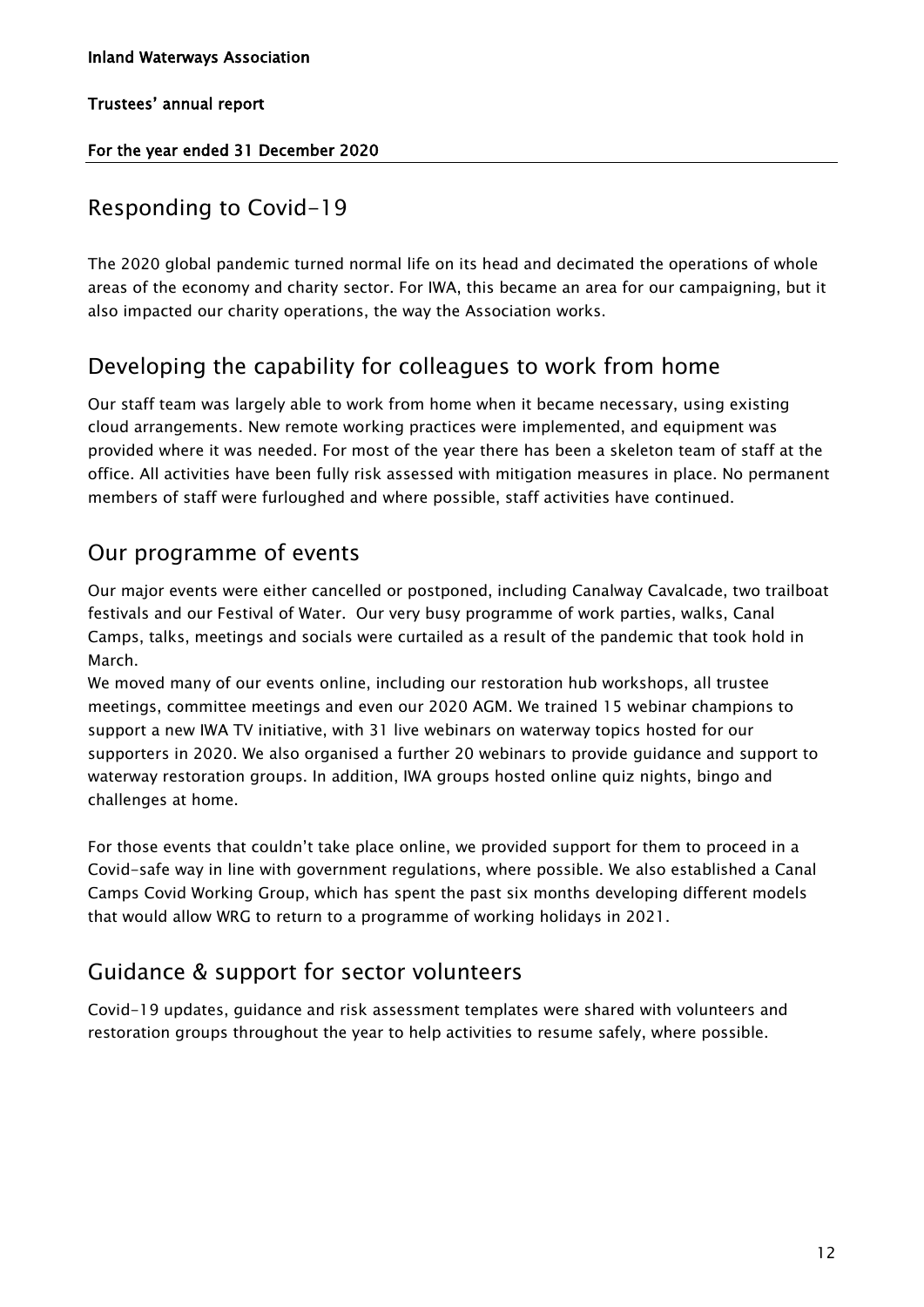## Responding to Covid-19

The 2020 global pandemic turned normal life on its head and decimated the operations of whole areas of the economy and charity sector. For IWA, this became an area for our campaigning, but it also impacted our charity operations, the way the Association works.

## Developing the capability for colleagues to work from home

Our staff team was largely able to work from home when it became necessary, using existing cloud arrangements. New remote working practices were implemented, and equipment was provided where it was needed. For most of the year there has been a skeleton team of staff at the office. All activities have been fully risk assessed with mitigation measures in place. No permanent members of staff were furloughed and where possible, staff activities have continued.

## Our programme of events

Our major events were either cancelled or postponed, including Canalway Cavalcade, two trailboat festivals and our Festival of Water. Our very busy programme of work parties, walks, Canal Camps, talks, meetings and socials were curtailed as a result of the pandemic that took hold in March.

We moved many of our events online, including our restoration hub workshops, all trustee meetings, committee meetings and even our 2020 AGM. We trained 15 webinar champions to support a new IWA TV initiative, with 31 live webinars on waterway topics hosted for our supporters in 2020. We also organised a further 20 webinars to provide guidance and support to waterway restoration groups. In addition, IWA groups hosted online quiz nights, bingo and challenges at home.

For those events that couldn't take place online, we provided support for them to proceed in a Covid-safe way in line with government regulations, where possible. We also established a Canal Camps Covid Working Group, which has spent the past six months developing different models that would allow WRG to return to a programme of working holidays in 2021.

## Guidance & support for sector volunteers

Covid-19 updates, guidance and risk assessment templates were shared with volunteers and restoration groups throughout the year to help activities to resume safely, where possible.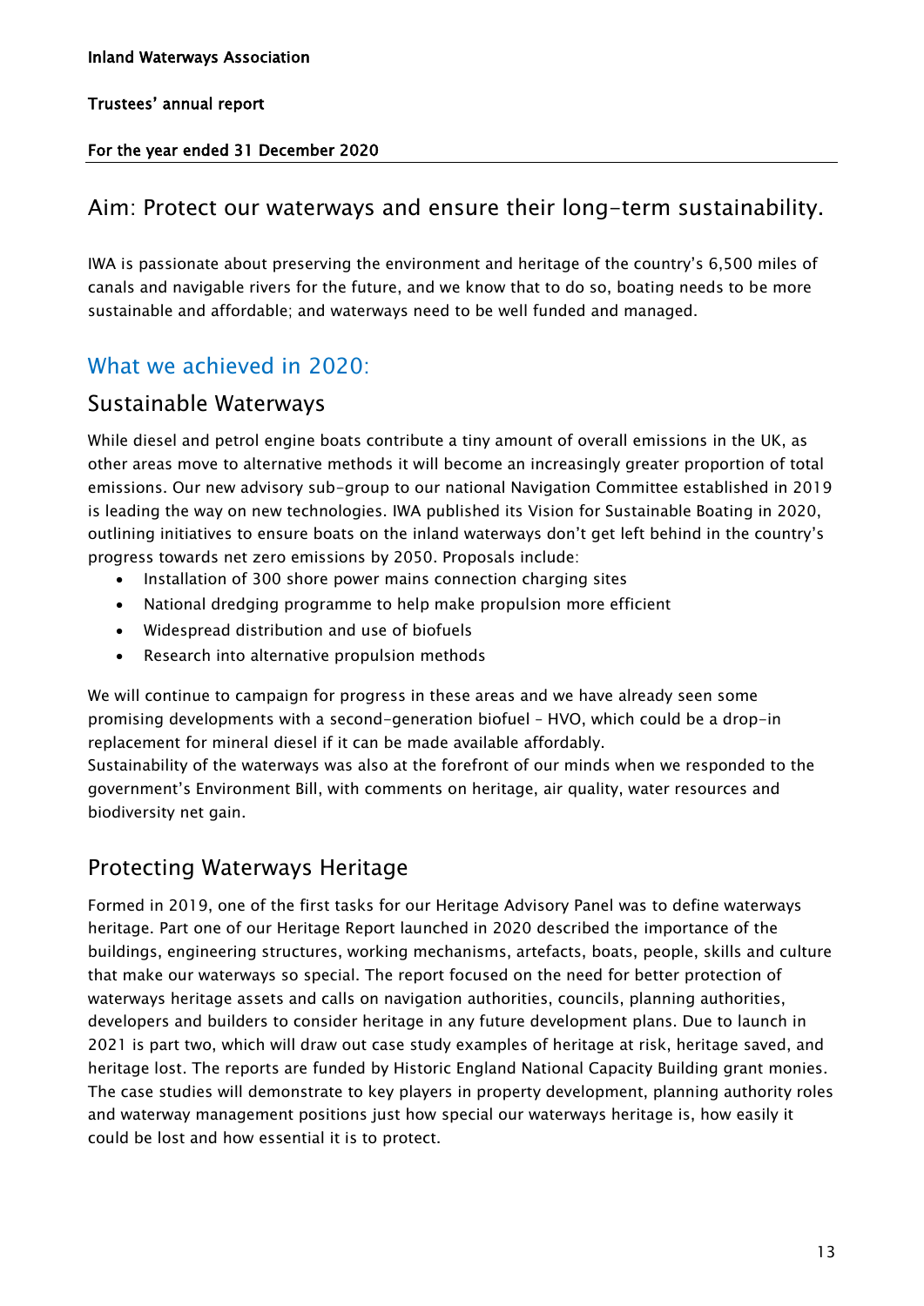## Aim: Protect our waterways and ensure their long-term sustainability.

IWA is passionate about preserving the environment and heritage of the country's 6,500 miles of canals and navigable rivers for the future, and we know that to do so, boating needs to be more sustainable and affordable; and waterways need to be well funded and managed.

## What we achieved in 2020:

### Sustainable Waterways

While diesel and petrol engine boats contribute a tiny amount of overall emissions in the UK, as other areas move to alternative methods it will become an increasingly greater proportion of total emissions. Our new advisory sub-group to our national Navigation Committee established in 2019 is leading the way on new technologies. IWA published its Vision for Sustainable Boating in 2020, outlining initiatives to ensure boats on the inland waterways don't get left behind in the country's progress towards net zero emissions by 2050. Proposals include:

- Installation of 300 shore power mains connection charging sites
- National dredging programme to help make propulsion more efficient
- Widespread distribution and use of biofuels
- Research into alternative propulsion methods

We will continue to campaign for progress in these areas and we have already seen some promising developments with a second-generation biofuel – HVO, which could be a drop-in replacement for mineral diesel if it can be made available affordably.
Sustainability of the waterways was also at the forefront of our minds when we responded to the government's Environment Bill, with comments on heritage, air quality, water resources and biodiversity net gain.

### Protecting Waterways Heritage

Formed in 2019, one of the first tasks for our Heritage Advisory Panel was to define waterways heritage. Part one of our Heritage Report launched in 2020 described the importance of the buildings, engineering structures, working mechanisms, artefacts, boats, people, skills and culture that make our waterways so special. The report focused on the need for better protection of waterways heritage assets and calls on navigation authorities, councils, planning authorities, developers and builders to consider heritage in any future development plans. Due to launch in 2021 is part two, which will draw out case study examples of heritage at risk, heritage saved, and heritage lost. The reports are funded by Historic England National Capacity Building grant monies. The case studies will demonstrate to key players in property development, planning authority roles and waterway management positions just how special our waterways heritage is, how easily it could be lost and how essential it is to protect.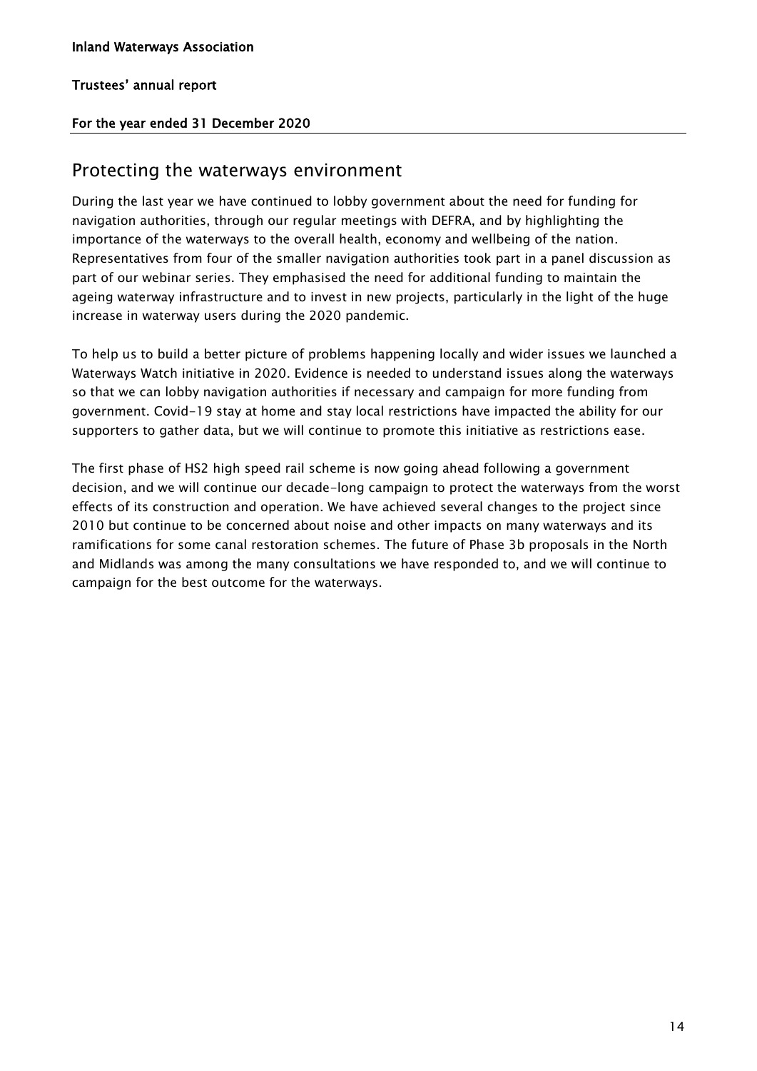## Protecting the waterways environment

During the last year we have continued to lobby government about the need for funding for navigation authorities, through our regular meetings with DEFRA, and by highlighting the importance of the waterways to the overall health, economy and wellbeing of the nation. Representatives from four of the smaller navigation authorities took part in a panel discussion as part of our webinar series. They emphasised the need for additional funding to maintain the ageing waterway infrastructure and to invest in new projects, particularly in the light of the huge increase in waterway users during the 2020 pandemic.

To help us to build a better picture of problems happening locally and wider issues we launched a Waterways Watch initiative in 2020. Evidence is needed to understand issues along the waterways so that we can lobby navigation authorities if necessary and campaign for more funding from government. Covid-19 stay at home and stay local restrictions have impacted the ability for our supporters to gather data, but we will continue to promote this initiative as restrictions ease.

The first phase of HS2 high speed rail scheme is now going ahead following a government decision, and we will continue our decade-long campaign to protect the waterways from the worst effects of its construction and operation. We have achieved several changes to the project since 2010 but continue to be concerned about noise and other impacts on many waterways and its ramifications for some canal restoration schemes. The future of Phase 3b proposals in the North and Midlands was among the many consultations we have responded to, and we will continue to campaign for the best outcome for the waterways.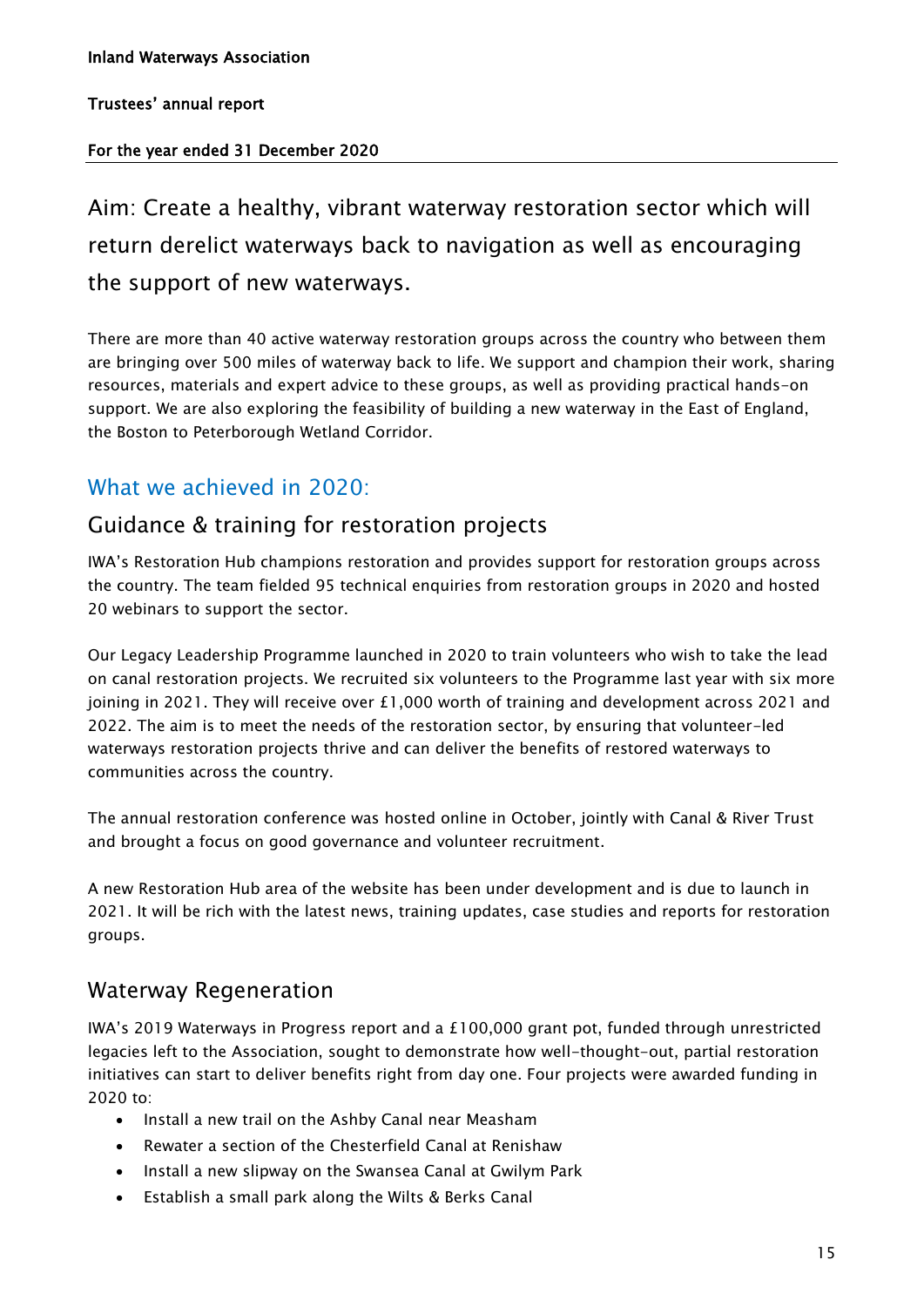## Aim: Create a healthy, vibrant waterway restoration sector which will return derelict waterways back to navigation as well as encouraging the support of new waterways.

There are more than 40 active waterway restoration groups across the country who between them are bringing over 500 miles of waterway back to life. We support and champion their work, sharing resources, materials and expert advice to these groups, as well as providing practical hands-on support. We are also exploring the feasibility of building a new waterway in the East of England, the Boston to Peterborough Wetland Corridor.

## What we achieved in 2020:

### Guidance & training for restoration projects

IWA's Restoration Hub champions restoration and provides support for restoration groups across the country. The team fielded 95 technical enquiries from restoration groups in 2020 and hosted 20 webinars to support the sector.

Our Legacy Leadership Programme launched in 2020 to train volunteers who wish to take the lead on canal restoration projects. We recruited six volunteers to the Programme last year with six more joining in 2021. They will receive over £1,000 worth of training and development across 2021 and 2022. The aim is to meet the needs of the restoration sector, by ensuring that volunteer-led waterways restoration projects thrive and can deliver the benefits of restored waterways to communities across the country.

The annual restoration conference was hosted online in October, jointly with Canal & River Trust and brought a focus on good governance and volunteer recruitment.

A new Restoration Hub area of the website has been under development and is due to launch in 2021. It will be rich with the latest news, training updates, case studies and reports for restoration groups.

### Waterway Regeneration

IWA's 2019 Waterways in Progress report and a £100,000 grant pot, funded through unrestricted legacies left to the Association, sought to demonstrate how well-thought-out, partial restoration initiatives can start to deliver benefits right from day one. Four projects were awarded funding in 2020 to:

- Install a new trail on the Ashby Canal near Measham
- Rewater a section of the Chesterfield Canal at Renishaw
- Install a new slipway on the Swansea Canal at Gwilym Park
- Establish a small park along the Wilts & Berks Canal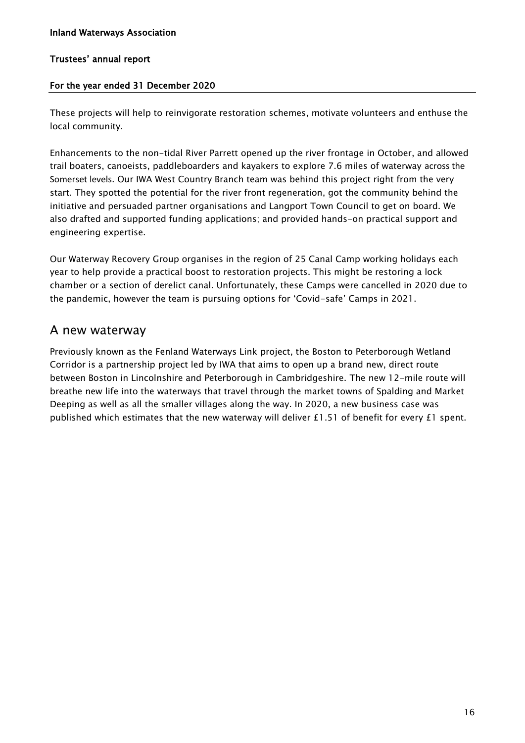These projects will help to reinvigorate restoration schemes, motivate volunteers and enthuse the local community.

Enhancements to the non-tidal River Parrett opened up the river frontage in October, and allowed trail boaters, canoeists, paddleboarders and kayakers to explore 7.6 miles of waterway across the Somerset levels. Our IWA West Country Branch team was behind this project right from the very start. They spotted the potential for the river front regeneration, got the community behind the initiative and persuaded partner organisations and Langport Town Council to get on board. We also drafted and supported funding applications; and provided hands-on practical support and engineering expertise.

Our Waterway Recovery Group organises in the region of 25 Canal Camp working holidays each year to help provide a practical boost to restoration projects. This might be restoring a lock chamber or a section of derelict canal. Unfortunately, these Camps were cancelled in 2020 due to the pandemic, however the team is pursuing options for 'Covid-safe' Camps in 2021.

## A new waterway

Previously known as the Fenland Waterways Link project, the Boston to Peterborough Wetland Corridor is a partnership project led by IWA that aims to open up a brand new, direct route between Boston in Lincolnshire and Peterborough in Cambridgeshire. The new 12-mile route will breathe new life into the waterways that travel through the market towns of Spalding and Market Deeping as well as all the smaller villages along the way. In 2020, a new business case was published which estimates that the new waterway will deliver £1.51 of benefit for every £1 spent.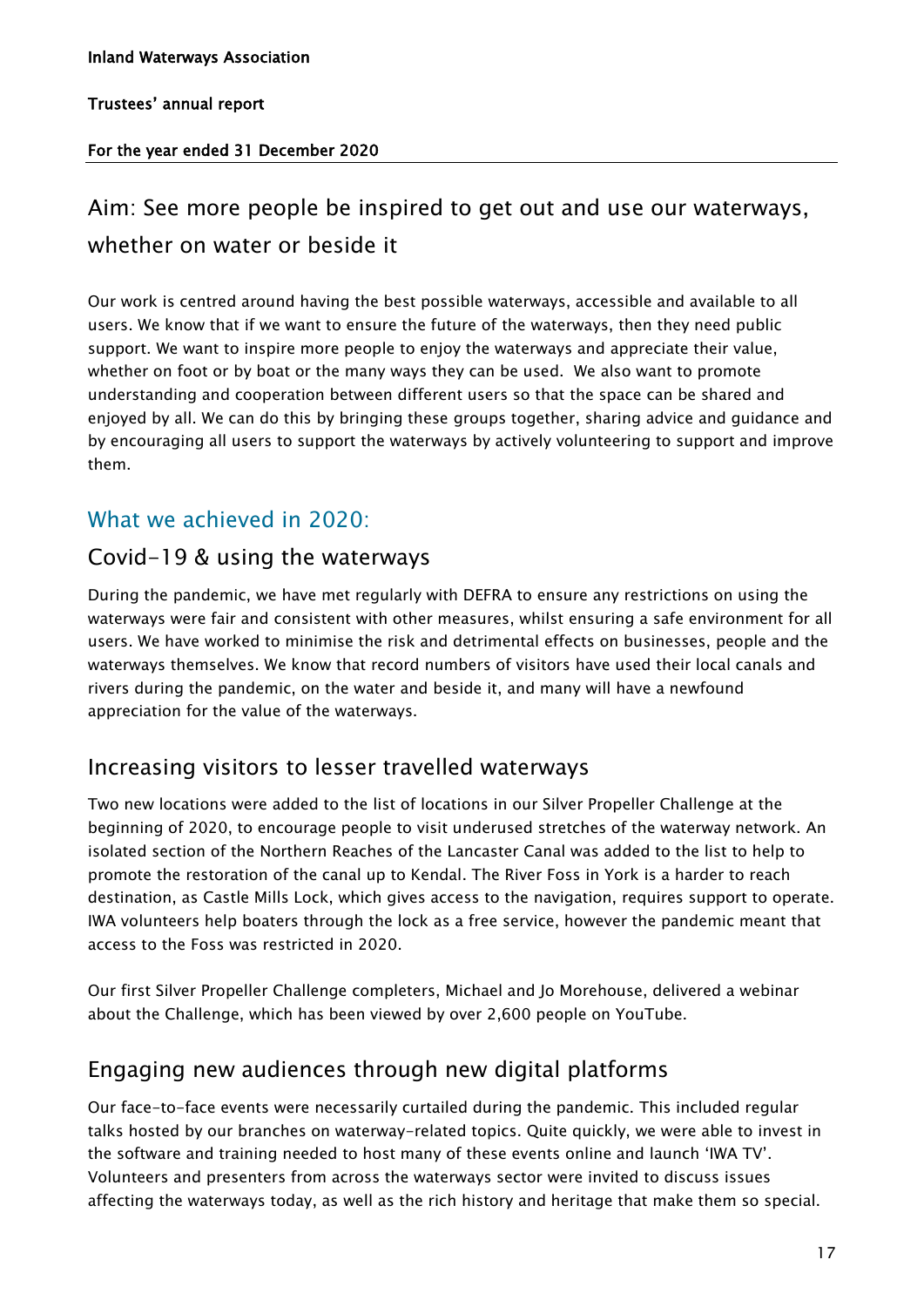## Aim: See more people be inspired to get out and use our waterways, whether on water or beside it

Our work is centred around having the best possible waterways, accessible and available to all users. We know that if we want to ensure the future of the waterways, then they need public support. We want to inspire more people to enjoy the waterways and appreciate their value, whether on foot or by boat or the many ways they can be used. We also want to promote understanding and cooperation between different users so that the space can be shared and enjoyed by all. We can do this by bringing these groups together, sharing advice and guidance and by encouraging all users to support the waterways by actively volunteering to support and improve them.

### What we achieved in 2020:

### Covid-19 & using the waterways

During the pandemic, we have met regularly with DEFRA to ensure any restrictions on using the waterways were fair and consistent with other measures, whilst ensuring a safe environment for all users. We have worked to minimise the risk and detrimental effects on businesses, people and the waterways themselves. We know that record numbers of visitors have used their local canals and rivers during the pandemic, on the water and beside it, and many will have a newfound appreciation for the value of the waterways.

### Increasing visitors to lesser travelled waterways

Two new locations were added to the list of locations in our Silver Propeller Challenge at the beginning of 2020, to encourage people to visit underused stretches of the waterway network. An isolated section of the Northern Reaches of the Lancaster Canal was added to the list to help to promote the restoration of the canal up to Kendal. The River Foss in York is a harder to reach destination, as Castle Mills Lock, which gives access to the navigation, requires support to operate. IWA volunteers help boaters through the lock as a free service, however the pandemic meant that access to the Foss was restricted in 2020.

Our first Silver Propeller Challenge completers, Michael and Jo Morehouse, delivered a webinar about the Challenge, which has been viewed by over 2,600 people on YouTube.

### Engaging new audiences through new digital platforms

Our face-to-face events were necessarily curtailed during the pandemic. This included regular talks hosted by our branches on waterway-related topics. Quite quickly, we were able to invest in the software and training needed to host many of these events online and launch 'IWA TV'. Volunteers and presenters from across the waterways sector were invited to discuss issues affecting the waterways today, as well as the rich history and heritage that make them so special.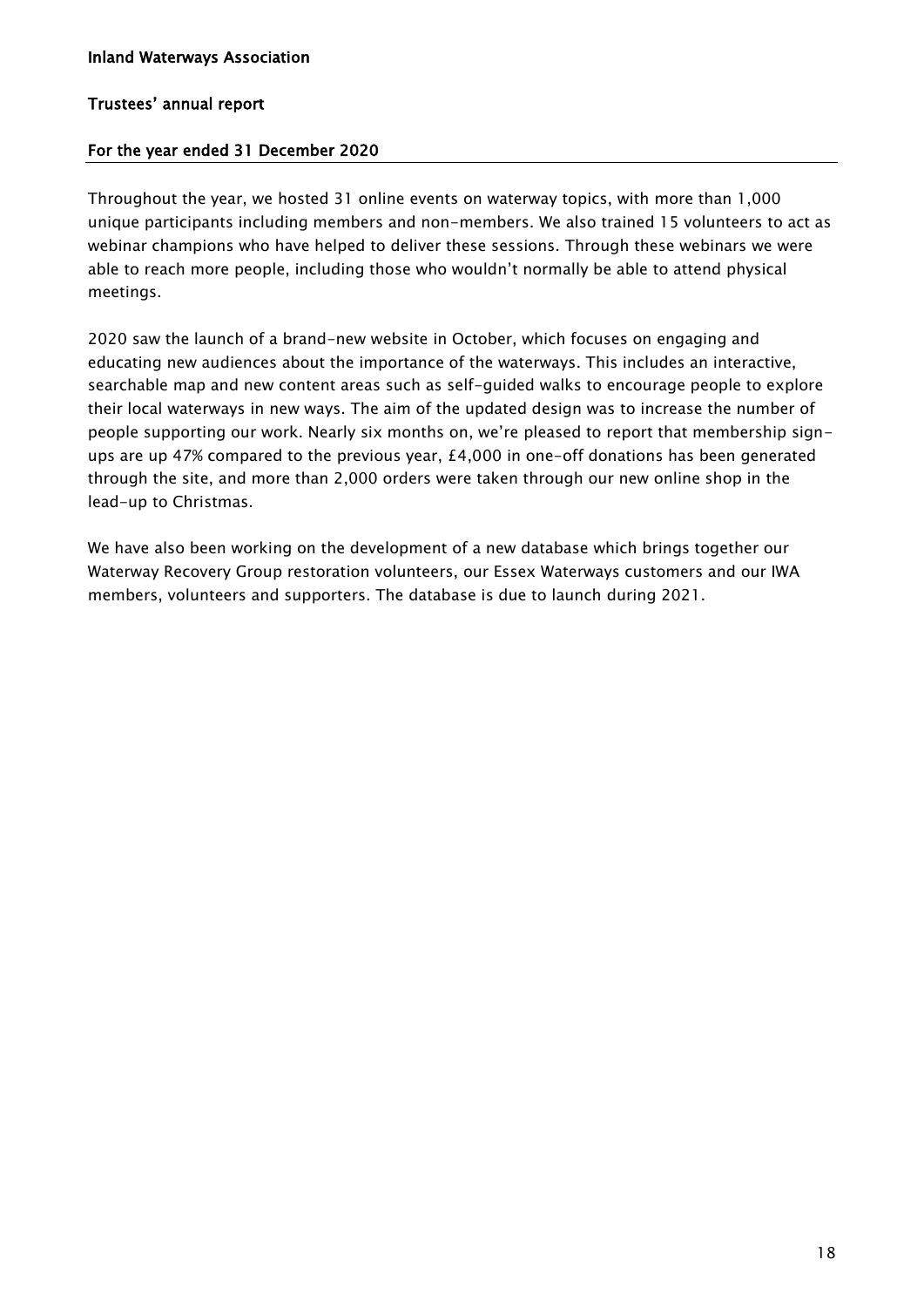Throughout the year, we hosted 31 online events on waterway topics, with more than 1,000 unique participants including members and non-members. We also trained 15 volunteers to act as webinar champions who have helped to deliver these sessions. Through these webinars we were able to reach more people, including those who wouldn't normally be able to attend physical meetings.

2020 saw the launch of a brand-new website in October, which focuses on engaging and educating new audiences about the importance of the waterways. This includes an interactive, searchable map and new content areas such as self-guided walks to encourage people to explore their local waterways in new ways. The aim of the updated design was to increase the number of people supporting our work. Nearly six months on, we're pleased to report that membership sign-ups are up 47% compared to the previous year, £4,000 in one-off donations has been generated through the site, and more than 2,000 orders were taken through our new online shop in the lead-up to Christmas.

We have also been working on the development of a new database which brings together our Waterway Recovery Group restoration volunteers, our Essex Waterways customers and our IWA members, volunteers and supporters. The database is due to launch during 2021.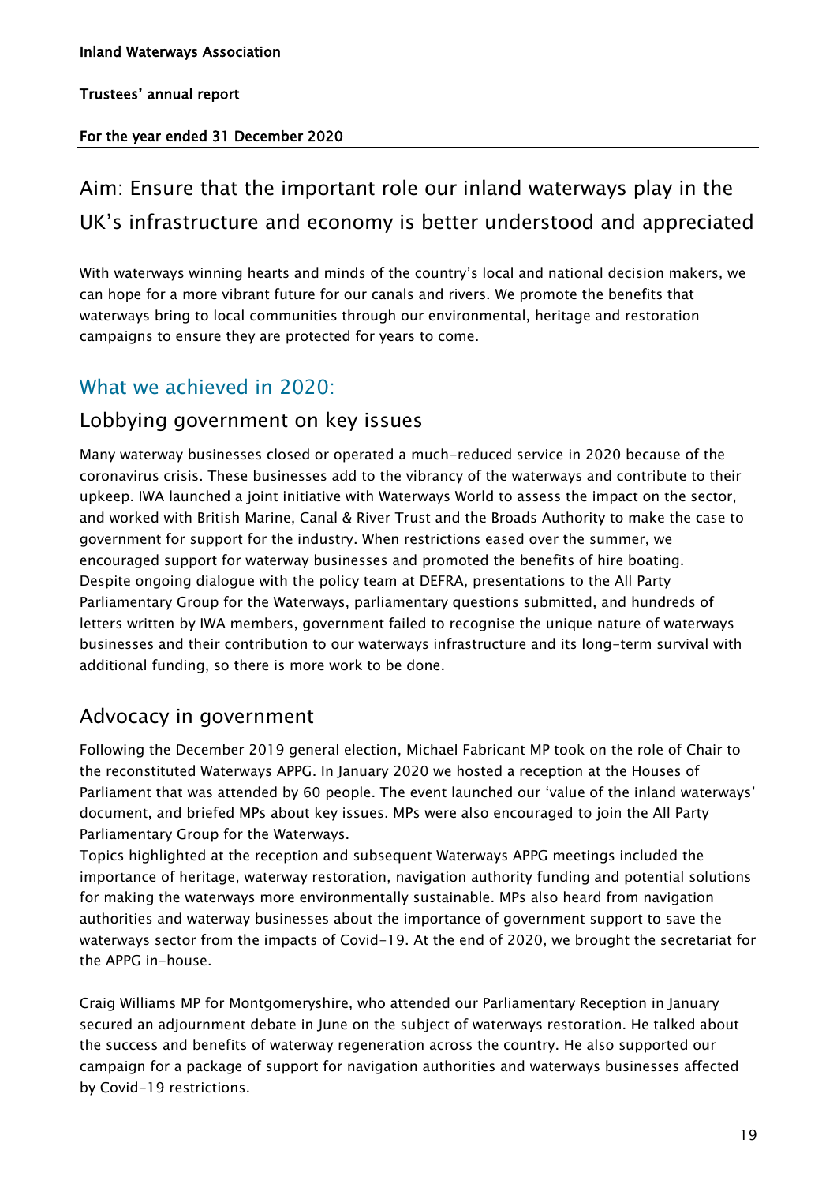# Aim: Ensure that the important role our inland waterways play in the UK's infrastructure and economy is better understood and appreciated

With waterways winning hearts and minds of the country's local and national decision makers, we can hope for a more vibrant future for our canals and rivers. We promote the benefits that waterways bring to local communities through our environmental, heritage and restoration campaigns to ensure they are protected for years to come.

## What we achieved in 2020:

### Lobbying government on key issues

Many waterway businesses closed or operated a much-reduced service in 2020 because of the coronavirus crisis. These businesses add to the vibrancy of the waterways and contribute to their upkeep. IWA launched a joint initiative with Waterways World to assess the impact on the sector, and worked with British Marine, Canal & River Trust and the Broads Authority to make the case to government for support for the industry. When restrictions eased over the summer, we encouraged support for waterway businesses and promoted the benefits of hire boating. Despite ongoing dialogue with the policy team at DEFRA, presentations to the All Party Parliamentary Group for the Waterways, parliamentary questions submitted, and hundreds of letters written by IWA members, government failed to recognise the unique nature of waterways businesses and their contribution to our waterways infrastructure and its long-term survival with additional funding, so there is more work to be done.

### Advocacy in government

Following the December 2019 general election, Michael Fabricant MP took on the role of Chair to the reconstituted Waterways APPG. In January 2020 we hosted a reception at the Houses of Parliament that was attended by 60 people. The event launched our 'value of the inland waterways' document, and briefed MPs about key issues. MPs were also encouraged to join the All Party Parliamentary Group for the Waterways.
Topics highlighted at the reception and subsequent Waterways APPG meetings included the importance of heritage, waterway restoration, navigation authority funding and potential solutions for making the waterways more environmentally sustainable. MPs also heard from navigation authorities and waterway businesses about the importance of government support to save the waterways sector from the impacts of Covid-19. At the end of 2020, we brought the secretariat for the APPG in-house.

Craig Williams MP for Montgomeryshire, who attended our Parliamentary Reception in January secured an adjournment debate in June on the subject of waterways restoration. He talked about the success and benefits of waterway regeneration across the country. He also supported our campaign for a package of support for navigation authorities and waterways businesses affected by Covid-19 restrictions.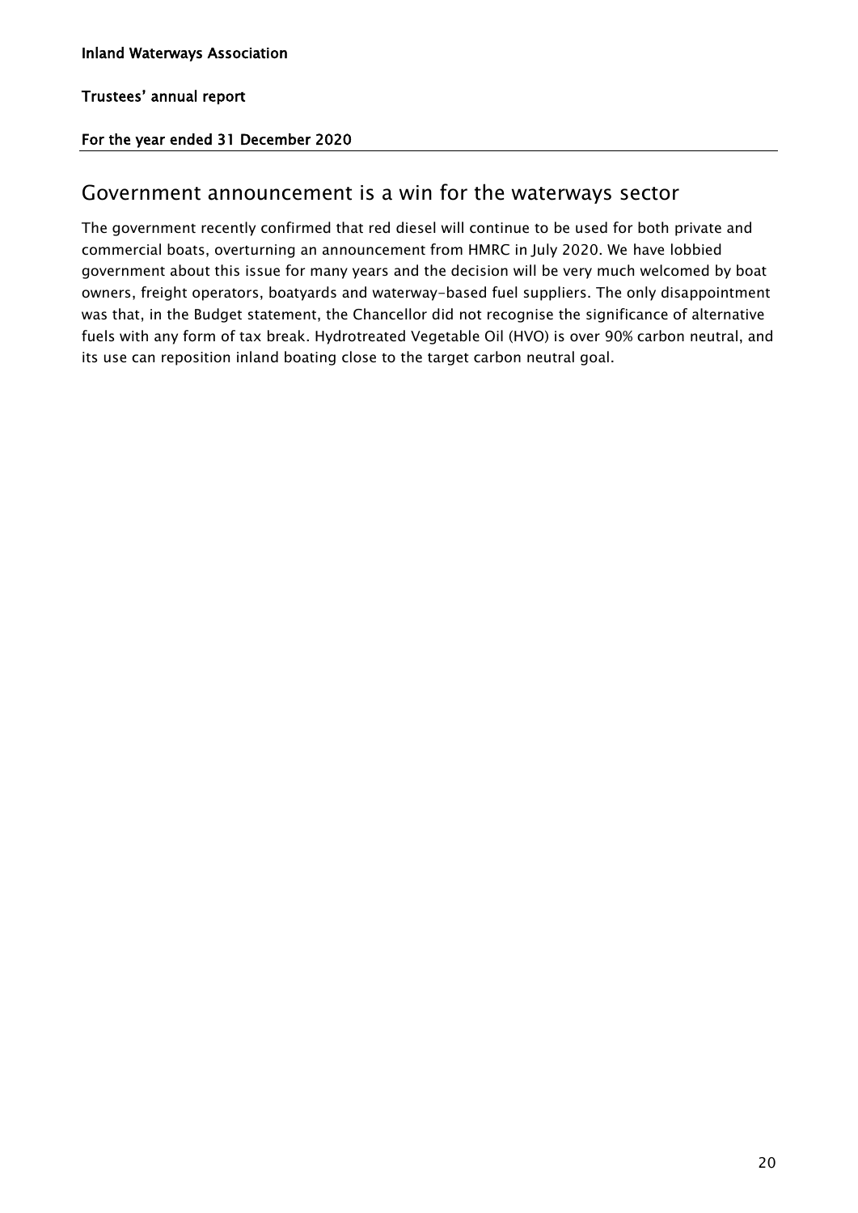## Government announcement is a win for the waterways sector

The government recently confirmed that red diesel will continue to be used for both private and commercial boats, overturning an announcement from HMRC in July 2020. We have lobbied government about this issue for many years and the decision will be very much welcomed by boat owners, freight operators, boatyards and waterway-based fuel suppliers. The only disappointment was that, in the Budget statement, the Chancellor did not recognise the significance of alternative fuels with any form of tax break. Hydrotreated Vegetable Oil (HVO) is over 90% carbon neutral, and its use can reposition inland boating close to the target carbon neutral goal.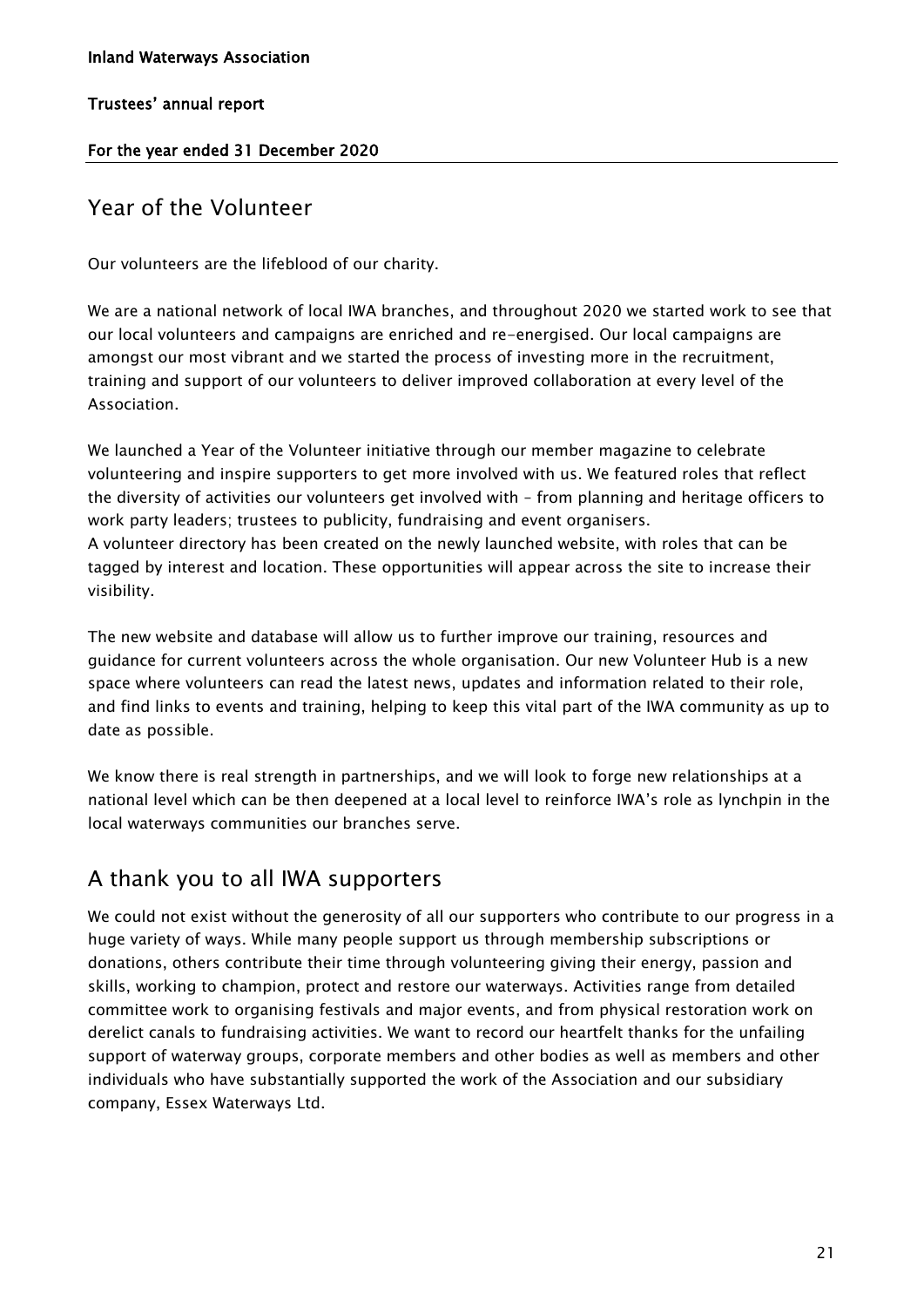## Year of the Volunteer

Our volunteers are the lifeblood of our charity.

We are a national network of local IWA branches, and throughout 2020 we started work to see that our local volunteers and campaigns are enriched and re-energised. Our local campaigns are amongst our most vibrant and we started the process of investing more in the recruitment, training and support of our volunteers to deliver improved collaboration at every level of the Association.

We launched a Year of the Volunteer initiative through our member magazine to celebrate volunteering and inspire supporters to get more involved with us. We featured roles that reflect the diversity of activities our volunteers get involved with – from planning and heritage officers to work party leaders; trustees to publicity, fundraising and event organisers.
A volunteer directory has been created on the newly launched website, with roles that can be tagged by interest and location. These opportunities will appear across the site to increase their visibility.

The new website and database will allow us to further improve our training, resources and guidance for current volunteers across the whole organisation. Our new Volunteer Hub is a new space where volunteers can read the latest news, updates and information related to their role, and find links to events and training, helping to keep this vital part of the IWA community as up to date as possible.

We know there is real strength in partnerships, and we will look to forge new relationships at a national level which can be then deepened at a local level to reinforce IWA's role as lynchpin in the local waterways communities our branches serve.

## A thank you to all IWA supporters

We could not exist without the generosity of all our supporters who contribute to our progress in a huge variety of ways. While many people support us through membership subscriptions or donations, others contribute their time through volunteering giving their energy, passion and skills, working to champion, protect and restore our waterways. Activities range from detailed committee work to organising festivals and major events, and from physical restoration work on derelict canals to fundraising activities. We want to record our heartfelt thanks for the unfailing support of waterway groups, corporate members and other bodies as well as members and other individuals who have substantially supported the work of the Association and our subsidiary company, Essex Waterways Ltd.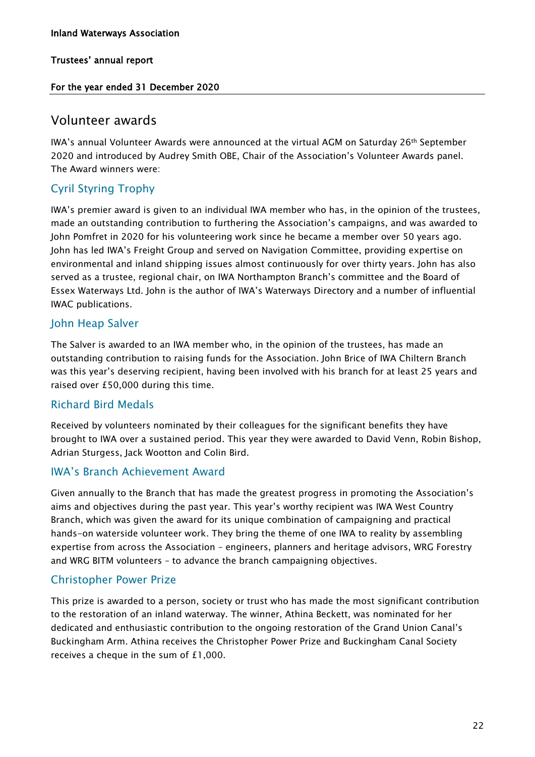# Volunteer awards

IWA's annual Volunteer Awards were announced at the virtual AGM on Saturday 26th September 2020 and introduced by Audrey Smith OBE, Chair of the Association's Volunteer Awards panel. The Award winners were:

## Cyril Styring Trophy

IWA's premier award is given to an individual IWA member who has, in the opinion of the trustees, made an outstanding contribution to furthering the Association's campaigns, and was awarded to John Pomfret in 2020 for his volunteering work since he became a member over 50 years ago. John has led IWA's Freight Group and served on Navigation Committee, providing expertise on environmental and inland shipping issues almost continuously for over thirty years. John has also served as a trustee, regional chair, on IWA Northampton Branch's committee and the Board of Essex Waterways Ltd. John is the author of IWA's Waterways Directory and a number of influential IWAC publications.

## John Heap Salver

The Salver is awarded to an IWA member who, in the opinion of the trustees, has made an outstanding contribution to raising funds for the Association. John Brice of IWA Chiltern Branch was this year's deserving recipient, having been involved with his branch for at least 25 years and raised over £50,000 during this time.

## Richard Bird Medals

Received by volunteers nominated by their colleagues for the significant benefits they have brought to IWA over a sustained period. This year they were awarded to David Venn, Robin Bishop, Adrian Sturgess, Jack Wootton and Colin Bird.

## IWA's Branch Achievement Award

Given annually to the Branch that has made the greatest progress in promoting the Association's aims and objectives during the past year. This year's worthy recipient was IWA West Country Branch, which was given the award for its unique combination of campaigning and practical hands-on waterside volunteer work. They bring the theme of one IWA to reality by assembling expertise from across the Association – engineers, planners and heritage advisors, WRG Forestry and WRG BITM volunteers – to advance the branch campaigning objectives.

## Christopher Power Prize

This prize is awarded to a person, society or trust who has made the most significant contribution to the restoration of an inland waterway. The winner, Athina Beckett, was nominated for her dedicated and enthusiastic contribution to the ongoing restoration of the Grand Union Canal's Buckingham Arm. Athina receives the Christopher Power Prize and Buckingham Canal Society receives a cheque in the sum of £1,000.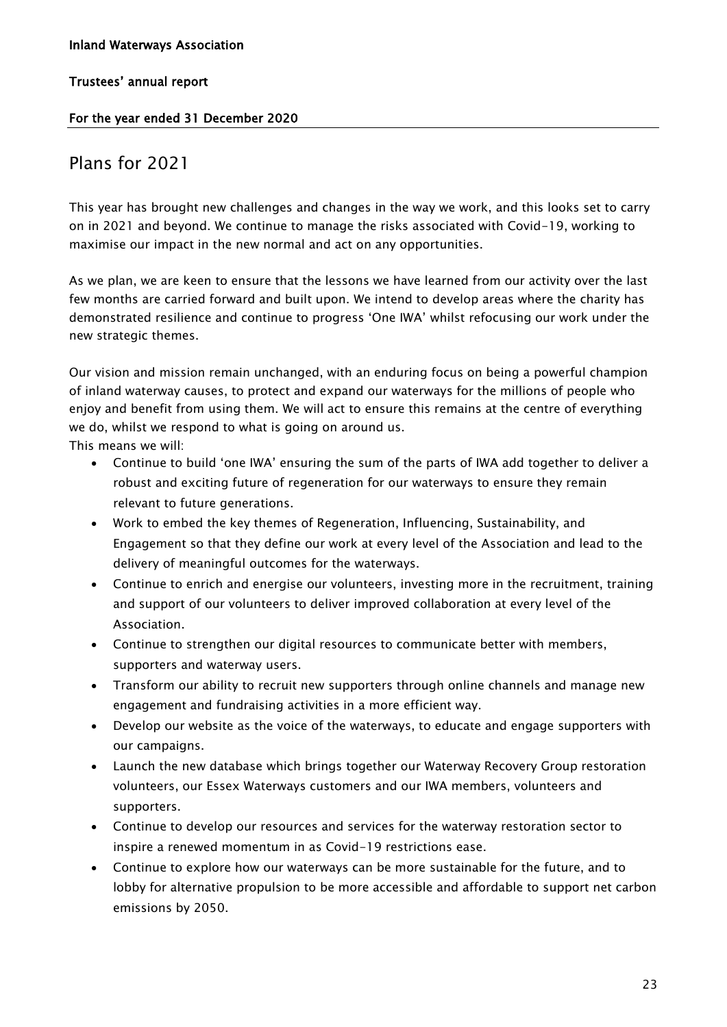# Plans for 2021

This year has brought new challenges and changes in the way we work, and this looks set to carry on in 2021 and beyond. We continue to manage the risks associated with Covid-19, working to maximise our impact in the new normal and act on any opportunities.

As we plan, we are keen to ensure that the lessons we have learned from our activity over the last few months are carried forward and built upon. We intend to develop areas where the charity has demonstrated resilience and continue to progress 'One IWA' whilst refocusing our work under the new strategic themes.

Our vision and mission remain unchanged, with an enduring focus on being a powerful champion of inland waterway causes, to protect and expand our waterways for the millions of people who enjoy and benefit from using them. We will act to ensure this remains at the centre of everything we do, whilst we respond to what is going on around us.

This means we will:

- Continue to build 'one IWA' ensuring the sum of the parts of IWA add together to deliver a robust and exciting future of regeneration for our waterways to ensure they remain relevant to future generations.
- Work to embed the key themes of Regeneration, Influencing, Sustainability, and Engagement so that they define our work at every level of the Association and lead to the delivery of meaningful outcomes for the waterways.
- Continue to enrich and energise our volunteers, investing more in the recruitment, training and support of our volunteers to deliver improved collaboration at every level of the Association.
- Continue to strengthen our digital resources to communicate better with members, supporters and waterway users.
- Transform our ability to recruit new supporters through online channels and manage new engagement and fundraising activities in a more efficient way.
- Develop our website as the voice of the waterways, to educate and engage supporters with our campaigns.
- Launch the new database which brings together our Waterway Recovery Group restoration volunteers, our Essex Waterways customers and our IWA members, volunteers and supporters.
- Continue to develop our resources and services for the waterway restoration sector to inspire a renewed momentum in as Covid-19 restrictions ease.
- Continue to explore how our waterways can be more sustainable for the future, and to lobby for alternative propulsion to be more accessible and affordable to support net carbon emissions by 2050.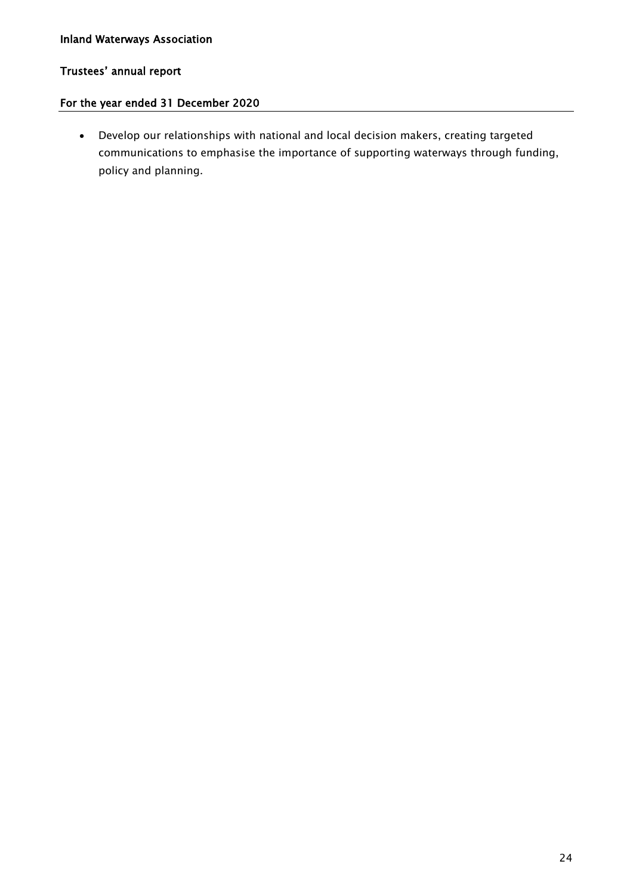- Develop our relationships with national and local decision makers, creating targeted communications to emphasise the importance of supporting waterways through funding, policy and planning.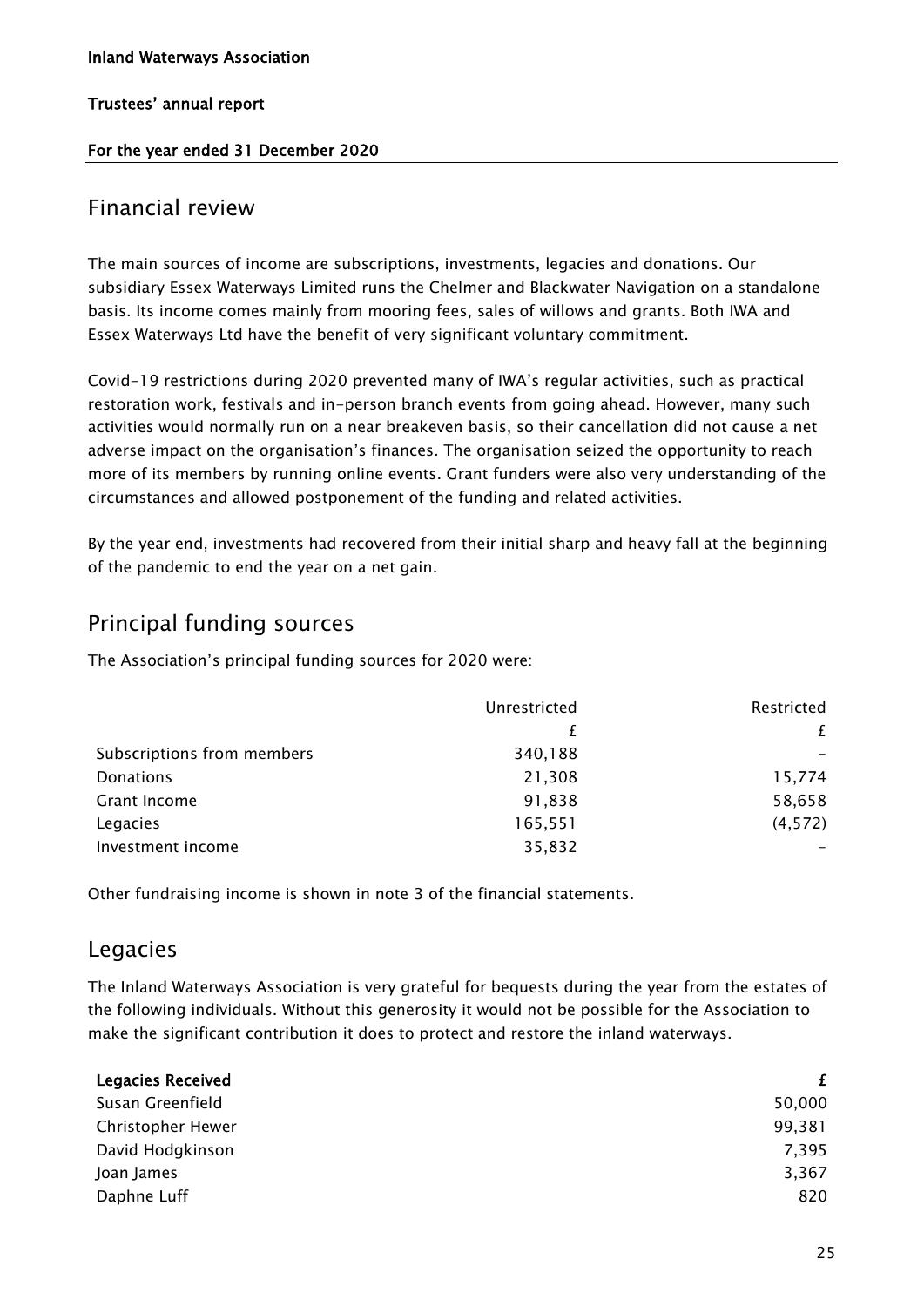## Financial review

The main sources of income are subscriptions, investments, legacies and donations. Our subsidiary Essex Waterways Limited runs the Chelmer and Blackwater Navigation on a standalone basis. Its income comes mainly from mooring fees, sales of willows and grants. Both IWA and Essex Waterways Ltd have the benefit of very significant voluntary commitment.

Covid-19 restrictions during 2020 prevented many of IWA's regular activities, such as practical restoration work, festivals and in-person branch events from going ahead. However, many such activities would normally run on a near breakeven basis, so their cancellation did not cause a net adverse impact on the organisation's finances. The organisation seized the opportunity to reach more of its members by running online events. Grant funders were also very understanding of the circumstances and allowed postponement of the funding and related activities.

By the year end, investments had recovered from their initial sharp and heavy fall at the beginning of the pandemic to end the year on a net gain.

## Principal funding sources

The Association's principal funding sources for 2020 were:

| | Unrestricted | Restricted |
|---|---|---|
| | £ | £ |
| Subscriptions from members | 340,188 | - |
| Donations | 21,308 | 15,774 |
| Grant Income | 91,838 | 58,658 |
| Legacies | 165,551 | (4,572) |
| Investment income | 35,832 | - |

Other fundraising income is shown in note 3 of the financial statements.

## Legacies

The Inland Waterways Association is very grateful for bequests during the year from the estates of the following individuals. Without this generosity it would not be possible for the Association to make the significant contribution it does to protect and restore the inland waterways.

| **Legacies Received** | **£** |
|---|---|
| Susan Greenfield | 50,000 |
| Christopher Hewer | 99,381 |
| David Hodgkinson | 7,395 |
| Joan James | 3,367 |
| Daphne Luff | 820 |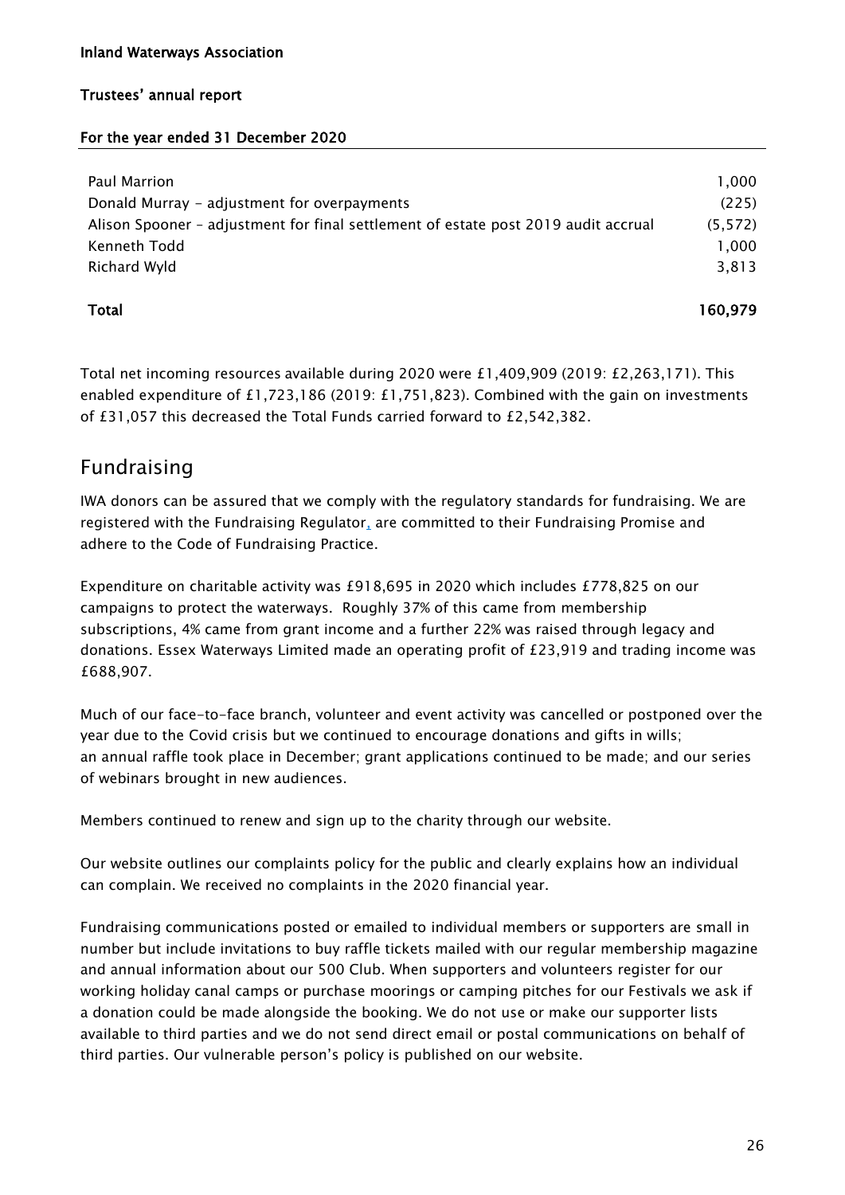| | |
|---|---|
| Paul Marrion | 1,000 |
| Donald Murray - adjustment for overpayments | (225) |
| Alison Spooner – adjustment for final settlement of estate post 2019 audit accrual | (5,572) |
| Kenneth Todd | 1,000 |
| Richard Wyld | 3,813 |
| **Total** | **160,979** |

Total net incoming resources available during 2020 were £1,409,909 (2019: £2,263,171). This enabled expenditure of £1,723,186 (2019: £1,751,823). Combined with the gain on investments of £31,057 this decreased the Total Funds carried forward to £2,542,382.

## Fundraising

IWA donors can be assured that we comply with the regulatory standards for fundraising. We are registered with the Fundraising Regulator, are committed to their Fundraising Promise and adhere to the Code of Fundraising Practice.

Expenditure on charitable activity was £918,695 in 2020 which includes £778,825 on our campaigns to protect the waterways. Roughly 37% of this came from membership subscriptions, 4% came from grant income and a further 22% was raised through legacy and donations. Essex Waterways Limited made an operating profit of £23,919 and trading income was £688,907.

Much of our face-to-face branch, volunteer and event activity was cancelled or postponed over the year due to the Covid crisis but we continued to encourage donations and gifts in wills; an annual raffle took place in December; grant applications continued to be made; and our series of webinars brought in new audiences.

Members continued to renew and sign up to the charity through our website.

Our website outlines our complaints policy for the public and clearly explains how an individual can complain. We received no complaints in the 2020 financial year.

Fundraising communications posted or emailed to individual members or supporters are small in number but include invitations to buy raffle tickets mailed with our regular membership magazine and annual information about our 500 Club. When supporters and volunteers register for our working holiday canal camps or purchase moorings or camping pitches for our Festivals we ask if a donation could be made alongside the booking. We do not use or make our supporter lists available to third parties and we do not send direct email or postal communications on behalf of third parties. Our vulnerable person's policy is published on our website.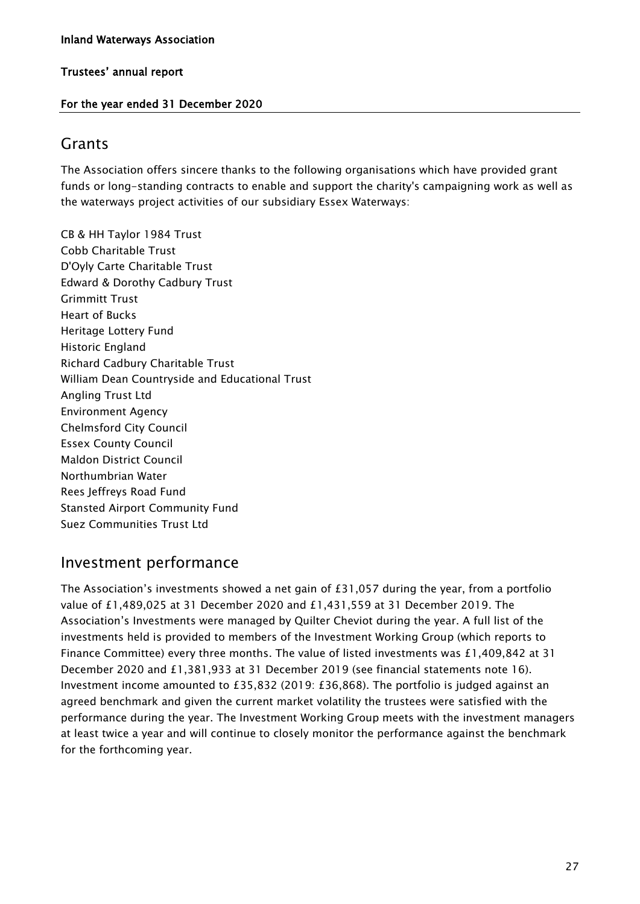## Grants

The Association offers sincere thanks to the following organisations which have provided grant funds or long-standing contracts to enable and support the charity's campaigning work as well as the waterways project activities of our subsidiary Essex Waterways:

CB & HH Taylor 1984 Trust
Cobb Charitable Trust
D'Oyly Carte Charitable Trust
Edward & Dorothy Cadbury Trust
Grimmitt Trust
Heart of Bucks
Heritage Lottery Fund
Historic England
Richard Cadbury Charitable Trust
William Dean Countryside and Educational Trust
Angling Trust Ltd
Environment Agency
Chelmsford City Council
Essex County Council
Maldon District Council
Northumbrian Water
Rees Jeffreys Road Fund
Stansted Airport Community Fund
Suez Communities Trust Ltd

## Investment performance

The Association's investments showed a net gain of £31,057 during the year, from a portfolio value of £1,489,025 at 31 December 2020 and £1,431,559 at 31 December 2019. The Association's Investments were managed by Quilter Cheviot during the year. A full list of the investments held is provided to members of the Investment Working Group (which reports to Finance Committee) every three months. The value of listed investments was £1,409,842 at 31 December 2020 and £1,381,933 at 31 December 2019 (see financial statements note 16). Investment income amounted to £35,832 (2019: £36,868). The portfolio is judged against an agreed benchmark and given the current market volatility the trustees were satisfied with the performance during the year. The Investment Working Group meets with the investment managers at least twice a year and will continue to closely monitor the performance against the benchmark for the forthcoming year.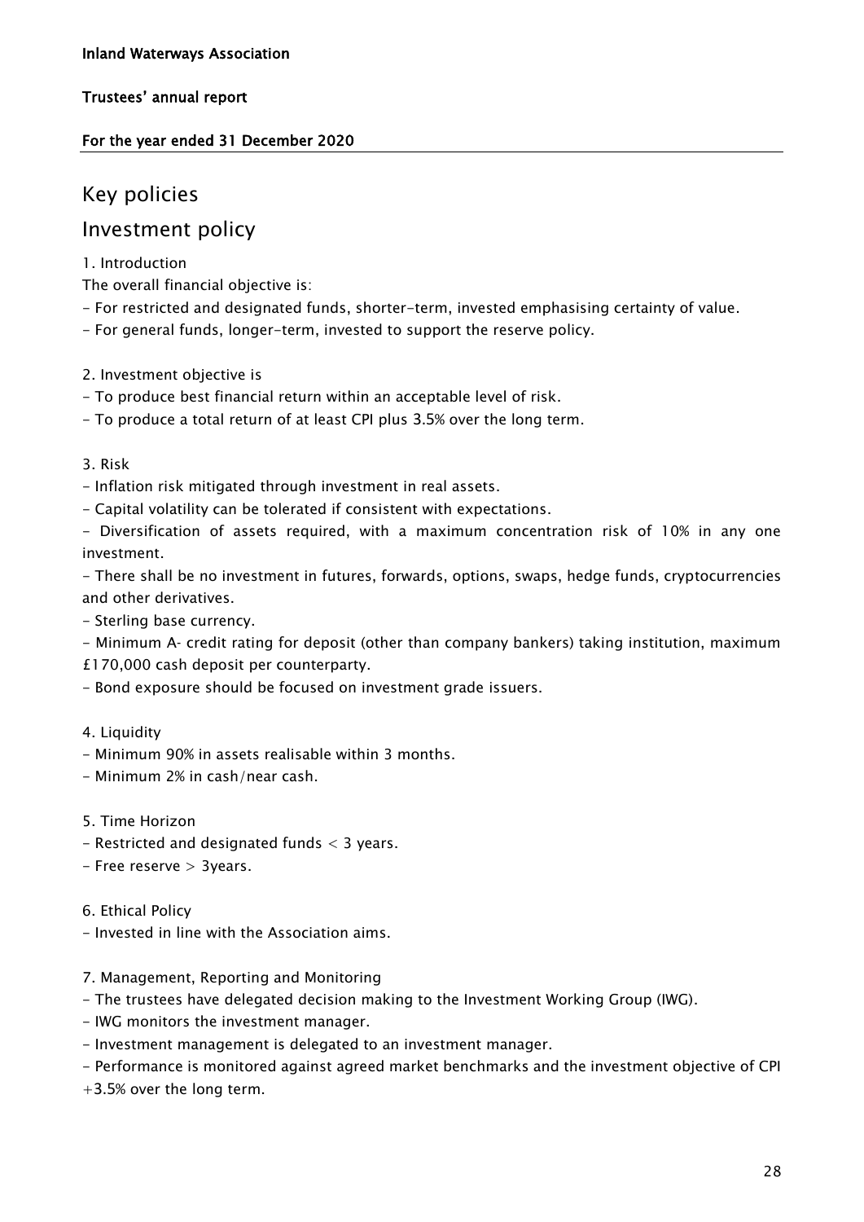# Key policies

## Investment policy

1. Introduction

The overall financial objective is:

- For restricted and designated funds, shorter-term, invested emphasising certainty of value.
- For general funds, longer-term, invested to support the reserve policy.

2. Investment objective is

- To produce best financial return within an acceptable level of risk.
- To produce a total return of at least CPI plus 3.5% over the long term.

3. Risk

- Inflation risk mitigated through investment in real assets.
- Capital volatility can be tolerated if consistent with expectations.
- Diversification of assets required, with a maximum concentration risk of 10% in any one investment.
- There shall be no investment in futures, forwards, options, swaps, hedge funds, cryptocurrencies and other derivatives.
- Sterling base currency.
- Minimum A- credit rating for deposit (other than company bankers) taking institution, maximum £170,000 cash deposit per counterparty.
- Bond exposure should be focused on investment grade issuers.

4. Liquidity

- Minimum 90% in assets realisable within 3 months.
- Minimum 2% in cash/near cash.

5. Time Horizon

- Restricted and designated funds < 3 years.
- Free reserve > 3years.

6. Ethical Policy

- Invested in line with the Association aims.

7. Management, Reporting and Monitoring

- The trustees have delegated decision making to the Investment Working Group (IWG).
- IWG monitors the investment manager.
- Investment management is delegated to an investment manager.
- Performance is monitored against agreed market benchmarks and the investment objective of CPI +3.5% over the long term.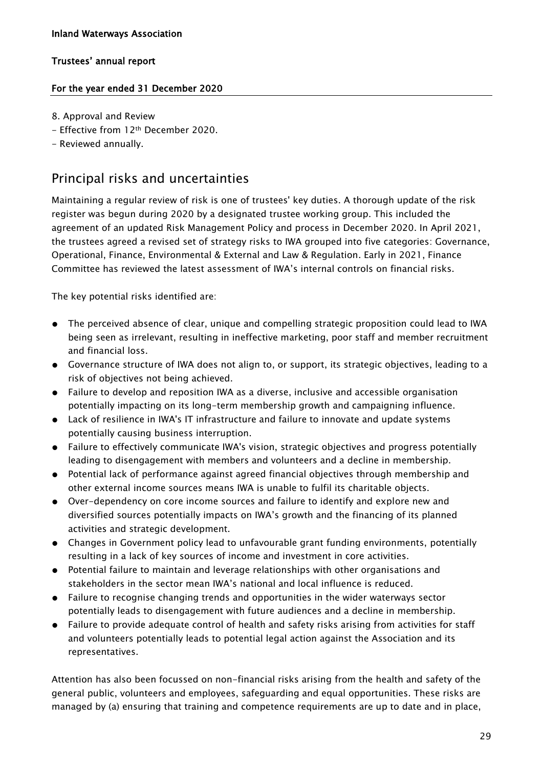8. Approval and Review
- Effective from 12th December 2020.
- Reviewed annually.

## Principal risks and uncertainties

Maintaining a regular review of risk is one of trustees' key duties. A thorough update of the risk register was begun during 2020 by a designated trustee working group. This included the agreement of an updated Risk Management Policy and process in December 2020. In April 2021, the trustees agreed a revised set of strategy risks to IWA grouped into five categories: Governance, Operational, Finance, Environmental & External and Law & Regulation. Early in 2021, Finance Committee has reviewed the latest assessment of IWA's internal controls on financial risks.

The key potential risks identified are:

- The perceived absence of clear, unique and compelling strategic proposition could lead to IWA being seen as irrelevant, resulting in ineffective marketing, poor staff and member recruitment and financial loss.
- Governance structure of IWA does not align to, or support, its strategic objectives, leading to a risk of objectives not being achieved.
- Failure to develop and reposition IWA as a diverse, inclusive and accessible organisation potentially impacting on its long-term membership growth and campaigning influence.
- Lack of resilience in IWA's IT infrastructure and failure to innovate and update systems potentially causing business interruption.
- Failure to effectively communicate IWA's vision, strategic objectives and progress potentially leading to disengagement with members and volunteers and a decline in membership.
- Potential lack of performance against agreed financial objectives through membership and other external income sources means IWA is unable to fulfil its charitable objects.
- Over-dependency on core income sources and failure to identify and explore new and diversified sources potentially impacts on IWA's growth and the financing of its planned activities and strategic development.
- Changes in Government policy lead to unfavourable grant funding environments, potentially resulting in a lack of key sources of income and investment in core activities.
- Potential failure to maintain and leverage relationships with other organisations and stakeholders in the sector mean IWA's national and local influence is reduced.
- Failure to recognise changing trends and opportunities in the wider waterways sector potentially leads to disengagement with future audiences and a decline in membership.
- Failure to provide adequate control of health and safety risks arising from activities for staff and volunteers potentially leads to potential legal action against the Association and its representatives.

Attention has also been focussed on non-financial risks arising from the health and safety of the general public, volunteers and employees, safeguarding and equal opportunities. These risks are managed by (a) ensuring that training and competence requirements are up to date and in place,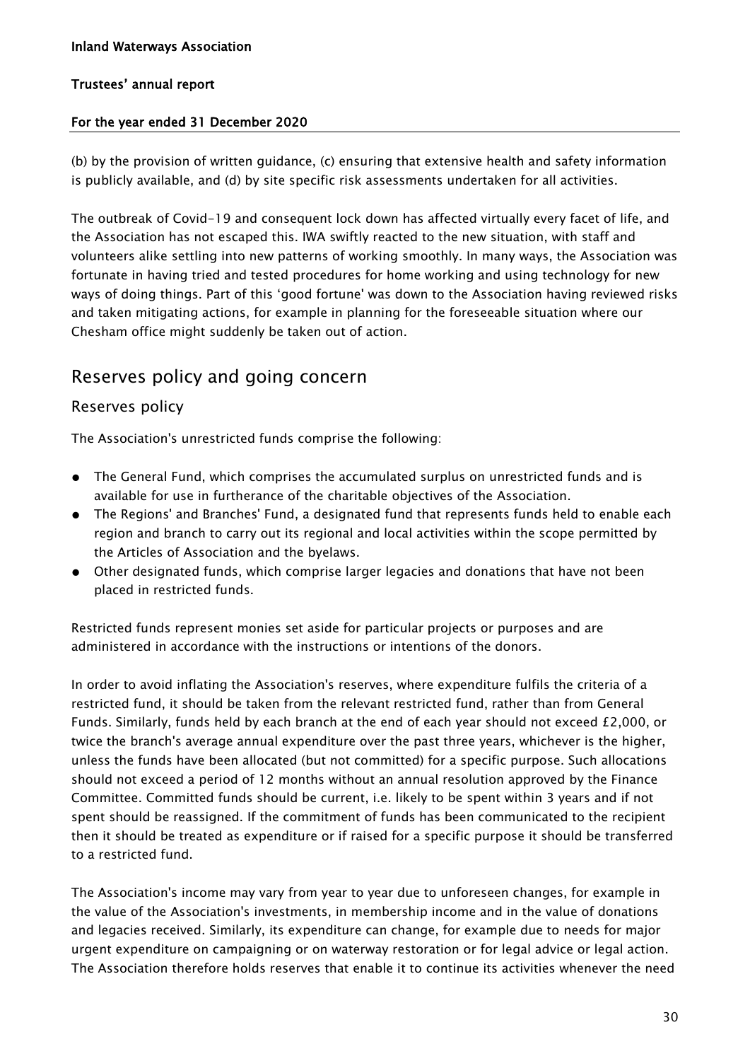(b) by the provision of written guidance, (c) ensuring that extensive health and safety information is publicly available, and (d) by site specific risk assessments undertaken for all activities.

The outbreak of Covid-19 and consequent lock down has affected virtually every facet of life, and the Association has not escaped this. IWA swiftly reacted to the new situation, with staff and volunteers alike settling into new patterns of working smoothly. In many ways, the Association was fortunate in having tried and tested procedures for home working and using technology for new ways of doing things. Part of this 'good fortune' was down to the Association having reviewed risks and taken mitigating actions, for example in planning for the foreseeable situation where our Chesham office might suddenly be taken out of action.

## Reserves policy and going concern

### Reserves policy

The Association's unrestricted funds comprise the following:

- The General Fund, which comprises the accumulated surplus on unrestricted funds and is available for use in furtherance of the charitable objectives of the Association.
- The Regions' and Branches' Fund, a designated fund that represents funds held to enable each region and branch to carry out its regional and local activities within the scope permitted by the Articles of Association and the byelaws.
- Other designated funds, which comprise larger legacies and donations that have not been placed in restricted funds.

Restricted funds represent monies set aside for particular projects or purposes and are administered in accordance with the instructions or intentions of the donors.

In order to avoid inflating the Association's reserves, where expenditure fulfils the criteria of a restricted fund, it should be taken from the relevant restricted fund, rather than from General Funds. Similarly, funds held by each branch at the end of each year should not exceed £2,000, or twice the branch's average annual expenditure over the past three years, whichever is the higher, unless the funds have been allocated (but not committed) for a specific purpose. Such allocations should not exceed a period of 12 months without an annual resolution approved by the Finance Committee. Committed funds should be current, i.e. likely to be spent within 3 years and if not spent should be reassigned. If the commitment of funds has been communicated to the recipient then it should be treated as expenditure or if raised for a specific purpose it should be transferred to a restricted fund.

The Association's income may vary from year to year due to unforeseen changes, for example in the value of the Association's investments, in membership income and in the value of donations and legacies received. Similarly, its expenditure can change, for example due to needs for major urgent expenditure on campaigning or on waterway restoration or for legal advice or legal action. The Association therefore holds reserves that enable it to continue its activities whenever the need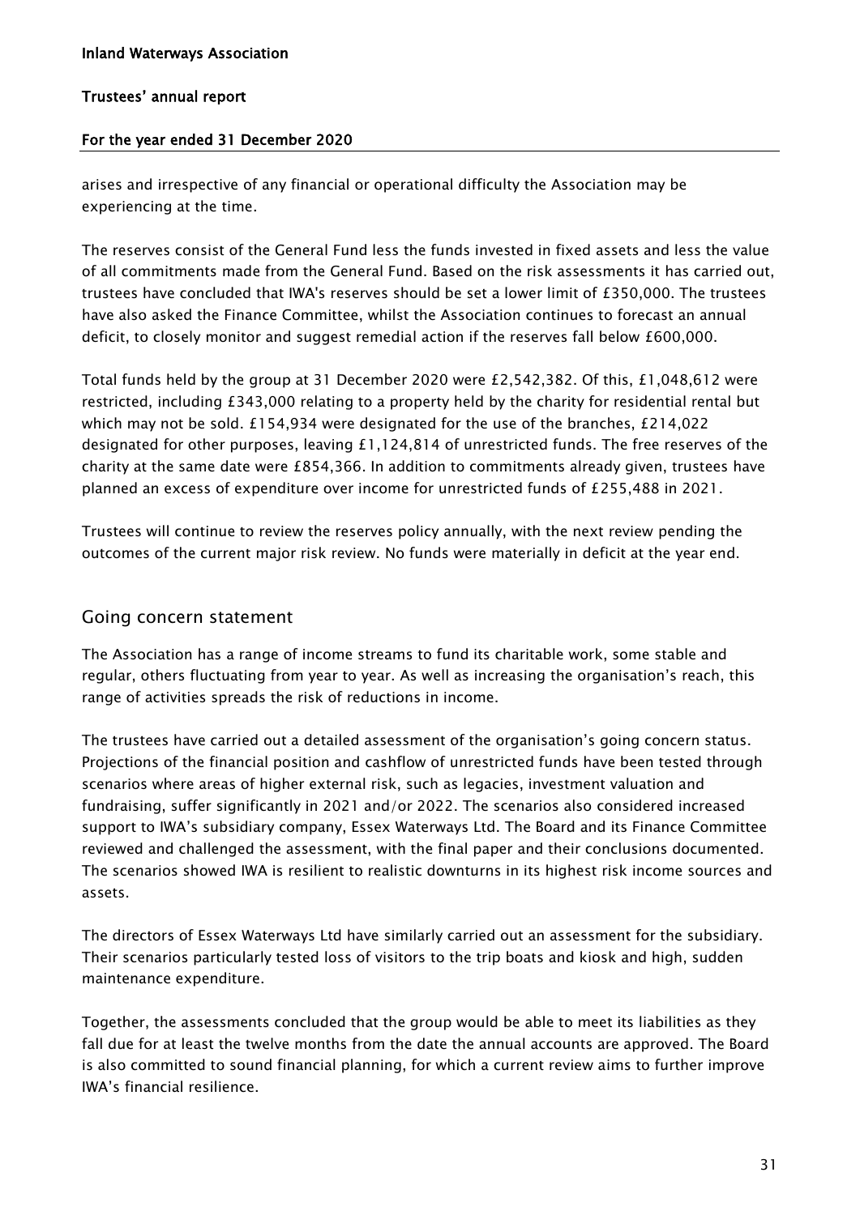arises and irrespective of any financial or operational difficulty the Association may be experiencing at the time.

The reserves consist of the General Fund less the funds invested in fixed assets and less the value of all commitments made from the General Fund. Based on the risk assessments it has carried out, trustees have concluded that IWA's reserves should be set a lower limit of £350,000. The trustees have also asked the Finance Committee, whilst the Association continues to forecast an annual deficit, to closely monitor and suggest remedial action if the reserves fall below £600,000.

Total funds held by the group at 31 December 2020 were £2,542,382. Of this, £1,048,612 were restricted, including £343,000 relating to a property held by the charity for residential rental but which may not be sold. £154,934 were designated for the use of the branches, £214,022 designated for other purposes, leaving £1,124,814 of unrestricted funds. The free reserves of the charity at the same date were £854,366. In addition to commitments already given, trustees have planned an excess of expenditure over income for unrestricted funds of £255,488 in 2021.

Trustees will continue to review the reserves policy annually, with the next review pending the outcomes of the current major risk review. No funds were materially in deficit at the year end.

## Going concern statement

The Association has a range of income streams to fund its charitable work, some stable and regular, others fluctuating from year to year. As well as increasing the organisation's reach, this range of activities spreads the risk of reductions in income.

The trustees have carried out a detailed assessment of the organisation's going concern status. Projections of the financial position and cashflow of unrestricted funds have been tested through scenarios where areas of higher external risk, such as legacies, investment valuation and fundraising, suffer significantly in 2021 and/or 2022. The scenarios also considered increased support to IWA's subsidiary company, Essex Waterways Ltd. The Board and its Finance Committee reviewed and challenged the assessment, with the final paper and their conclusions documented. The scenarios showed IWA is resilient to realistic downturns in its highest risk income sources and assets.

The directors of Essex Waterways Ltd have similarly carried out an assessment for the subsidiary. Their scenarios particularly tested loss of visitors to the trip boats and kiosk and high, sudden maintenance expenditure.

Together, the assessments concluded that the group would be able to meet its liabilities as they fall due for at least the twelve months from the date the annual accounts are approved. The Board is also committed to sound financial planning, for which a current review aims to further improve IWA's financial resilience.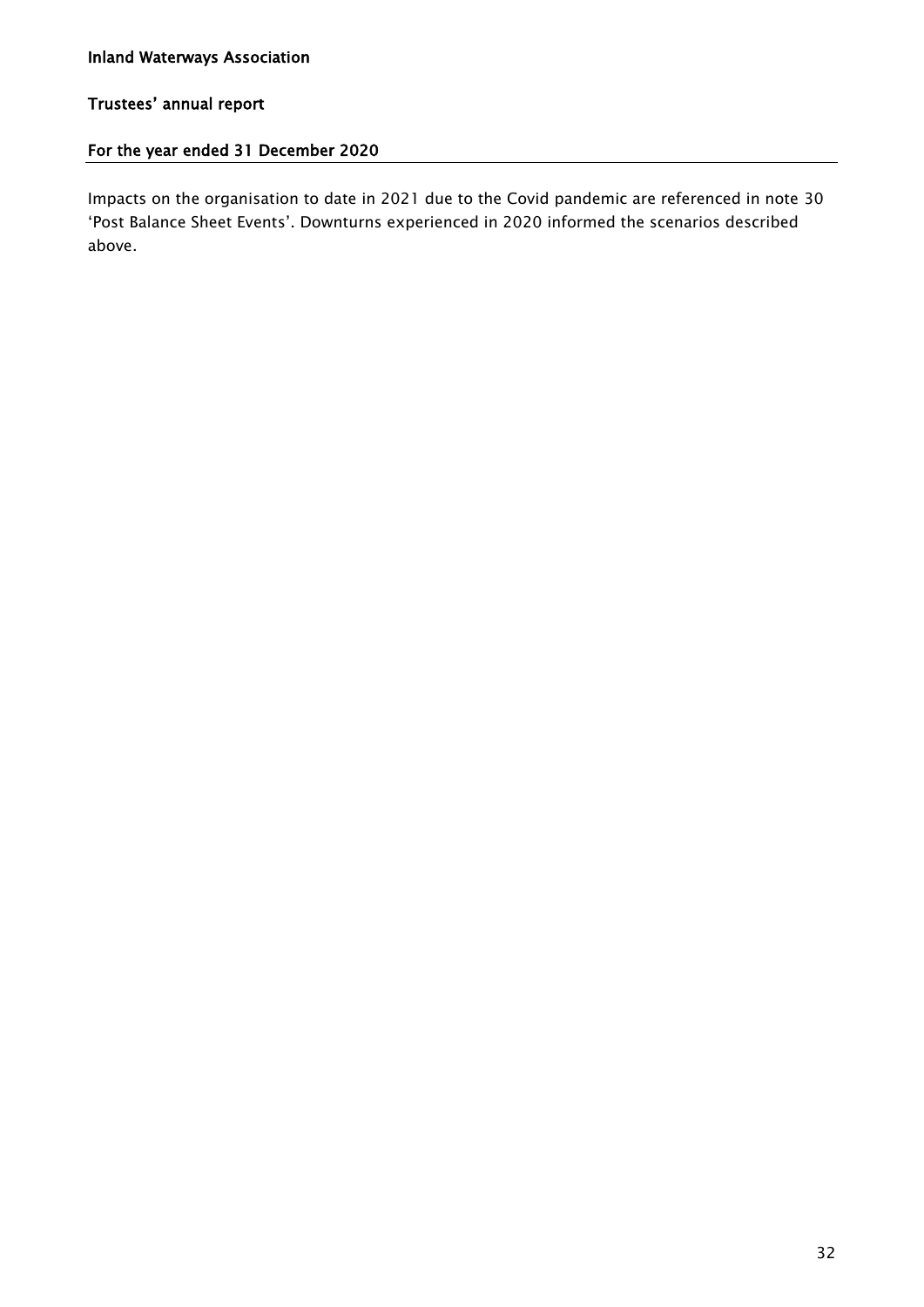Impacts on the organisation to date in 2021 due to the Covid pandemic are referenced in note 30 'Post Balance Sheet Events'. Downturns experienced in 2020 informed the scenarios described above.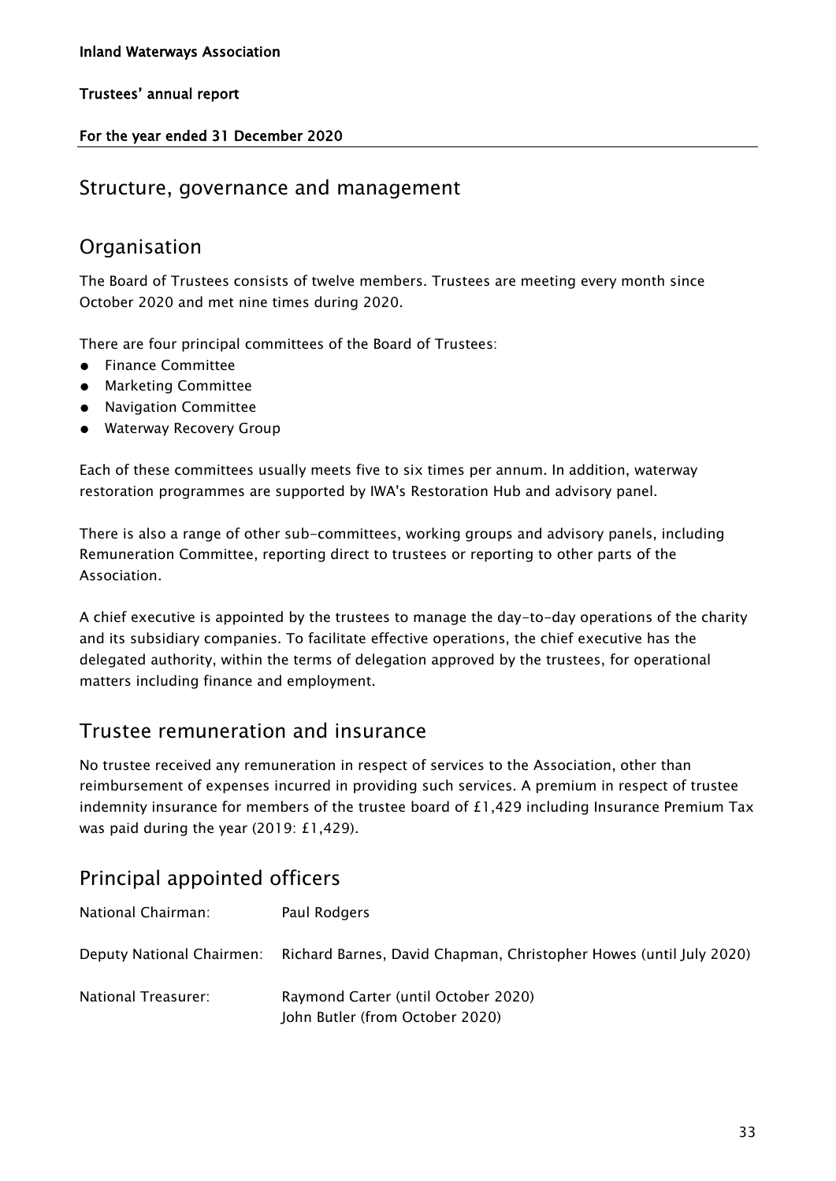# Structure, governance and management

## Organisation

The Board of Trustees consists of twelve members. Trustees are meeting every month since October 2020 and met nine times during 2020.

There are four principal committees of the Board of Trustees:

- Finance Committee
- Marketing Committee
- Navigation Committee
- Waterway Recovery Group

Each of these committees usually meets five to six times per annum. In addition, waterway restoration programmes are supported by IWA's Restoration Hub and advisory panel.

There is also a range of other sub-committees, working groups and advisory panels, including Remuneration Committee, reporting direct to trustees or reporting to other parts of the Association.

A chief executive is appointed by the trustees to manage the day-to-day operations of the charity and its subsidiary companies. To facilitate effective operations, the chief executive has the delegated authority, within the terms of delegation approved by the trustees, for operational matters including finance and employment.

## Trustee remuneration and insurance

No trustee received any remuneration in respect of services to the Association, other than reimbursement of expenses incurred in providing such services. A premium in respect of trustee indemnity insurance for members of the trustee board of £1,429 including Insurance Premium Tax was paid during the year (2019: £1,429).

## Principal appointed officers

| | |
|---|---|
| National Chairman: | Paul Rodgers |
| Deputy National Chairmen: | Richard Barnes, David Chapman, Christopher Howes (until July 2020) |
| National Treasurer: | Raymond Carter (until October 2020)<br>John Butler (from October 2020) |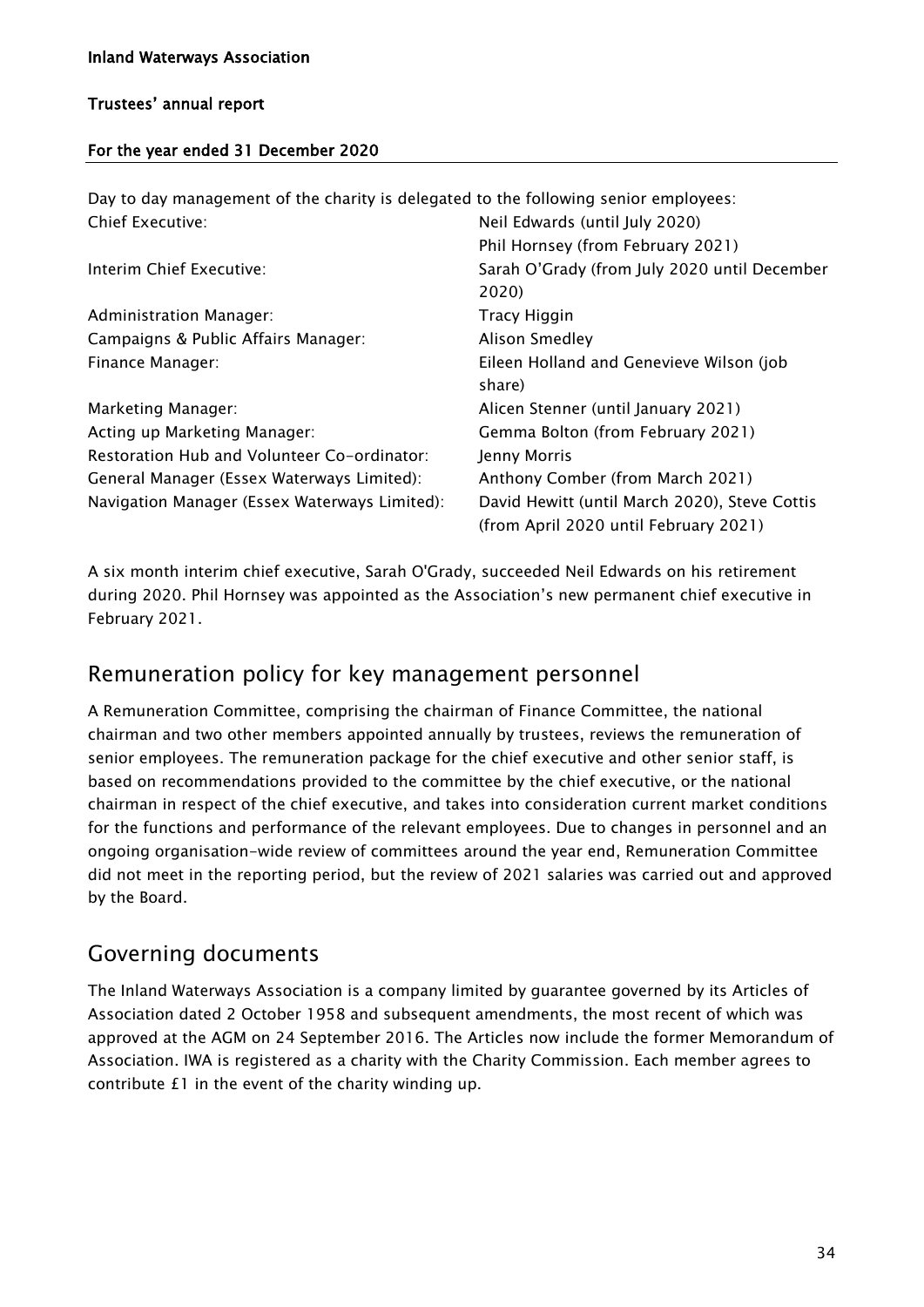Day to day management of the charity is delegated to the following senior employees:

| | |
|---|---|
| Chief Executive: | Neil Edwards (until July 2020)<br>Phil Hornsey (from February 2021) |
| Interim Chief Executive: | Sarah O'Grady (from July 2020 until December 2020) |
| Administration Manager: | Tracy Higgin |
| Campaigns & Public Affairs Manager: | Alison Smedley |
| Finance Manager: | Eileen Holland and Genevieve Wilson (job share) |
| Marketing Manager: | Alicen Stenner (until January 2021) |
| Acting up Marketing Manager: | Gemma Bolton (from February 2021) |
| Restoration Hub and Volunteer Co-ordinator: | Jenny Morris |
| General Manager (Essex Waterways Limited): | Anthony Comber (from March 2021) |
| Navigation Manager (Essex Waterways Limited): | David Hewitt (until March 2020), Steve Cottis (from April 2020 until February 2021) |

A six month interim chief executive, Sarah O'Grady, succeeded Neil Edwards on his retirement during 2020. Phil Hornsey was appointed as the Association's new permanent chief executive in February 2021.

## Remuneration policy for key management personnel

A Remuneration Committee, comprising the chairman of Finance Committee, the national chairman and two other members appointed annually by trustees, reviews the remuneration of senior employees. The remuneration package for the chief executive and other senior staff, is based on recommendations provided to the committee by the chief executive, or the national chairman in respect of the chief executive, and takes into consideration current market conditions for the functions and performance of the relevant employees. Due to changes in personnel and an ongoing organisation-wide review of committees around the year end, Remuneration Committee did not meet in the reporting period, but the review of 2021 salaries was carried out and approved by the Board.

## Governing documents

The Inland Waterways Association is a company limited by guarantee governed by its Articles of Association dated 2 October 1958 and subsequent amendments, the most recent of which was approved at the AGM on 24 September 2016. The Articles now include the former Memorandum of Association. IWA is registered as a charity with the Charity Commission. Each member agrees to contribute £1 in the event of the charity winding up.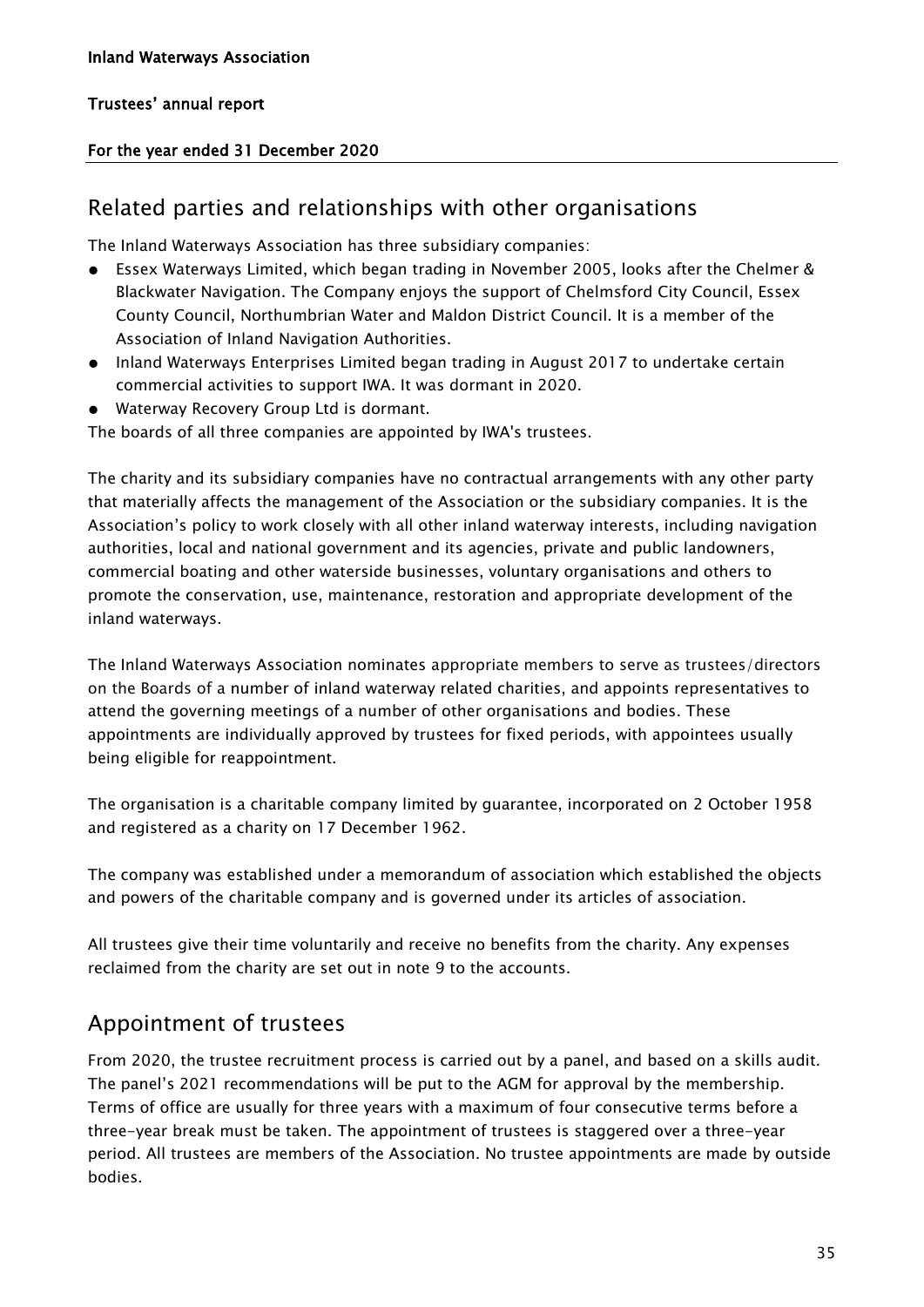## Related parties and relationships with other organisations

The Inland Waterways Association has three subsidiary companies:

- Essex Waterways Limited, which began trading in November 2005, looks after the Chelmer & Blackwater Navigation. The Company enjoys the support of Chelmsford City Council, Essex County Council, Northumbrian Water and Maldon District Council. It is a member of the Association of Inland Navigation Authorities.
- Inland Waterways Enterprises Limited began trading in August 2017 to undertake certain commercial activities to support IWA. It was dormant in 2020.
- Waterway Recovery Group Ltd is dormant.

The boards of all three companies are appointed by IWA's trustees.

The charity and its subsidiary companies have no contractual arrangements with any other party that materially affects the management of the Association or the subsidiary companies. It is the Association's policy to work closely with all other inland waterway interests, including navigation authorities, local and national government and its agencies, private and public landowners, commercial boating and other waterside businesses, voluntary organisations and others to promote the conservation, use, maintenance, restoration and appropriate development of the inland waterways.

The Inland Waterways Association nominates appropriate members to serve as trustees/directors on the Boards of a number of inland waterway related charities, and appoints representatives to attend the governing meetings of a number of other organisations and bodies. These appointments are individually approved by trustees for fixed periods, with appointees usually being eligible for reappointment.

The organisation is a charitable company limited by guarantee, incorporated on 2 October 1958 and registered as a charity on 17 December 1962.

The company was established under a memorandum of association which established the objects and powers of the charitable company and is governed under its articles of association.

All trustees give their time voluntarily and receive no benefits from the charity. Any expenses reclaimed from the charity are set out in note 9 to the accounts.

## Appointment of trustees

From 2020, the trustee recruitment process is carried out by a panel, and based on a skills audit. The panel's 2021 recommendations will be put to the AGM for approval by the membership. Terms of office are usually for three years with a maximum of four consecutive terms before a three-year break must be taken. The appointment of trustees is staggered over a three-year period. All trustees are members of the Association. No trustee appointments are made by outside bodies.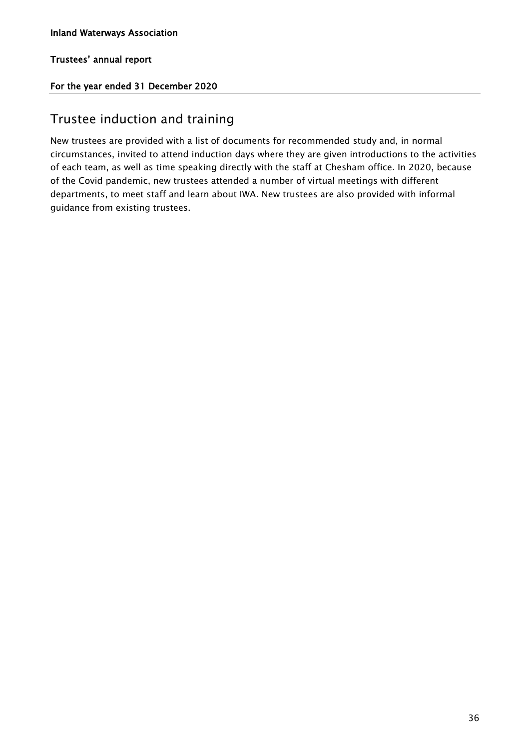## Trustee induction and training

New trustees are provided with a list of documents for recommended study and, in normal circumstances, invited to attend induction days where they are given introductions to the activities of each team, as well as time speaking directly with the staff at Chesham office. In 2020, because of the Covid pandemic, new trustees attended a number of virtual meetings with different departments, to meet staff and learn about IWA. New trustees are also provided with informal guidance from existing trustees.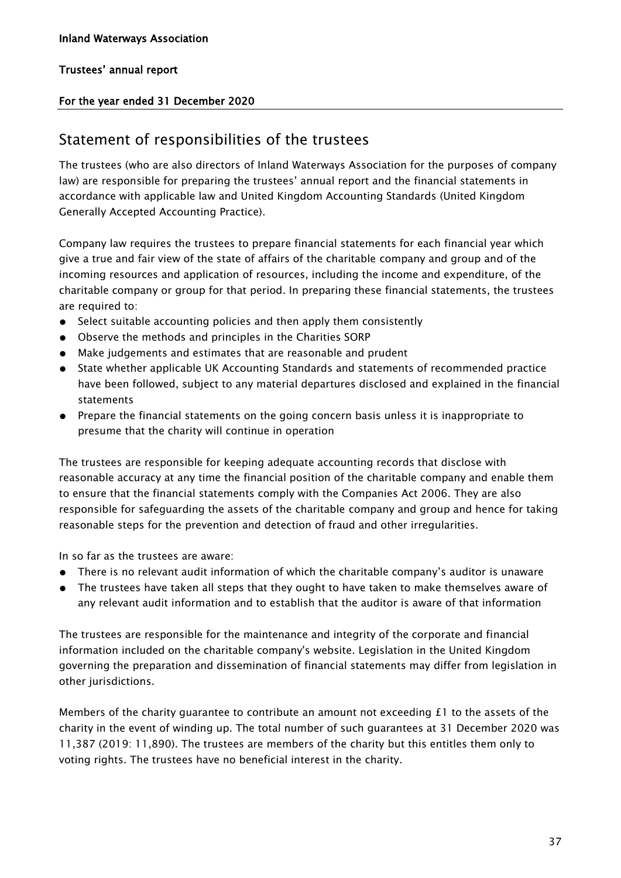# Statement of responsibilities of the trustees

The trustees (who are also directors of Inland Waterways Association for the purposes of company law) are responsible for preparing the trustees' annual report and the financial statements in accordance with applicable law and United Kingdom Accounting Standards (United Kingdom Generally Accepted Accounting Practice).

Company law requires the trustees to prepare financial statements for each financial year which give a true and fair view of the state of affairs of the charitable company and group and of the incoming resources and application of resources, including the income and expenditure, of the charitable company or group for that period. In preparing these financial statements, the trustees are required to:

- Select suitable accounting policies and then apply them consistently
- Observe the methods and principles in the Charities SORP
- Make judgements and estimates that are reasonable and prudent
- State whether applicable UK Accounting Standards and statements of recommended practice have been followed, subject to any material departures disclosed and explained in the financial statements
- Prepare the financial statements on the going concern basis unless it is inappropriate to presume that the charity will continue in operation

The trustees are responsible for keeping adequate accounting records that disclose with reasonable accuracy at any time the financial position of the charitable company and enable them to ensure that the financial statements comply with the Companies Act 2006. They are also responsible for safeguarding the assets of the charitable company and group and hence for taking reasonable steps for the prevention and detection of fraud and other irregularities.

In so far as the trustees are aware:

- There is no relevant audit information of which the charitable company's auditor is unaware
- The trustees have taken all steps that they ought to have taken to make themselves aware of any relevant audit information and to establish that the auditor is aware of that information

The trustees are responsible for the maintenance and integrity of the corporate and financial information included on the charitable company's website. Legislation in the United Kingdom governing the preparation and dissemination of financial statements may differ from legislation in other jurisdictions.

Members of the charity guarantee to contribute an amount not exceeding £1 to the assets of the charity in the event of winding up. The total number of such guarantees at 31 December 2020 was 11,387 (2019: 11,890). The trustees are members of the charity but this entitles them only to voting rights. The trustees have no beneficial interest in the charity.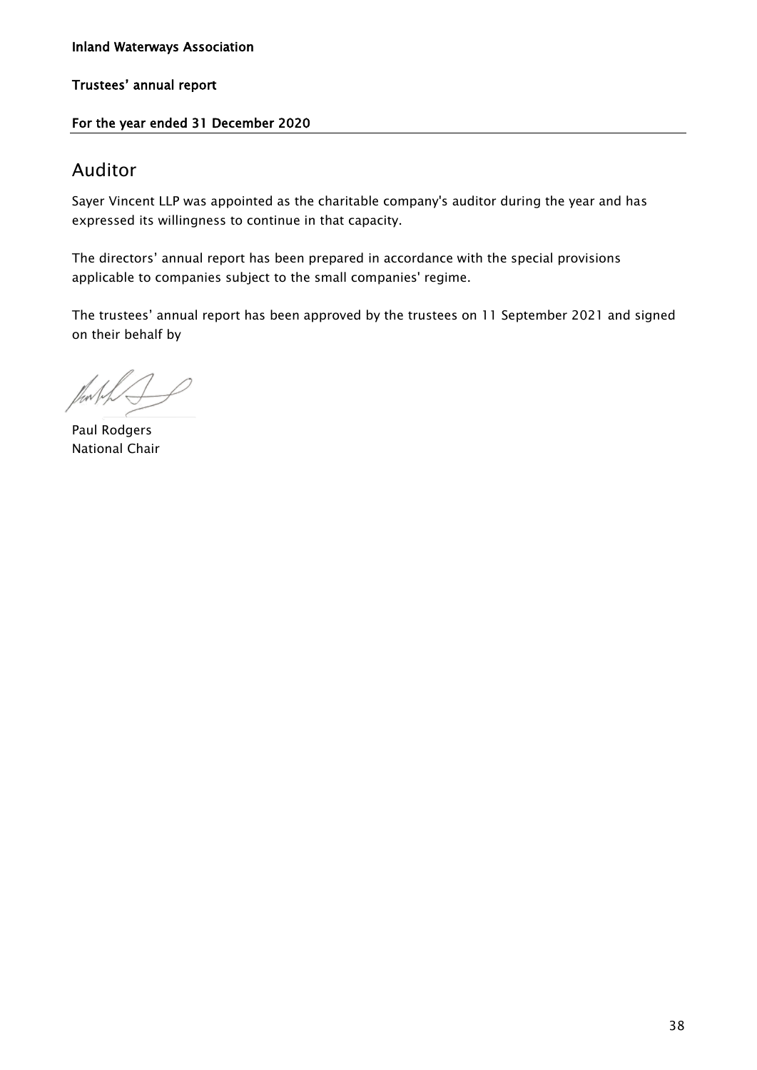## Auditor

Sayer Vincent LLP was appointed as the charitable company's auditor during the year and has expressed its willingness to continue in that capacity.

The directors' annual report has been prepared in accordance with the special provisions applicable to companies subject to the small companies' regime.

The trustees' annual report has been approved by the trustees on 11 September 2021 and signed on their behalf by

Paul Rodgers
National Chair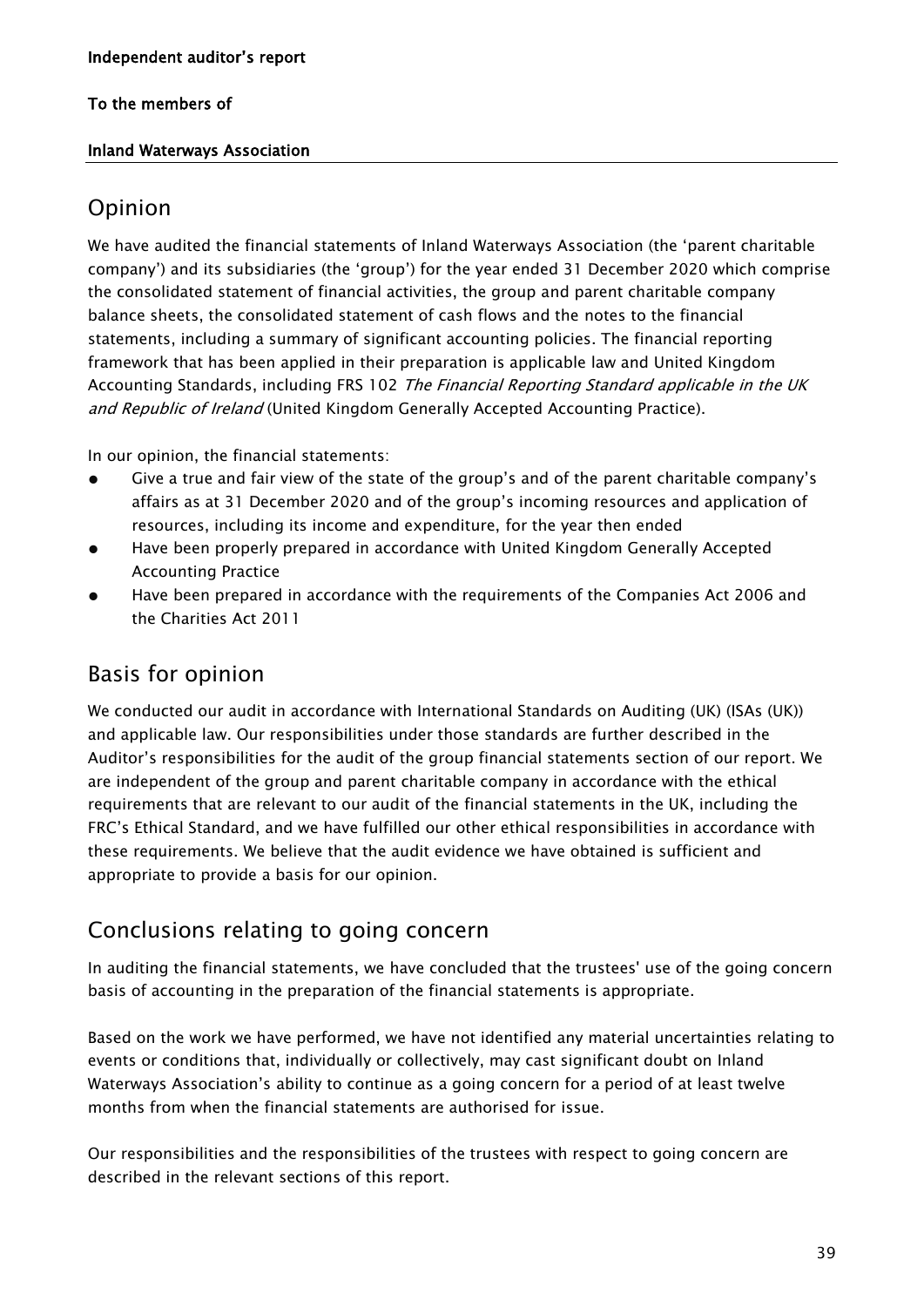**Independent auditor's report**

**To the members of**

**Inland Waterways Association**

## Opinion

We have audited the financial statements of Inland Waterways Association (the 'parent charitable company') and its subsidiaries (the 'group') for the year ended 31 December 2020 which comprise the consolidated statement of financial activities, the group and parent charitable company balance sheets, the consolidated statement of cash flows and the notes to the financial statements, including a summary of significant accounting policies. The financial reporting framework that has been applied in their preparation is applicable law and United Kingdom Accounting Standards, including FRS 102 *The Financial Reporting Standard applicable in the UK and Republic of Ireland* (United Kingdom Generally Accepted Accounting Practice).

In our opinion, the financial statements:

- Give a true and fair view of the state of the group's and of the parent charitable company's affairs as at 31 December 2020 and of the group's incoming resources and application of resources, including its income and expenditure, for the year then ended
- Have been properly prepared in accordance with United Kingdom Generally Accepted Accounting Practice
- Have been prepared in accordance with the requirements of the Companies Act 2006 and the Charities Act 2011

## Basis for opinion

We conducted our audit in accordance with International Standards on Auditing (UK) (ISAs (UK)) and applicable law. Our responsibilities under those standards are further described in the Auditor's responsibilities for the audit of the group financial statements section of our report. We are independent of the group and parent charitable company in accordance with the ethical requirements that are relevant to our audit of the financial statements in the UK, including the FRC's Ethical Standard, and we have fulfilled our other ethical responsibilities in accordance with these requirements. We believe that the audit evidence we have obtained is sufficient and appropriate to provide a basis for our opinion.

## Conclusions relating to going concern

In auditing the financial statements, we have concluded that the trustees' use of the going concern basis of accounting in the preparation of the financial statements is appropriate.

Based on the work we have performed, we have not identified any material uncertainties relating to events or conditions that, individually or collectively, may cast significant doubt on Inland Waterways Association's ability to continue as a going concern for a period of at least twelve months from when the financial statements are authorised for issue.

Our responsibilities and the responsibilities of the trustees with respect to going concern are described in the relevant sections of this report.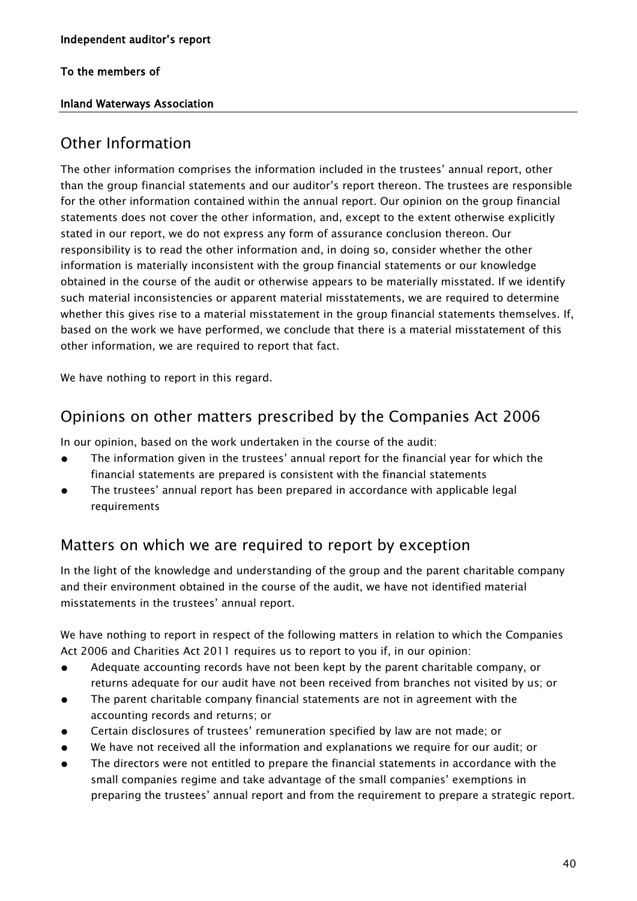**Independent auditor's report**

**To the members of**

**Inland Waterways Association**

## Other Information

The other information comprises the information included in the trustees' annual report, other than the group financial statements and our auditor's report thereon. The trustees are responsible for the other information contained within the annual report. Our opinion on the group financial statements does not cover the other information, and, except to the extent otherwise explicitly stated in our report, we do not express any form of assurance conclusion thereon. Our responsibility is to read the other information and, in doing so, consider whether the other information is materially inconsistent with the group financial statements or our knowledge obtained in the course of the audit or otherwise appears to be materially misstated. If we identify such material inconsistencies or apparent material misstatements, we are required to determine whether this gives rise to a material misstatement in the group financial statements themselves. If, based on the work we have performed, we conclude that there is a material misstatement of this other information, we are required to report that fact.

We have nothing to report in this regard.

## Opinions on other matters prescribed by the Companies Act 2006

In our opinion, based on the work undertaken in the course of the audit:

- The information given in the trustees' annual report for the financial year for which the financial statements are prepared is consistent with the financial statements
- The trustees' annual report has been prepared in accordance with applicable legal requirements

## Matters on which we are required to report by exception

In the light of the knowledge and understanding of the group and the parent charitable company and their environment obtained in the course of the audit, we have not identified material misstatements in the trustees' annual report.

We have nothing to report in respect of the following matters in relation to which the Companies Act 2006 and Charities Act 2011 requires us to report to you if, in our opinion:

- Adequate accounting records have not been kept by the parent charitable company, or returns adequate for our audit have not been received from branches not visited by us; or
- The parent charitable company financial statements are not in agreement with the accounting records and returns; or
- Certain disclosures of trustees' remuneration specified by law are not made; or
- We have not received all the information and explanations we require for our audit; or
- The directors were not entitled to prepare the financial statements in accordance with the small companies regime and take advantage of the small companies' exemptions in preparing the trustees' annual report and from the requirement to prepare a strategic report.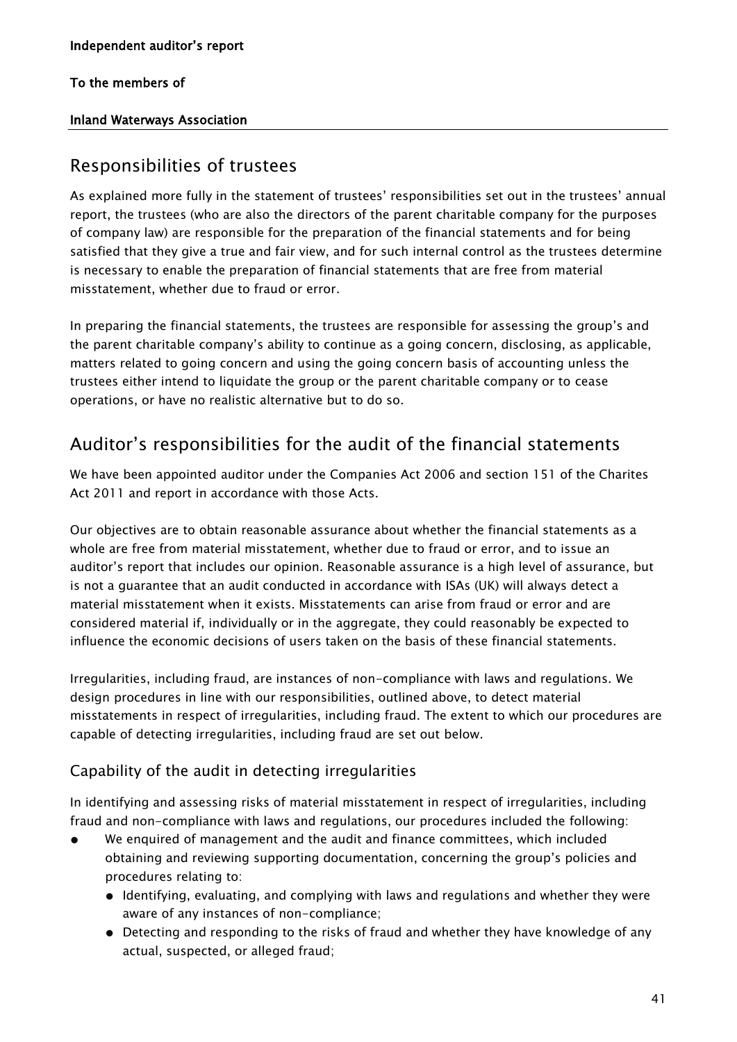**Independent auditor's report**

**To the members of**

**Inland Waterways Association**

## Responsibilities of trustees

As explained more fully in the statement of trustees' responsibilities set out in the trustees' annual report, the trustees (who are also the directors of the parent charitable company for the purposes of company law) are responsible for the preparation of the financial statements and for being satisfied that they give a true and fair view, and for such internal control as the trustees determine is necessary to enable the preparation of financial statements that are free from material misstatement, whether due to fraud or error.

In preparing the financial statements, the trustees are responsible for assessing the group's and the parent charitable company's ability to continue as a going concern, disclosing, as applicable, matters related to going concern and using the going concern basis of accounting unless the trustees either intend to liquidate the group or the parent charitable company or to cease operations, or have no realistic alternative but to do so.

## Auditor's responsibilities for the audit of the financial statements

We have been appointed auditor under the Companies Act 2006 and section 151 of the Charites Act 2011 and report in accordance with those Acts.

Our objectives are to obtain reasonable assurance about whether the financial statements as a whole are free from material misstatement, whether due to fraud or error, and to issue an auditor's report that includes our opinion. Reasonable assurance is a high level of assurance, but is not a guarantee that an audit conducted in accordance with ISAs (UK) will always detect a material misstatement when it exists. Misstatements can arise from fraud or error and are considered material if, individually or in the aggregate, they could reasonably be expected to influence the economic decisions of users taken on the basis of these financial statements.

Irregularities, including fraud, are instances of non-compliance with laws and regulations. We design procedures in line with our responsibilities, outlined above, to detect material misstatements in respect of irregularities, including fraud. The extent to which our procedures are capable of detecting irregularities, including fraud are set out below.

### Capability of the audit in detecting irregularities

In identifying and assessing risks of material misstatement in respect of irregularities, including fraud and non-compliance with laws and regulations, our procedures included the following:

- We enquired of management and the audit and finance committees, which included obtaining and reviewing supporting documentation, concerning the group's policies and procedures relating to:
  - Identifying, evaluating, and complying with laws and regulations and whether they were aware of any instances of non-compliance;
  - Detecting and responding to the risks of fraud and whether they have knowledge of any actual, suspected, or alleged fraud;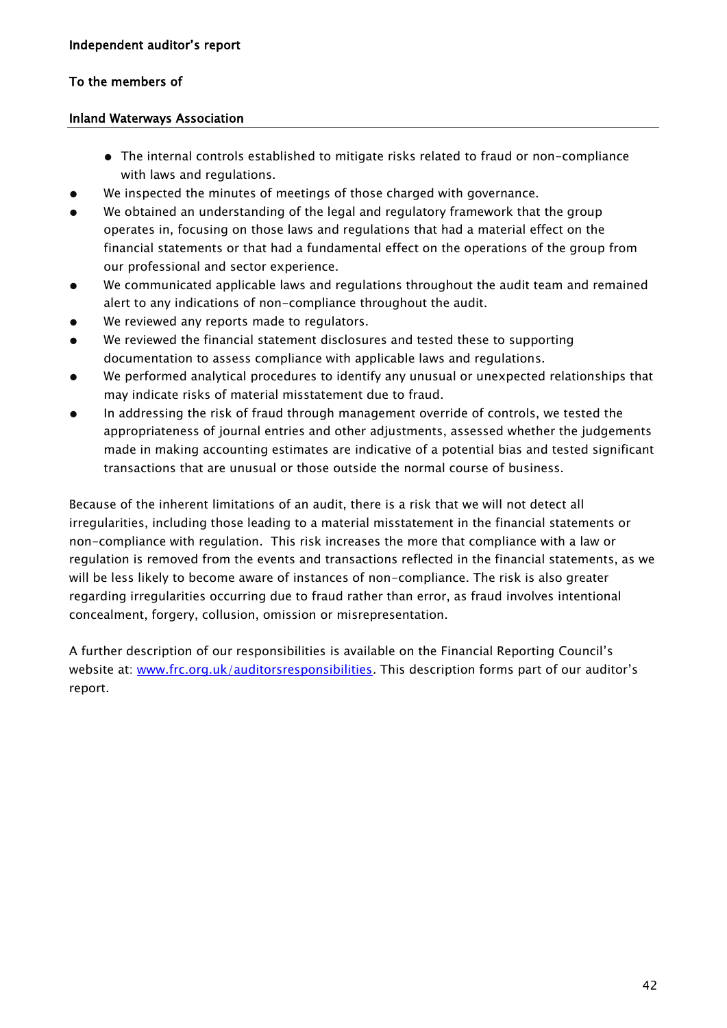- The internal controls established to mitigate risks related to fraud or non-compliance with laws and regulations.

- We inspected the minutes of meetings of those charged with governance.
- We obtained an understanding of the legal and regulatory framework that the group operates in, focusing on those laws and regulations that had a material effect on the financial statements or that had a fundamental effect on the operations of the group from our professional and sector experience.
- We communicated applicable laws and regulations throughout the audit team and remained alert to any indications of non-compliance throughout the audit.
- We reviewed any reports made to regulators.
- We reviewed the financial statement disclosures and tested these to supporting documentation to assess compliance with applicable laws and regulations.
- We performed analytical procedures to identify any unusual or unexpected relationships that may indicate risks of material misstatement due to fraud.
- In addressing the risk of fraud through management override of controls, we tested the appropriateness of journal entries and other adjustments, assessed whether the judgements made in making accounting estimates are indicative of a potential bias and tested significant transactions that are unusual or those outside the normal course of business.

Because of the inherent limitations of an audit, there is a risk that we will not detect all irregularities, including those leading to a material misstatement in the financial statements or non-compliance with regulation. This risk increases the more that compliance with a law or regulation is removed from the events and transactions reflected in the financial statements, as we will be less likely to become aware of instances of non-compliance. The risk is also greater regarding irregularities occurring due to fraud rather than error, as fraud involves intentional concealment, forgery, collusion, omission or misrepresentation.

A further description of our responsibilities is available on the Financial Reporting Council's website at: [www.frc.org.uk/auditorsresponsibilities](http://www.frc.org.uk/auditorsresponsibilities). This description forms part of our auditor's report.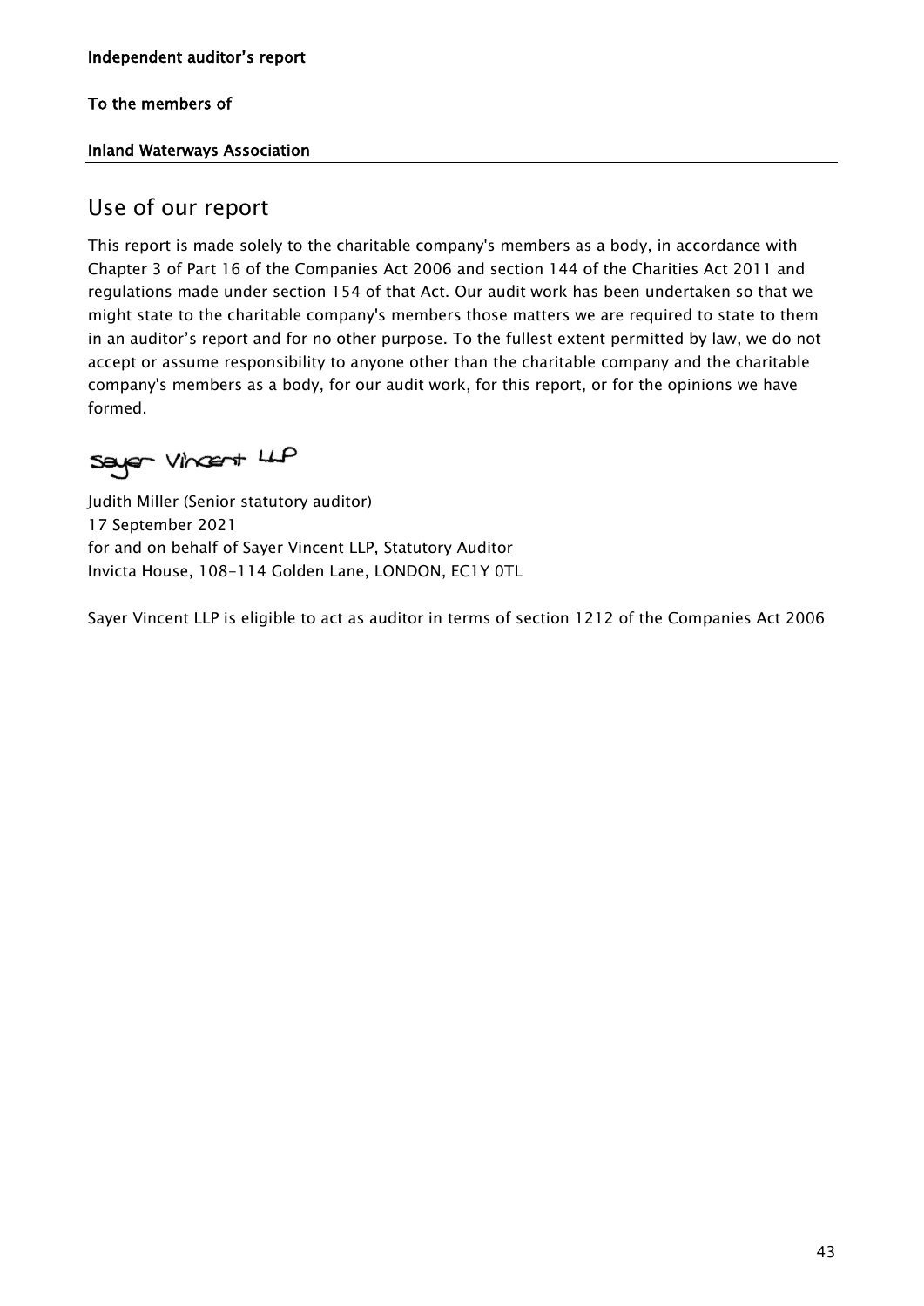**Independent auditor's report**

**To the members of**

**Inland Waterways Association**

## Use of our report

This report is made solely to the charitable company's members as a body, in accordance with Chapter 3 of Part 16 of the Companies Act 2006 and section 144 of the Charities Act 2011 and regulations made under section 154 of that Act. Our audit work has been undertaken so that we might state to the charitable company's members those matters we are required to state to them in an auditor's report and for no other purpose. To the fullest extent permitted by law, we do not accept or assume responsibility to anyone other than the charitable company and the charitable company's members as a body, for our audit work, for this report, or for the opinions we have formed.

Sayer Vincent LLP

Judith Miller (Senior statutory auditor)
17 September 2021
for and on behalf of Sayer Vincent LLP, Statutory Auditor
Invicta House, 108-114 Golden Lane, LONDON, EC1Y 0TL

Sayer Vincent LLP is eligible to act as auditor in terms of section 1212 of the Companies Act 2006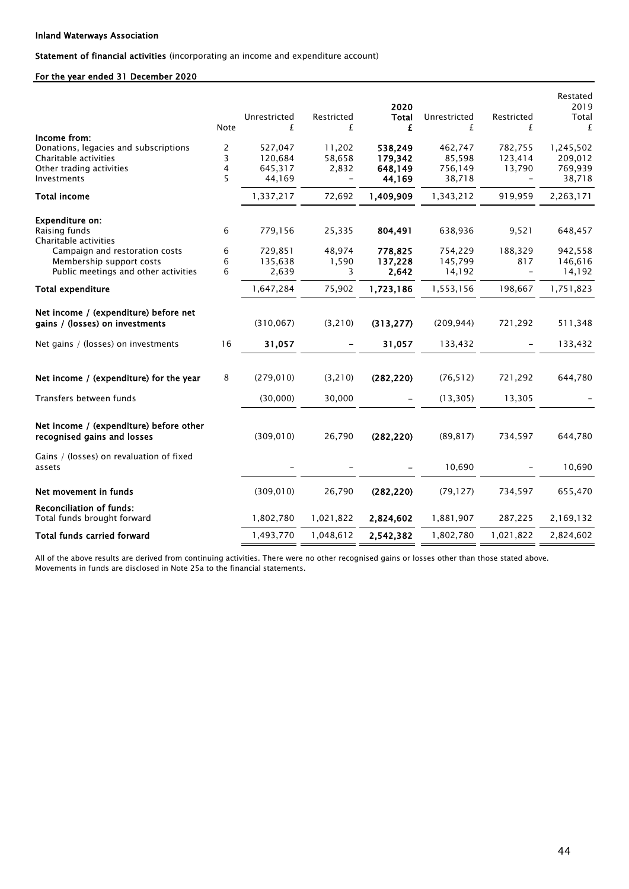**Inland Waterways Association**

**Statement of financial activities** (incorporating an income and expenditure account)

**For the year ended 31 December 2020**

| | Note | Unrestricted £ | Restricted £ | 2020 Total £ | Unrestricted £ | Restricted £ | Restated 2019 Total £ |
|---|---|---|---|---|---|---|---|
| **Income from:** | | | | | | | |
| Donations, legacies and subscriptions | 2 | 527,047 | 11,202 | **538,249** | 462,747 | 782,755 | 1,245,502 |
| Charitable activities | 3 | 120,684 | 58,658 | **179,342** | 85,598 | 123,414 | 209,012 |
| Other trading activities | 4 | 645,317 | 2,832 | **648,149** | 756,149 | 13,790 | 769,939 |
| Investments | 5 | 44,169 | – | **44,169** | 38,718 | – | 38,718 |
| **Total income** | | 1,337,217 | 72,692 | **1,409,909** | 1,343,212 | 919,959 | 2,263,171 |
| **Expenditure on:** | | | | | | | |
| Raising funds | 6 | 779,156 | 25,335 | **804,491** | 638,936 | 9,521 | 648,457 |
| Charitable activities | | | | | | | |
| Campaign and restoration costs | 6 | 729,851 | 48,974 | **778,825** | 754,229 | 188,329 | 942,558 |
| Membership support costs | 6 | 135,638 | 1,590 | **137,228** | 145,799 | 817 | 146,616 |
| Public meetings and other activities | 6 | 2,639 | 3 | **2,642** | 14,192 | – | 14,192 |
| **Total expenditure** | | 1,647,284 | 75,902 | **1,723,186** | 1,553,156 | 198,667 | 1,751,823 |
| **Net income / (expenditure) before net gains / (losses) on investments** | | (310,067) | (3,210) | **(313,277)** | (209,944) | 721,292 | 511,348 |
| Net gains / (losses) on investments | 16 | **31,057** | **–** | **31,057** | 133,432 | **–** | 133,432 |
| **Net income / (expenditure) for the year** | 8 | (279,010) | (3,210) | **(282,220)** | (76,512) | 721,292 | 644,780 |
| Transfers between funds | | (30,000) | 30,000 | **–** | (13,305) | 13,305 | – |
| **Net income / (expenditure) before other recognised gains and losses** | | (309,010) | 26,790 | **(282,220)** | (89,817) | 734,597 | 644,780 |
| Gains / (losses) on revaluation of fixed assets | | – | – | **–** | 10,690 | – | 10,690 |
| **Net movement in funds** | | (309,010) | 26,790 | **(282,220)** | (79,127) | 734,597 | 655,470 |
| **Reconciliation of funds:** | | | | | | | |
| Total funds brought forward | | 1,802,780 | 1,021,822 | **2,824,602** | 1,881,907 | 287,225 | 2,169,132 |
| **Total funds carried forward** | | 1,493,770 | 1,048,612 | **2,542,382** | 1,802,780 | 1,021,822 | 2,824,602 |

All of the above results are derived from continuing activities. There were no other recognised gains or losses other than those stated above.
Movements in funds are disclosed in Note 25a to the financial statements.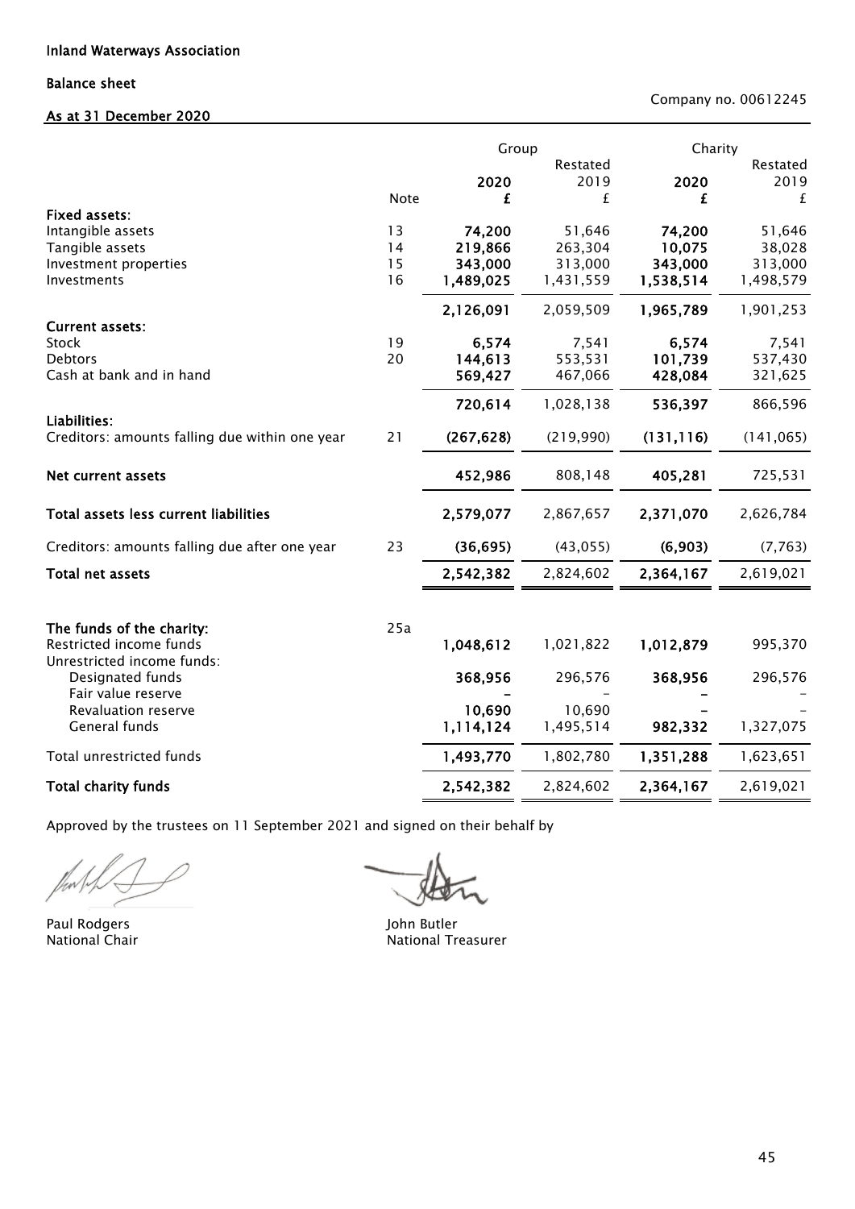**Inland Waterways Association**

**Balance sheet**

**As at 31 December 2020**

Company no. 00612245

| | | Group | | Charity | |
|---|---|---|---|---|---|
| | | | Restated | | Restated |
| | | **2020** | 2019 | **2020** | 2019 |
| | Note | **£** | £ | **£** | £ |
| **Fixed assets:** | | | | | |
| Intangible assets | 13 | **74,200** | 51,646 | **74,200** | 51,646 |
| Tangible assets | 14 | **219,866** | 263,304 | **10,075** | 38,028 |
| Investment properties | 15 | **343,000** | 313,000 | **343,000** | 313,000 |
| Investments | 16 | **1,489,025** | 1,431,559 | **1,538,514** | 1,498,579 |
| | | **2,126,091** | 2,059,509 | **1,965,789** | 1,901,253 |
| **Current assets:** | | | | | |
| Stock | 19 | **6,574** | 7,541 | **6,574** | 7,541 |
| Debtors | 20 | **144,613** | 553,531 | **101,739** | 537,430 |
| Cash at bank and in hand | | **569,427** | 467,066 | **428,084** | 321,625 |
| | | **720,614** | 1,028,138 | **536,397** | 866,596 |
| **Liabilities:** | | | | | |
| Creditors: amounts falling due within one year | 21 | **(267,628)** | (219,990) | **(131,116)** | (141,065) |
| **Net current assets** | | **452,986** | 808,148 | **405,281** | 725,531 |
| **Total assets less current liabilities** | | **2,579,077** | 2,867,657 | **2,371,070** | 2,626,784 |
| Creditors: amounts falling due after one year | 23 | **(36,695)** | (43,055) | **(6,903)** | (7,763) |
| **Total net assets** | | **2,542,382** | 2,824,602 | **2,364,167** | 2,619,021 |
| | | | | | |
| **The funds of the charity:** | 25a | | | | |
| Restricted income funds | | **1,048,612** | 1,021,822 | **1,012,879** | 995,370 |
| Unrestricted income funds: | | | | | |
| Designated funds | | **368,956** | 296,576 | **368,956** | 296,576 |
| Fair value reserve | | **–** | – | **–** | – |
| Revaluation reserve | | **10,690** | 10,690 | **–** | – |
| General funds | | **1,114,124** | 1,495,514 | **982,332** | 1,327,075 |
| Total unrestricted funds | | **1,493,770** | 1,802,780 | **1,351,288** | 1,623,651 |
| **Total charity funds** | | **2,542,382** | 2,824,602 | **2,364,167** | 2,619,021 |

Approved by the trustees on 11 September 2021 and signed on their behalf by

Paul Rodgers
National Chair

John Butler
National Treasurer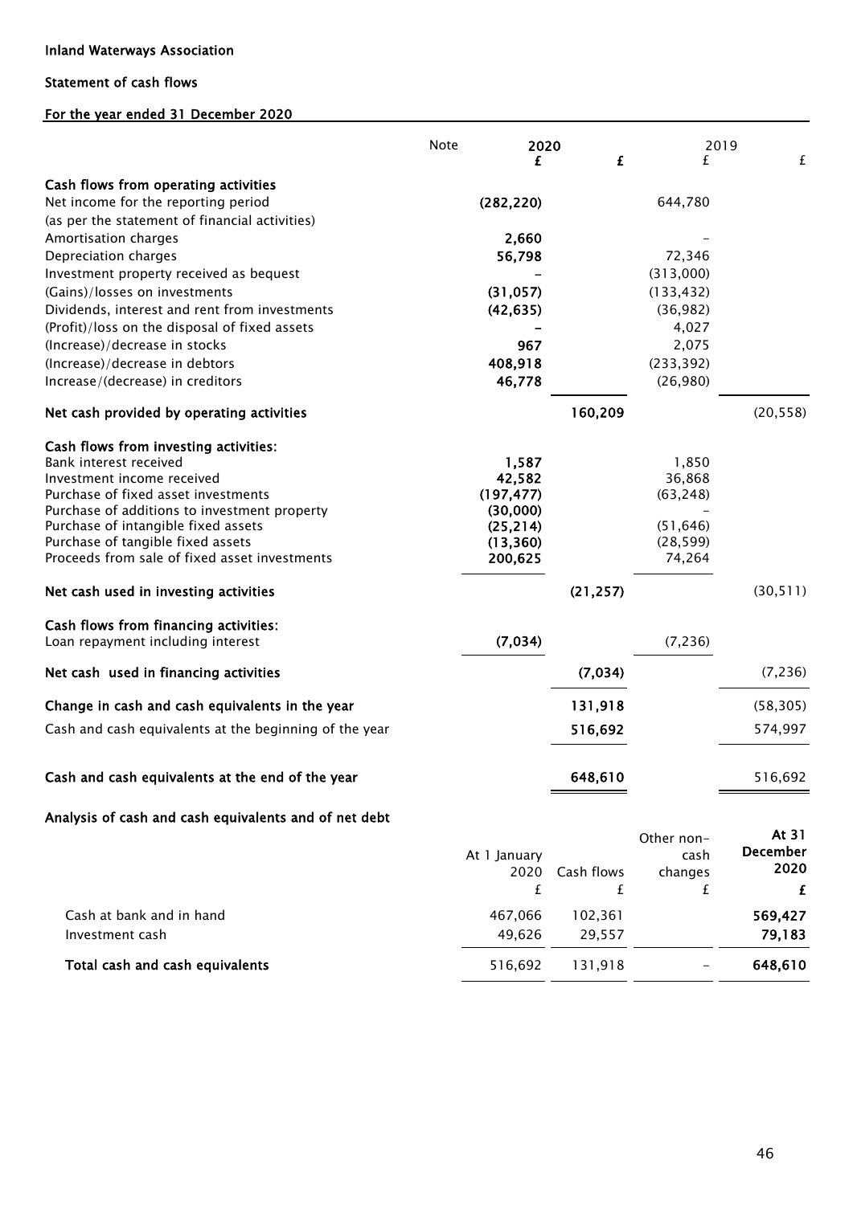**Inland Waterways Association**

**Statement of cash flows**

**For the year ended 31 December 2020**

| | Note | 2020 £ | 2020 £ | 2019 £ | 2019 £ |
|---|---|---|---|---|---|
| **Cash flows from operating activities** | | | | | |
| Net income for the reporting period (as per the statement of financial activities) | | **(282,220)** | | 644,780 | |
| Amortisation charges | | **2,660** | | – | |
| Depreciation charges | | **56,798** | | 72,346 | |
| Investment property received as bequest | | – | | (313,000) | |
| (Gains)/losses on investments | | **(31,057)** | | (133,432) | |
| Dividends, interest and rent from investments | | **(42,635)** | | (36,982) | |
| (Profit)/loss on the disposal of fixed assets | | – | | 4,027 | |
| (Increase)/decrease in stocks | | **967** | | 2,075 | |
| (Increase)/decrease in debtors | | **408,918** | | (233,392) | |
| Increase/(decrease) in creditors | | **46,778** | | (26,980) | |
| **Net cash provided by operating activities** | | | **160,209** | | (20,558) |
| **Cash flows from investing activities:** | | | | | |
| Bank interest received | | **1,587** | | 1,850 | |
| Investment income received | | **42,582** | | 36,868 | |
| Purchase of fixed asset investments | | **(197,477)** | | (63,248) | |
| Purchase of additions to investment property | | **(30,000)** | | – | |
| Purchase of intangible fixed assets | | **(25,214)** | | (51,646) | |
| Purchase of tangible fixed assets | | **(13,360)** | | (28,599) | |
| Proceeds from sale of fixed asset investments | | **200,625** | | 74,264 | |
| **Net cash used in investing activities** | | | **(21,257)** | | (30,511) |
| **Cash flows from financing activities:** | | | | | |
| Loan repayment including interest | | **(7,034)** | | (7,236) | |
| **Net cash used in financing activities** | | | **(7,034)** | | (7,236) |
| **Change in cash and cash equivalents in the year** | | | **131,918** | | (58,305) |
| Cash and cash equivalents at the beginning of the year | | | **516,692** | | 574,997 |
| **Cash and cash equivalents at the end of the year** | | | **648,610** | | 516,692 |

**Analysis of cash and cash equivalents and of net debt**

| | At 1 January 2020 £ | Cash flows £ | Other non-cash changes £ | **At 31 December 2020 £** |
|---|---|---|---|---|
| Cash at bank and in hand | 467,066 | 102,361 | | **569,427** |
| Investment cash | 49,626 | 29,557 | | **79,183** |
| **Total cash and cash equivalents** | 516,692 | 131,918 | – | **648,610** |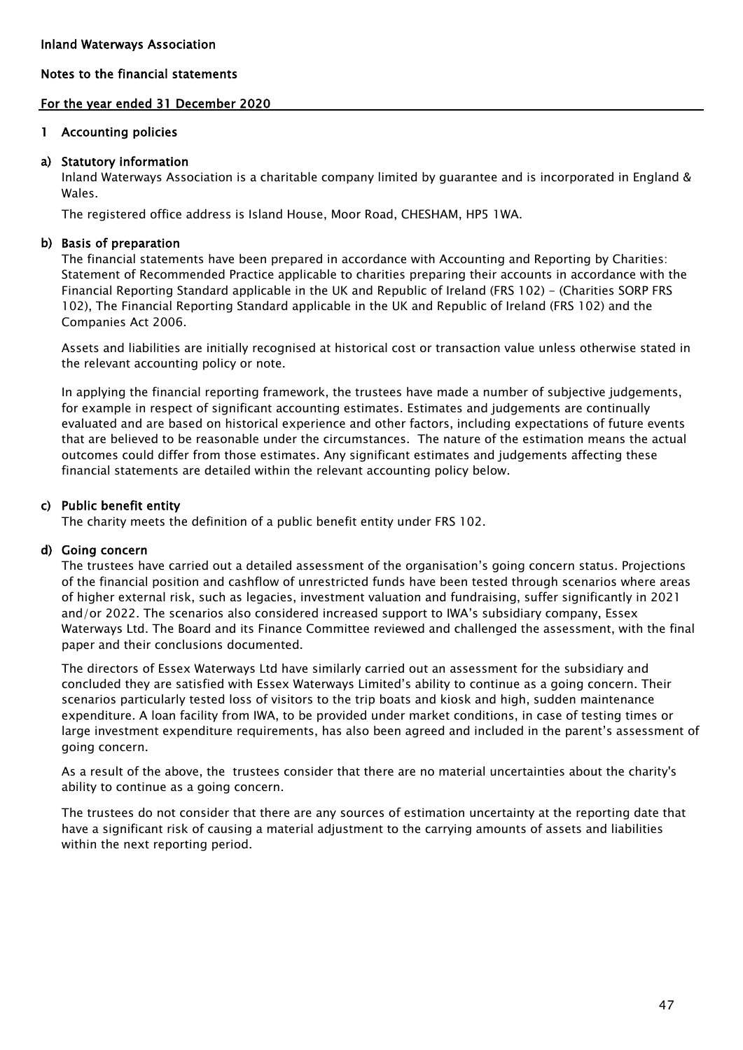Inland Waterways Association

Notes to the financial statements

For the year ended 31 December 2020

## 1 Accounting policies

### a) Statutory information

Inland Waterways Association is a charitable company limited by guarantee and is incorporated in England & Wales.

The registered office address is Island House, Moor Road, CHESHAM, HP5 1WA.

### b) Basis of preparation

The financial statements have been prepared in accordance with Accounting and Reporting by Charities: Statement of Recommended Practice applicable to charities preparing their accounts in accordance with the Financial Reporting Standard applicable in the UK and Republic of Ireland (FRS 102) - (Charities SORP FRS 102), The Financial Reporting Standard applicable in the UK and Republic of Ireland (FRS 102) and the Companies Act 2006.

Assets and liabilities are initially recognised at historical cost or transaction value unless otherwise stated in the relevant accounting policy or note.

In applying the financial reporting framework, the trustees have made a number of subjective judgements, for example in respect of significant accounting estimates. Estimates and judgements are continually evaluated and are based on historical experience and other factors, including expectations of future events that are believed to be reasonable under the circumstances. The nature of the estimation means the actual outcomes could differ from those estimates. Any significant estimates and judgements affecting these financial statements are detailed within the relevant accounting policy below.

### c) Public benefit entity

The charity meets the definition of a public benefit entity under FRS 102.

### d) Going concern

The trustees have carried out a detailed assessment of the organisation's going concern status. Projections of the financial position and cashflow of unrestricted funds have been tested through scenarios where areas of higher external risk, such as legacies, investment valuation and fundraising, suffer significantly in 2021 and/or 2022. The scenarios also considered increased support to IWA's subsidiary company, Essex Waterways Ltd. The Board and its Finance Committee reviewed and challenged the assessment, with the final paper and their conclusions documented.

The directors of Essex Waterways Ltd have similarly carried out an assessment for the subsidiary and concluded they are satisfied with Essex Waterways Limited's ability to continue as a going concern. Their scenarios particularly tested loss of visitors to the trip boats and kiosk and high, sudden maintenance expenditure. A loan facility from IWA, to be provided under market conditions, in case of testing times or large investment expenditure requirements, has also been agreed and included in the parent's assessment of going concern.

As a result of the above, the trustees consider that there are no material uncertainties about the charity's ability to continue as a going concern.

The trustees do not consider that there are any sources of estimation uncertainty at the reporting date that have a significant risk of causing a material adjustment to the carrying amounts of assets and liabilities within the next reporting period.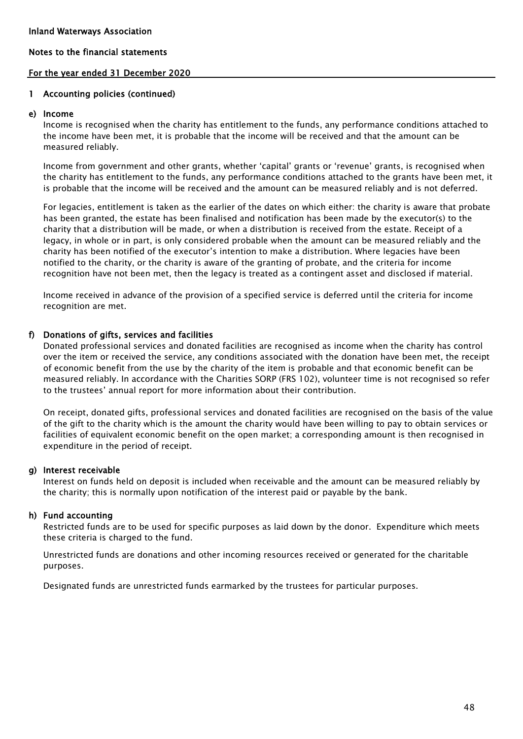# Inland Waterways Association

## Notes to the financial statements

### For the year ended 31 December 2020

### 1 Accounting policies (continued)

**e) Income**

Income is recognised when the charity has entitlement to the funds, any performance conditions attached to the income have been met, it is probable that the income will be received and that the amount can be measured reliably.

Income from government and other grants, whether 'capital' grants or 'revenue' grants, is recognised when the charity has entitlement to the funds, any performance conditions attached to the grants have been met, it is probable that the income will be received and the amount can be measured reliably and is not deferred.

For legacies, entitlement is taken as the earlier of the dates on which either: the charity is aware that probate has been granted, the estate has been finalised and notification has been made by the executor(s) to the charity that a distribution will be made, or when a distribution is received from the estate. Receipt of a legacy, in whole or in part, is only considered probable when the amount can be measured reliably and the charity has been notified of the executor's intention to make a distribution. Where legacies have been notified to the charity, or the charity is aware of the granting of probate, and the criteria for income recognition have not been met, then the legacy is treated as a contingent asset and disclosed if material.

Income received in advance of the provision of a specified service is deferred until the criteria for income recognition are met.

**f) Donations of gifts, services and facilities**

Donated professional services and donated facilities are recognised as income when the charity has control over the item or received the service, any conditions associated with the donation have been met, the receipt of economic benefit from the use by the charity of the item is probable and that economic benefit can be measured reliably. In accordance with the Charities SORP (FRS 102), volunteer time is not recognised so refer to the trustees' annual report for more information about their contribution.

On receipt, donated gifts, professional services and donated facilities are recognised on the basis of the value of the gift to the charity which is the amount the charity would have been willing to pay to obtain services or facilities of equivalent economic benefit on the open market; a corresponding amount is then recognised in expenditure in the period of receipt.

**g) Interest receivable**

Interest on funds held on deposit is included when receivable and the amount can be measured reliably by the charity; this is normally upon notification of the interest paid or payable by the bank.

**h) Fund accounting**

Restricted funds are to be used for specific purposes as laid down by the donor. Expenditure which meets these criteria is charged to the fund.

Unrestricted funds are donations and other incoming resources received or generated for the charitable purposes.

Designated funds are unrestricted funds earmarked by the trustees for particular purposes.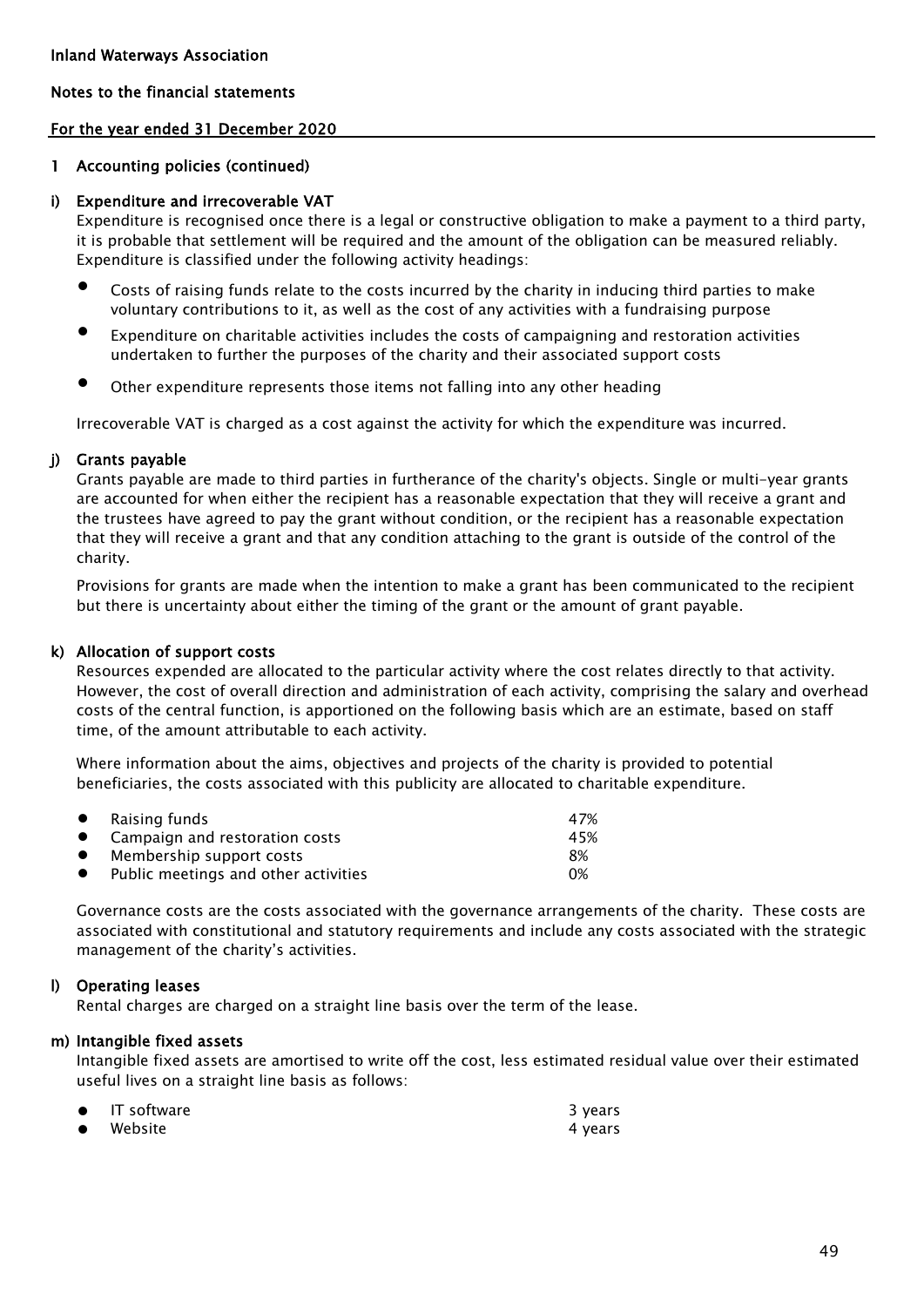**Inland Waterways Association**

**Notes to the financial statements**

**For the year ended 31 December 2020**

## 1 Accounting policies (continued)

### i) Expenditure and irrecoverable VAT

Expenditure is recognised once there is a legal or constructive obligation to make a payment to a third party, it is probable that settlement will be required and the amount of the obligation can be measured reliably. Expenditure is classified under the following activity headings:

- Costs of raising funds relate to the costs incurred by the charity in inducing third parties to make voluntary contributions to it, as well as the cost of any activities with a fundraising purpose
- Expenditure on charitable activities includes the costs of campaigning and restoration activities undertaken to further the purposes of the charity and their associated support costs
- Other expenditure represents those items not falling into any other heading

Irrecoverable VAT is charged as a cost against the activity for which the expenditure was incurred.

### j) Grants payable

Grants payable are made to third parties in furtherance of the charity's objects. Single or multi-year grants are accounted for when either the recipient has a reasonable expectation that they will receive a grant and the trustees have agreed to pay the grant without condition, or the recipient has a reasonable expectation that they will receive a grant and that any condition attaching to the grant is outside of the control of the charity.

Provisions for grants are made when the intention to make a grant has been communicated to the recipient but there is uncertainty about either the timing of the grant or the amount of grant payable.

### k) Allocation of support costs

Resources expended are allocated to the particular activity where the cost relates directly to that activity. However, the cost of overall direction and administration of each activity, comprising the salary and overhead costs of the central function, is apportioned on the following basis which are an estimate, based on staff time, of the amount attributable to each activity.

Where information about the aims, objectives and projects of the charity is provided to potential beneficiaries, the costs associated with this publicity are allocated to charitable expenditure.

| | |
|---|---|
| • Raising funds | 47% |
| • Campaign and restoration costs | 45% |
| • Membership support costs | 8% |
| • Public meetings and other activities | 0% |

Governance costs are the costs associated with the governance arrangements of the charity. These costs are associated with constitutional and statutory requirements and include any costs associated with the strategic management of the charity's activities.

### l) Operating leases

Rental charges are charged on a straight line basis over the term of the lease.

### m) Intangible fixed assets

Intangible fixed assets are amortised to write off the cost, less estimated residual value over their estimated useful lives on a straight line basis as follows:

| | |
|---|---|
| • IT software | 3 years |
| • Website | 4 years |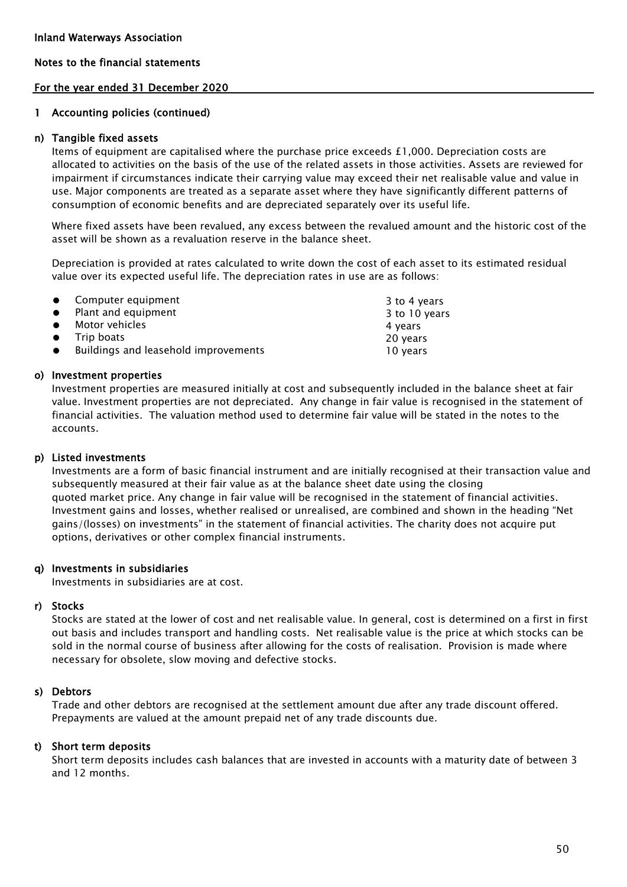## 1 Accounting policies (continued)

### n) Tangible fixed assets

Items of equipment are capitalised where the purchase price exceeds £1,000. Depreciation costs are allocated to activities on the basis of the use of the related assets in those activities. Assets are reviewed for impairment if circumstances indicate their carrying value may exceed their net realisable value and value in use. Major components are treated as a separate asset where they have significantly different patterns of consumption of economic benefits and are depreciated separately over its useful life.

Where fixed assets have been revalued, any excess between the revalued amount and the historic cost of the asset will be shown as a revaluation reserve in the balance sheet.

Depreciation is provided at rates calculated to write down the cost of each asset to its estimated residual value over its expected useful life. The depreciation rates in use are as follows:

| | |
|---|---|
| ● Computer equipment | 3 to 4 years |
| ● Plant and equipment | 3 to 10 years |
| ● Motor vehicles | 4 years |
| ● Trip boats | 20 years |
| ● Buildings and leasehold improvements | 10 years |

### o) Investment properties

Investment properties are measured initially at cost and subsequently included in the balance sheet at fair value. Investment properties are not depreciated. Any change in fair value is recognised in the statement of financial activities. The valuation method used to determine fair value will be stated in the notes to the accounts.

### p) Listed investments

Investments are a form of basic financial instrument and are initially recognised at their transaction value and subsequently measured at their fair value as at the balance sheet date using the closing quoted market price. Any change in fair value will be recognised in the statement of financial activities. Investment gains and losses, whether realised or unrealised, are combined and shown in the heading "Net gains/(losses) on investments" in the statement of financial activities. The charity does not acquire put options, derivatives or other complex financial instruments.

### q) Investments in subsidiaries

Investments in subsidiaries are at cost.

### r) Stocks

Stocks are stated at the lower of cost and net realisable value. In general, cost is determined on a first in first out basis and includes transport and handling costs. Net realisable value is the price at which stocks can be sold in the normal course of business after allowing for the costs of realisation. Provision is made where necessary for obsolete, slow moving and defective stocks.

### s) Debtors

Trade and other debtors are recognised at the settlement amount due after any trade discount offered. Prepayments are valued at the amount prepaid net of any trade discounts due.

### t) Short term deposits

Short term deposits includes cash balances that are invested in accounts with a maturity date of between 3 and 12 months.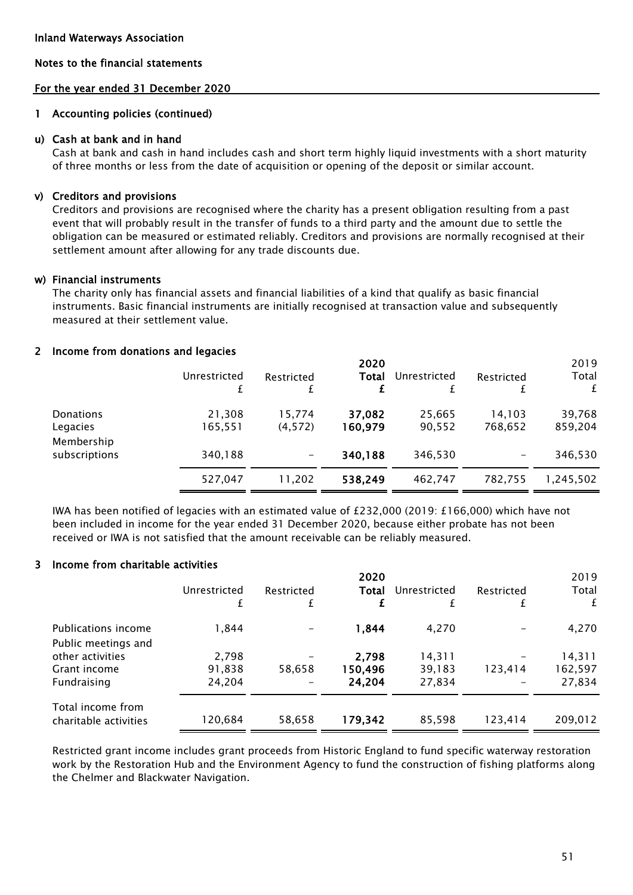Inland Waterways Association

Notes to the financial statements

For the year ended 31 December 2020

## 1 Accounting policies (continued)

### u) Cash at bank and in hand

Cash at bank and cash in hand includes cash and short term highly liquid investments with a short maturity of three months or less from the date of acquisition or opening of the deposit or similar account.

### v) Creditors and provisions

Creditors and provisions are recognised where the charity has a present obligation resulting from a past event that will probably result in the transfer of funds to a third party and the amount due to settle the obligation can be measured or estimated reliably. Creditors and provisions are normally recognised at their settlement amount after allowing for any trade discounts due.

### w) Financial instruments

The charity only has financial assets and financial liabilities of a kind that qualify as basic financial instruments. Basic financial instruments are initially recognised at transaction value and subsequently measured at their settlement value.

## 2 Income from donations and legacies

| | Unrestricted £ | Restricted £ | **2020 Total £** | Unrestricted £ | Restricted £ | 2019 Total £ |
|---|---|---|---|---|---|---|
| Donations | 21,308 | 15,774 | **37,082** | 25,665 | 14,103 | 39,768 |
| Legacies | 165,551 | (4,572) | **160,979** | 90,552 | 768,652 | 859,204 |
| Membership subscriptions | 340,188 | – | **340,188** | 346,530 | – | 346,530 |
| | 527,047 | 11,202 | **538,249** | 462,747 | 782,755 | 1,245,502 |

IWA has been notified of legacies with an estimated value of £232,000 (2019: £166,000) which have not been included in income for the year ended 31 December 2020, because either probate has not been received or IWA is not satisfied that the amount receivable can be reliably measured.

## 3 Income from charitable activities

| | Unrestricted £ | Restricted £ | **2020 Total £** | Unrestricted £ | Restricted £ | 2019 Total £ |
|---|---|---|---|---|---|---|
| Publications income | 1,844 | – | **1,844** | 4,270 | – | 4,270 |
| Public meetings and other activities | 2,798 | – | **2,798** | 14,311 | – | 14,311 |
| Grant income | 91,838 | 58,658 | **150,496** | 39,183 | 123,414 | 162,597 |
| Fundraising | 24,204 | – | **24,204** | 27,834 | – | 27,834 |
| Total income from charitable activities | 120,684 | 58,658 | **179,342** | 85,598 | 123,414 | 209,012 |

Restricted grant income includes grant proceeds from Historic England to fund specific waterway restoration work by the Restoration Hub and the Environment Agency to fund the construction of fishing platforms along the Chelmer and Blackwater Navigation.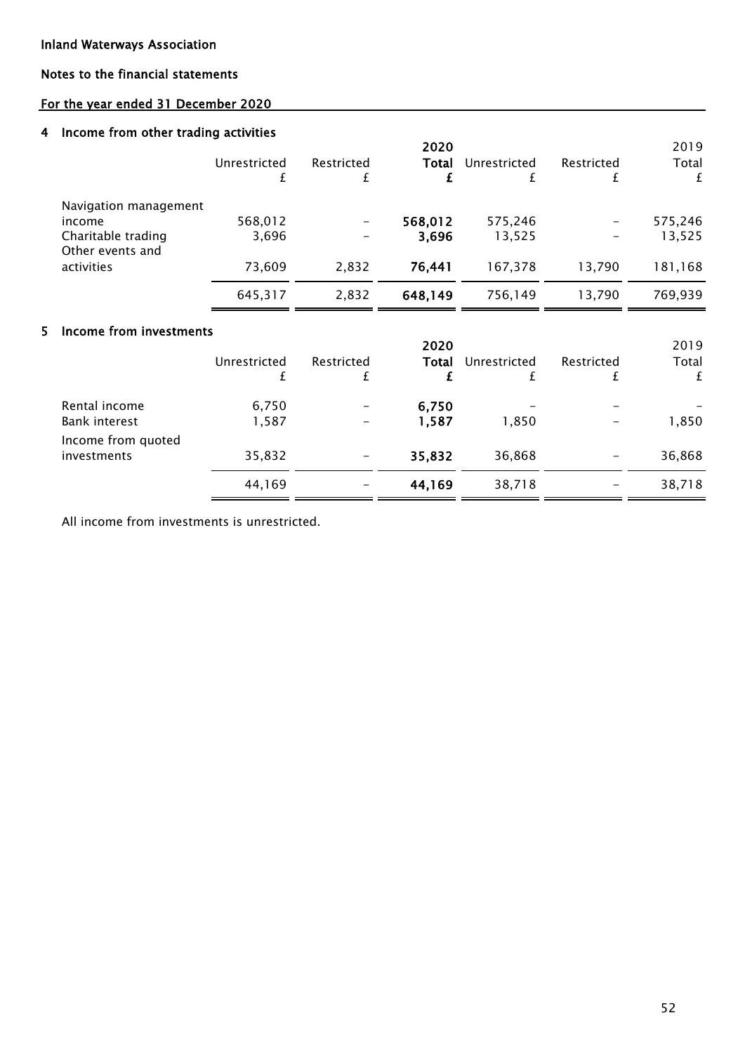Inland Waterways Association

Notes to the financial statements

For the year ended 31 December 2020

## 4 Income from other trading activities

| | Unrestricted £ | Restricted £ | 2020 **Total** **£** | Unrestricted £ | Restricted £ | 2019 Total £ |
|---|---|---|---|---|---|---|
| Navigation management income | 568,012 | – | **568,012** | 575,246 | – | 575,246 |
| Charitable trading | 3,696 | – | **3,696** | 13,525 | – | 13,525 |
| Other events and activities | 73,609 | 2,832 | **76,441** | 167,378 | 13,790 | 181,168 |
| | 645,317 | 2,832 | **648,149** | 756,149 | 13,790 | 769,939 |

## 5 Income from investments

| | Unrestricted £ | Restricted £ | 2020 **Total** **£** | Unrestricted £ | Restricted £ | 2019 Total £ |
|---|---|---|---|---|---|---|
| Rental income | 6,750 | – | **6,750** | – | – | – |
| Bank interest | 1,587 | – | **1,587** | 1,850 | – | 1,850 |
| Income from quoted investments | 35,832 | – | **35,832** | 36,868 | – | 36,868 |
| | 44,169 | – | **44,169** | 38,718 | – | 38,718 |

All income from investments is unrestricted.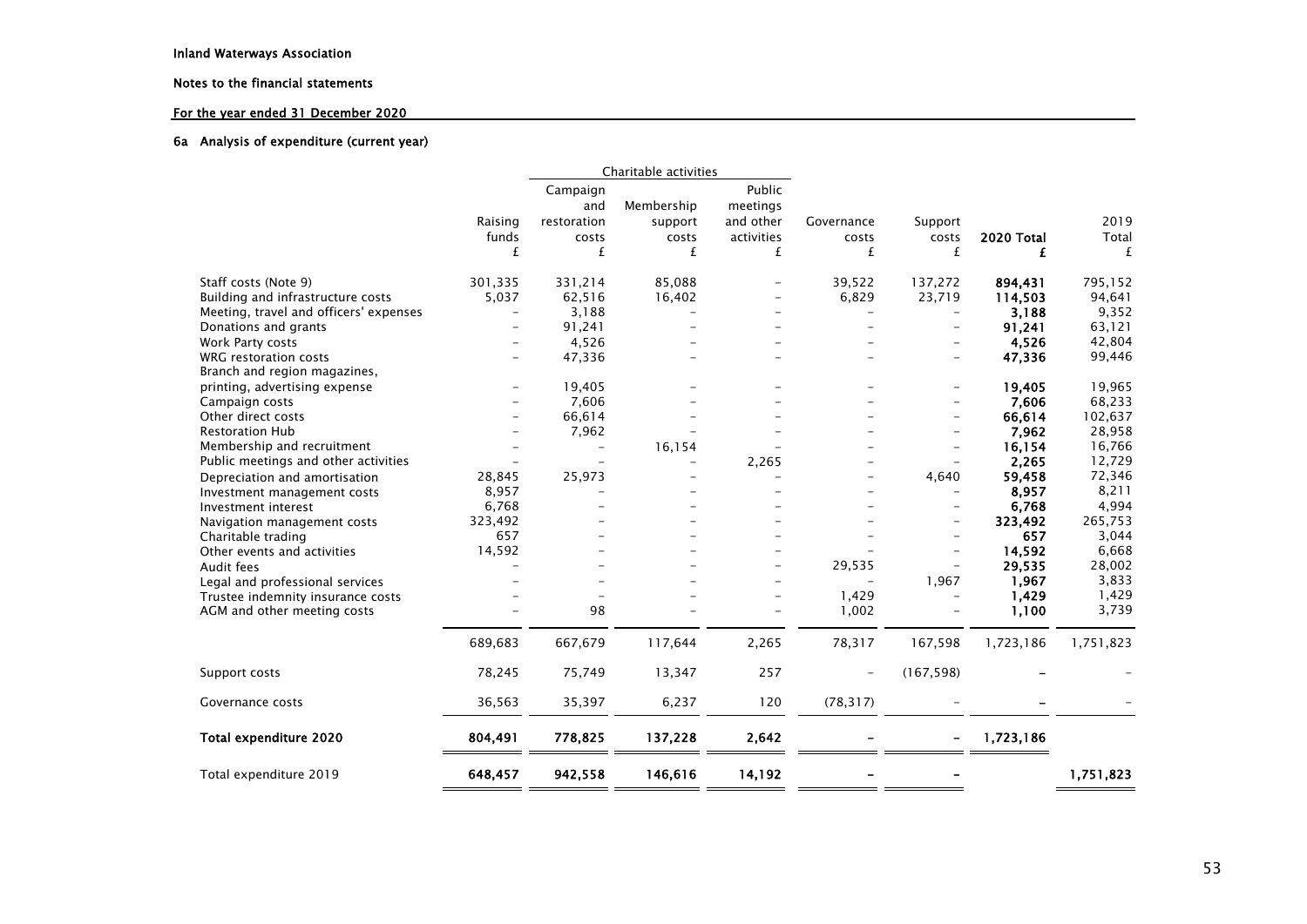## 6a Analysis of expenditure (current year)

| | Raising funds | Charitable activities | | | Governance costs | Support costs | 2020 Total | 2019 Total |
|---|---|---|---|---|---|---|---|---|
| | | Campaign and restoration costs | Membership support costs | Public meetings and other activities | | | | |
| | £ | £ | £ | £ | £ | £ | **£** | £ |
| Staff costs (Note 9) | 301,335 | 331,214 | 85,088 | – | 39,522 | 137,272 | **894,431** | 795,152 |
| Building and infrastructure costs | 5,037 | 62,516 | 16,402 | – | 6,829 | 23,719 | **114,503** | 94,641 |
| Meeting, travel and officers' expenses | – | 3,188 | – | – | – | – | **3,188** | 9,352 |
| Donations and grants | – | 91,241 | – | – | – | – | **91,241** | 63,121 |
| Work Party costs | – | 4,526 | – | – | – | – | **4,526** | 42,804 |
| WRG restoration costs | – | 47,336 | – | – | – | – | **47,336** | 99,446 |
| Branch and region magazines, printing, advertising expense | – | 19,405 | – | – | – | – | **19,405** | 19,965 |
| Campaign costs | – | 7,606 | – | – | – | – | **7,606** | 68,233 |
| Other direct costs | – | 66,614 | – | – | – | – | **66,614** | 102,637 |
| Restoration Hub | – | 7,962 | – | – | – | – | **7,962** | 28,958 |
| Membership and recruitment | – | – | 16,154 | – | – | – | **16,154** | 16,766 |
| Public meetings and other activities | – | – | – | 2,265 | – | – | **2,265** | 12,729 |
| Depreciation and amortisation | 28,845 | 25,973 | – | – | – | 4,640 | **59,458** | 72,346 |
| Investment management costs | 8,957 | – | – | – | – | – | **8,957** | 8,211 |
| Investment interest | 6,768 | – | – | – | – | – | **6,768** | 4,994 |
| Navigation management costs | 323,492 | – | – | – | – | – | **323,492** | 265,753 |
| Charitable trading | 657 | – | – | – | – | – | **657** | 3,044 |
| Other events and activities | 14,592 | – | – | – | – | – | **14,592** | 6,668 |
| Audit fees | – | – | – | – | 29,535 | – | **29,535** | 28,002 |
| Legal and professional services | – | – | – | – | – | 1,967 | **1,967** | 3,833 |
| Trustee indemnity insurance costs | – | – | – | – | 1,429 | – | **1,429** | 1,429 |
| AGM and other meeting costs | – | 98 | – | – | 1,002 | – | **1,100** | 3,739 |
| | 689,683 | 667,679 | 117,644 | 2,265 | 78,317 | 167,598 | 1,723,186 | 1,751,823 |
| Support costs | 78,245 | 75,749 | 13,347 | 257 | – | (167,598) | **–** | – |
| Governance costs | 36,563 | 35,397 | 6,237 | 120 | (78,317) | – | **–** | – |
| **Total expenditure 2020** | **804,491** | **778,825** | **137,228** | **2,642** | **–** | **–** | **1,723,186** | |
| Total expenditure 2019 | **648,457** | **942,558** | **146,616** | **14,192** | **–** | **–** | | **1,751,823** |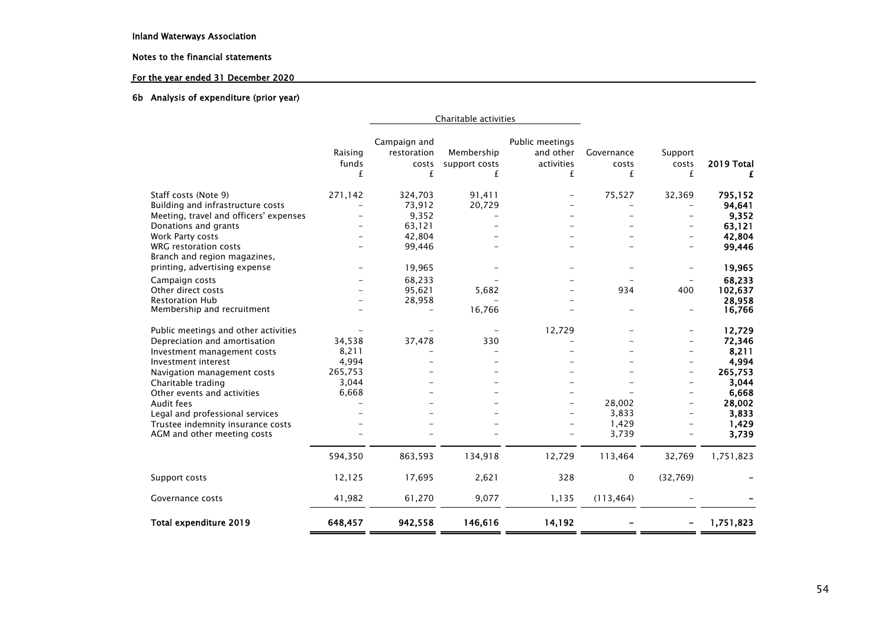Inland Waterways Association

Notes to the financial statements

For the year ended 31 December 2020

### 6b Analysis of expenditure (prior year)

| | Raising funds | Charitable activities | | | Governance costs | Support costs | 2019 Total |
|---|---|---|---|---|---|---|---|
| | | Campaign and restoration costs | Membership support costs | Public meetings and other activities | | | |
| | £ | £ | £ | £ | £ | £ | £ |
| Staff costs (Note 9) | 271,142 | 324,703 | 91,411 | – | 75,527 | 32,369 | **795,152** |
| Building and infrastructure costs | – | 73,912 | 20,729 | – | – | – | **94,641** |
| Meeting, travel and officers' expenses | – | 9,352 | – | – | – | – | **9,352** |
| Donations and grants | – | 63,121 | – | – | – | – | **63,121** |
| Work Party costs | – | 42,804 | – | – | – | – | **42,804** |
| WRG restoration costs | – | 99,446 | – | – | – | – | **99,446** |
| Branch and region magazines, printing, advertising expense | – | 19,965 | – | – | – | – | **19,965** |
| Campaign costs | – | 68,233 | – | – | – | – | **68,233** |
| Other direct costs | – | 95,621 | 5,682 | – | 934 | 400 | **102,637** |
| Restoration Hub | – | 28,958 | – | – | | | **28,958** |
| Membership and recruitment | – | – | 16,766 | – | – | – | **16,766** |
| Public meetings and other activities | – | – | – | 12,729 | – | – | **12,729** |
| Depreciation and amortisation | 34,538 | 37,478 | 330 | – | – | – | **72,346** |
| Investment management costs | 8,211 | – | – | – | – | – | **8,211** |
| Investment interest | 4,994 | – | – | – | – | – | **4,994** |
| Navigation management costs | 265,753 | – | – | – | – | – | **265,753** |
| Charitable trading | 3,044 | – | – | – | – | – | **3,044** |
| Other events and activities | 6,668 | – | – | – | – | – | **6,668** |
| Audit fees | – | – | – | – | 28,002 | – | **28,002** |
| Legal and professional services | – | – | – | – | 3,833 | – | **3,833** |
| Trustee indemnity insurance costs | – | – | – | – | 1,429 | – | **1,429** |
| AGM and other meeting costs | – | – | – | – | 3,739 | – | **3,739** |
| | 594,350 | 863,593 | 134,918 | 12,729 | 113,464 | 32,769 | 1,751,823 |
| Support costs | 12,125 | 17,695 | 2,621 | 328 | 0 | (32,769) | **–** |
| Governance costs | 41,982 | 61,270 | 9,077 | 1,135 | (113,464) | – | **–** |
| **Total expenditure 2019** | **648,457** | **942,558** | **146,616** | **14,192** | **–** | **–** | **1,751,823** |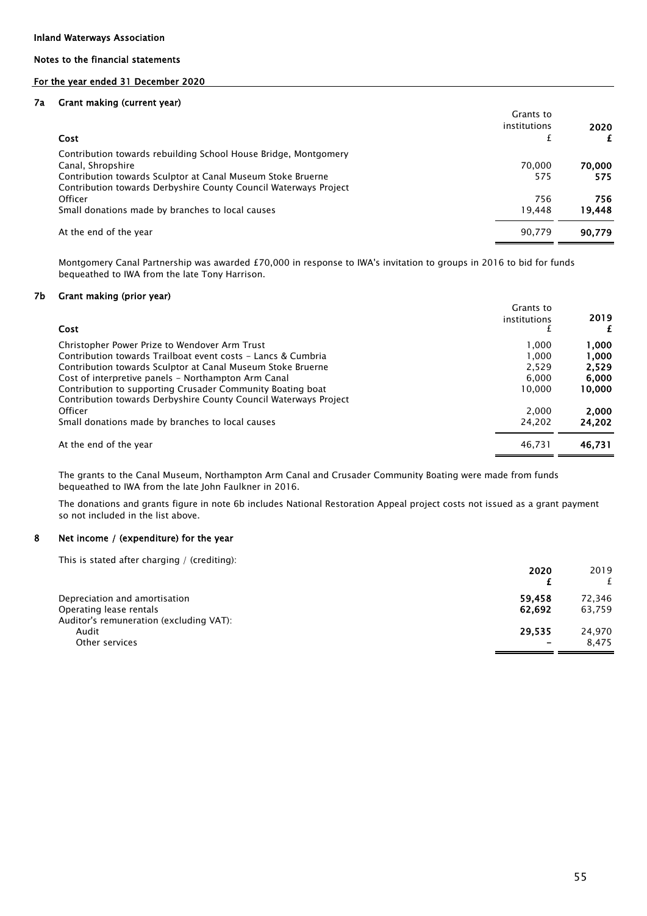**Inland Waterways Association**

**Notes to the financial statements**

**For the year ended 31 December 2020**

### 7a Grant making (current year)

| Cost | Grants to institutions £ | 2020 £ |
|---|---|---|
| Contribution towards rebuilding School House Bridge, Montgomery Canal, Shropshire | 70,000 | **70,000** |
| Contribution towards Sculptor at Canal Museum Stoke Bruerne | 575 | **575** |
| Contribution towards Derbyshire County Council Waterways Project Officer | 756 | **756** |
| Small donations made by branches to local causes | 19,448 | **19,448** |
| At the end of the year | 90,779 | **90,779** |

Montgomery Canal Partnership was awarded £70,000 in response to IWA's invitation to groups in 2016 to bid for funds bequeathed to IWA from the late Tony Harrison.

### 7b Grant making (prior year)

| Cost | Grants to institutions £ | 2019 £ |
|---|---|---|
| Christopher Power Prize to Wendover Arm Trust | 1,000 | **1,000** |
| Contribution towards Trailboat event costs - Lancs & Cumbria | 1,000 | **1,000** |
| Contribution towards Sculptor at Canal Museum Stoke Bruerne | 2,529 | **2,529** |
| Cost of interpretive panels - Northampton Arm Canal | 6,000 | **6,000** |
| Contribution to supporting Crusader Community Boating boat | 10,000 | **10,000** |
| Contribution towards Derbyshire County Council Waterways Project Officer | 2,000 | **2,000** |
| Small donations made by branches to local causes | 24,202 | **24,202** |
| At the end of the year | 46,731 | **46,731** |

The grants to the Canal Museum, Northampton Arm Canal and Crusader Community Boating were made from funds bequeathed to IWA from the late John Faulkner in 2016.

The donations and grants figure in note 6b includes National Restoration Appeal project costs not issued as a grant payment so not included in the list above.

### 8 Net income / (expenditure) for the year

This is stated after charging / (crediting):

| | 2020 £ | 2019 £ |
|---|---|---|
| Depreciation and amortisation | **59,458** | 72,346 |
| Operating lease rentals | **62,692** | 63,759 |
| Auditor's remuneration (excluding VAT): | | |
| Audit | **29,535** | 24,970 |
| Other services | **-** | 8,475 |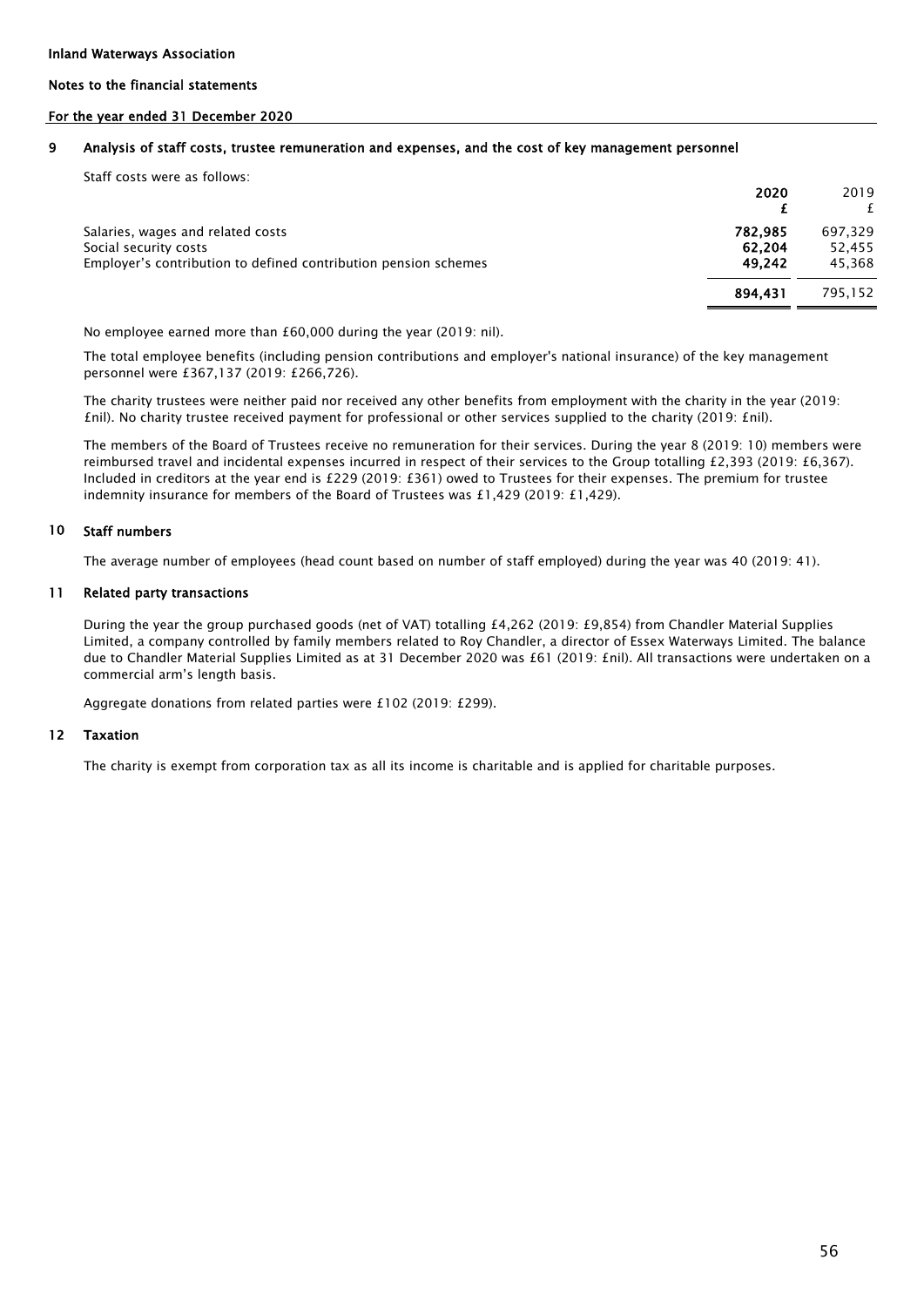Inland Waterways Association

Notes to the financial statements

For the year ended 31 December 2020

## 9 Analysis of staff costs, trustee remuneration and expenses, and the cost of key management personnel

Staff costs were as follows:

| | 2020<br>£ | 2019<br>£ |
|---|---|---|
| Salaries, wages and related costs | **782,985** | 697,329 |
| Social security costs | **62,204** | 52,455 |
| Employer's contribution to defined contribution pension schemes | **49,242** | 45,368 |
| | **894,431** | 795,152 |

No employee earned more than £60,000 during the year (2019: nil).

The total employee benefits (including pension contributions and employer's national insurance) of the key management personnel were £367,137 (2019: £266,726).

The charity trustees were neither paid nor received any other benefits from employment with the charity in the year (2019: £nil). No charity trustee received payment for professional or other services supplied to the charity (2019: £nil).

The members of the Board of Trustees receive no remuneration for their services. During the year 8 (2019: 10) members were reimbursed travel and incidental expenses incurred in respect of their services to the Group totalling £2,393 (2019: £6,367). Included in creditors at the year end is £229 (2019: £361) owed to Trustees for their expenses. The premium for trustee indemnity insurance for members of the Board of Trustees was £1,429 (2019: £1,429).

## 10 Staff numbers

The average number of employees (head count based on number of staff employed) during the year was 40 (2019: 41).

## 11 Related party transactions

During the year the group purchased goods (net of VAT) totalling £4,262 (2019: £9,854) from Chandler Material Supplies Limited, a company controlled by family members related to Roy Chandler, a director of Essex Waterways Limited. The balance due to Chandler Material Supplies Limited as at 31 December 2020 was £61 (2019: £nil). All transactions were undertaken on a commercial arm's length basis.

Aggregate donations from related parties were £102 (2019: £299).

## 12 Taxation

The charity is exempt from corporation tax as all its income is charitable and is applied for charitable purposes.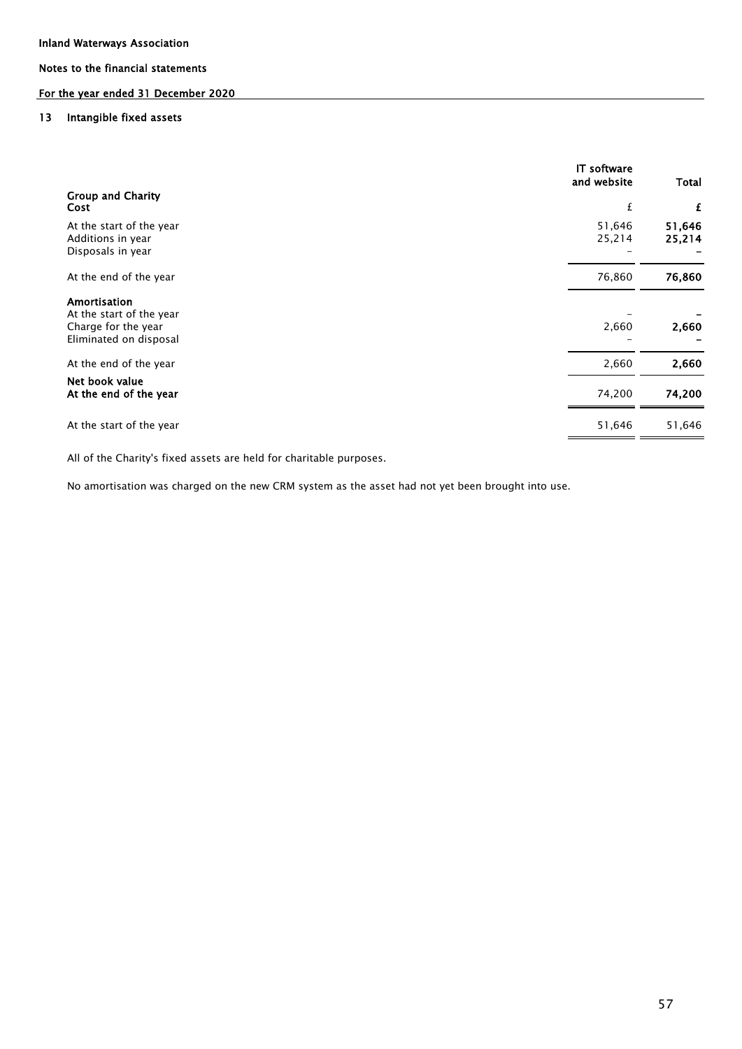**Inland Waterways Association**

**Notes to the financial statements**

**For the year ended 31 December 2020**

## 13 Intangible fixed assets

| | IT software and website | Total |
|---|---|---|
| **Group and Charity** | | |
| **Cost** | £ | **£** |
| At the start of the year | 51,646 | **51,646** |
| Additions in year | 25,214 | **25,214** |
| Disposals in year | – | **–** |
| At the end of the year | 76,860 | **76,860** |
| **Amortisation** | | |
| At the start of the year | – | **–** |
| Charge for the year | 2,660 | **2,660** |
| Eliminated on disposal | – | **–** |
| At the end of the year | 2,660 | **2,660** |
| **Net book value** | | |
| **At the end of the year** | 74,200 | **74,200** |
| At the start of the year | 51,646 | 51,646 |

All of the Charity's fixed assets are held for charitable purposes.

No amortisation was charged on the new CRM system as the asset had not yet been brought into use.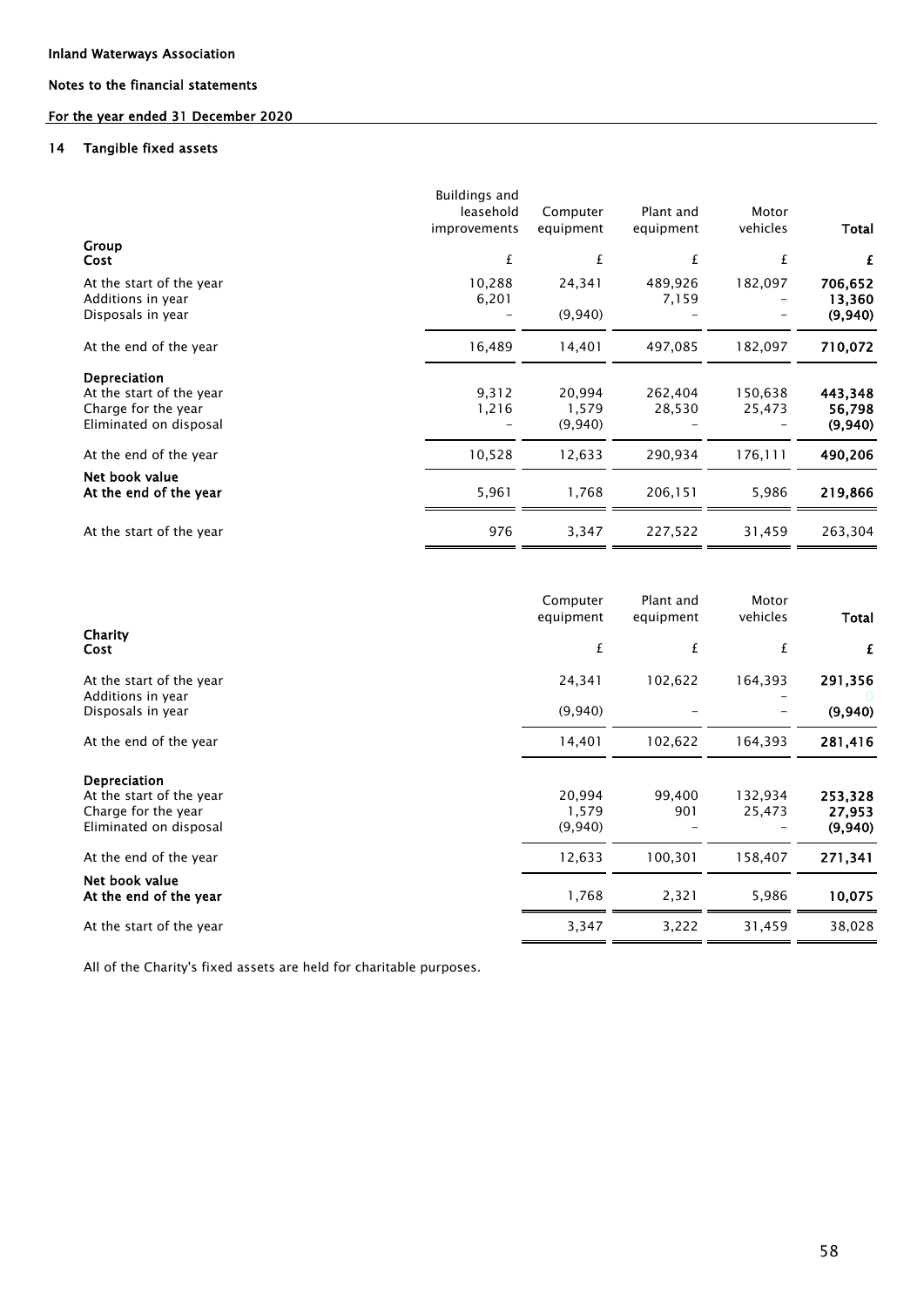## 14 Tangible fixed assets

| Group | Buildings and leasehold improvements | Computer equipment | Plant and equipment | Motor vehicles | Total |
|---|---|---|---|---|---|
| **Cost** | £ | £ | £ | £ | **£** |
| At the start of the year | 10,288 | 24,341 | 489,926 | 182,097 | **706,652** |
| Additions in year | 6,201 | | 7,159 | – | **13,360** |
| Disposals in year | – | (9,940) | – | – | **(9,940)** |
| At the end of the year | 16,489 | 14,401 | 497,085 | 182,097 | **710,072** |
| **Depreciation** | | | | | |
| At the start of the year | 9,312 | 20,994 | 262,404 | 150,638 | **443,348** |
| Charge for the year | 1,216 | 1,579 | 28,530 | 25,473 | **56,798** |
| Eliminated on disposal | – | (9,940) | – | – | **(9,940)** |
| At the end of the year | 10,528 | 12,633 | 290,934 | 176,111 | **490,206** |
| **Net book value** | | | | | |
| **At the end of the year** | 5,961 | 1,768 | 206,151 | 5,986 | **219,866** |
| At the start of the year | 976 | 3,347 | 227,522 | 31,459 | 263,304 |

| Charity | Computer equipment | Plant and equipment | Motor vehicles | Total |
|---|---|---|---|---|
| **Cost** | £ | £ | £ | **£** |
| At the start of the year | 24,341 | 102,622 | 164,393 | **291,356** |
| Additions in year | | | – | |
| Disposals in year | (9,940) | – | – | **(9,940)** |
| At the end of the year | 14,401 | 102,622 | 164,393 | **281,416** |
| **Depreciation** | | | | |
| At the start of the year | 20,994 | 99,400 | 132,934 | **253,328** |
| Charge for the year | 1,579 | 901 | 25,473 | **27,953** |
| Eliminated on disposal | (9,940) | – | – | **(9,940)** |
| At the end of the year | 12,633 | 100,301 | 158,407 | **271,341** |
| **Net book value** | | | | |
| **At the end of the year** | 1,768 | 2,321 | 5,986 | **10,075** |
| At the start of the year | 3,347 | 3,222 | 31,459 | 38,028 |

All of the Charity's fixed assets are held for charitable purposes.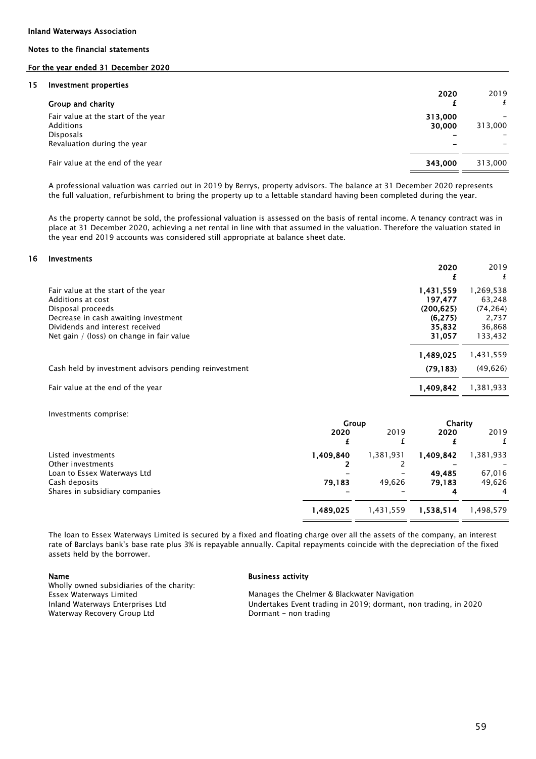**Inland Waterways Association**

**Notes to the financial statements**

**For the year ended 31 December 2020**

## 15 Investment properties

| Group and charity | 2020 £ | 2019 £ |
|---|---|---|
| Fair value at the start of the year | 313,000 | – |
| Additions | 30,000 | 313,000 |
| Disposals | – | – |
| Revaluation during the year | – | – |
| Fair value at the end of the year | 343,000 | 313,000 |

A professional valuation was carried out in 2019 by Berrys, property advisors. The balance at 31 December 2020 represents the full valuation, refurbishment to bring the property up to a lettable standard having been completed during the year.

As the property cannot be sold, the professional valuation is assessed on the basis of rental income. A tenancy contract was in place at 31 December 2020, achieving a net rental in line with that assumed in the valuation. Therefore the valuation stated in the year end 2019 accounts was considered still appropriate at balance sheet date.

## 16 Investments

| | 2020 £ | 2019 £ |
|---|---|---|
| Fair value at the start of the year | 1,431,559 | 1,269,538 |
| Additions at cost | 197,477 | 63,248 |
| Disposal proceeds | (200,625) | (74,264) |
| Decrease in cash awaiting investment | (6,275) | 2,737 |
| Dividends and interest received | 35,832 | 36,868 |
| Net gain / (loss) on change in fair value | 31,057 | 133,432 |
| | 1,489,025 | 1,431,559 |
| Cash held by investment advisors pending reinvestment | (79,183) | (49,626) |
| Fair value at the end of the year | 1,409,842 | 1,381,933 |

Investments comprise:

| | Group | | Charity | |
|---|---|---|---|---|
| | 2020 £ | 2019 £ | 2020 £ | 2019 £ |
| Listed investments | 1,409,840 | 1,381,931 | 1,409,842 | 1,381,933 |
| Other investments | 2 | 2 | – | – |
| Loan to Essex Waterways Ltd | – | – | 49,485 | 67,016 |
| Cash deposits | 79,183 | 49,626 | 79,183 | 49,626 |
| Shares in subsidiary companies | – | – | 4 | 4 |
| | 1,489,025 | 1,431,559 | 1,538,514 | 1,498,579 |

The loan to Essex Waterways Limited is secured by a fixed and floating charge over all the assets of the company, an interest rate of Barclays bank's base rate plus 3% is repayable annually. Capital repayments coincide with the depreciation of the fixed assets held by the borrower.

| Name | Business activity |
|---|---|
| Wholly owned subsidiaries of the charity: | |
| Essex Waterways Limited | Manages the Chelmer & Blackwater Navigation |
| Inland Waterways Enterprises Ltd | Undertakes Event trading in 2019; dormant, non trading, in 2020 |
| Waterway Recovery Group Ltd | Dormant - non trading |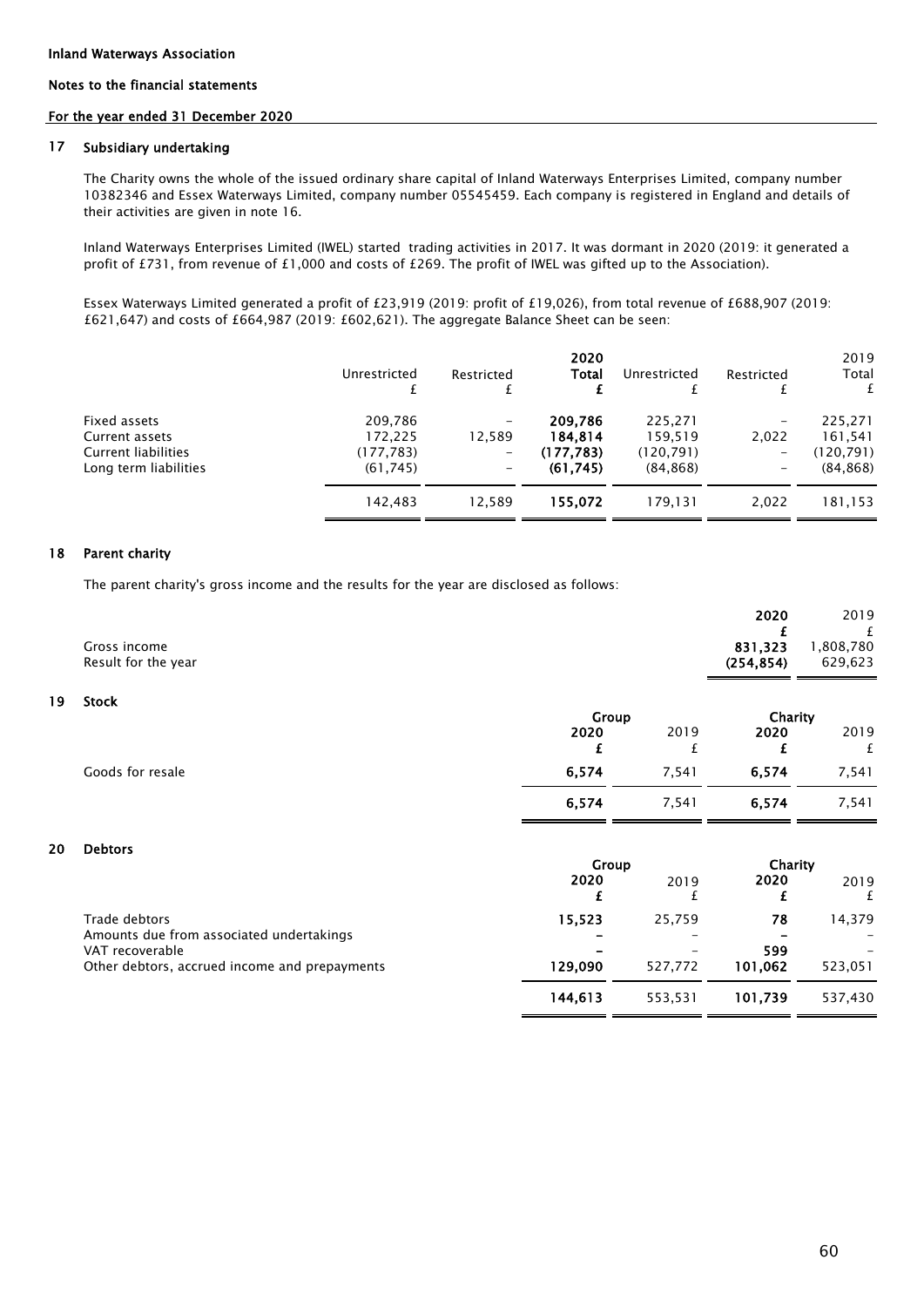Inland Waterways Association

Notes to the financial statements

For the year ended 31 December 2020

## 17 Subsidiary undertaking

The Charity owns the whole of the issued ordinary share capital of Inland Waterways Enterprises Limited, company number 10382346 and Essex Waterways Limited, company number 05545459. Each company is registered in England and details of their activities are given in note 16.

Inland Waterways Enterprises Limited (IWEL) started trading activities in 2017. It was dormant in 2020 (2019: it generated a profit of £731, from revenue of £1,000 and costs of £269. The profit of IWEL was gifted up to the Association).

Essex Waterways Limited generated a profit of £23,919 (2019: profit of £19,026), from total revenue of £688,907 (2019: £621,647) and costs of £664,987 (2019: £602,621). The aggregate Balance Sheet can be seen:

| | Unrestricted £ | Restricted £ | 2020 Total £ | Unrestricted £ | Restricted £ | 2019 Total £ |
|---|---|---|---|---|---|---|
| Fixed assets | 209,786 | – | **209,786** | 225,271 | – | 225,271 |
| Current assets | 172,225 | 12,589 | **184,814** | 159,519 | 2,022 | 161,541 |
| Current liabilities | (177,783) | – | **(177,783)** | (120,791) | – | (120,791) |
| Long term liabilities | (61,745) | – | **(61,745)** | (84,868) | – | (84,868) |
| | 142,483 | 12,589 | **155,072** | 179,131 | 2,022 | 181,153 |

## 18 Parent charity

The parent charity's gross income and the results for the year are disclosed as follows:

| | 2020 £ | 2019 £ |
|---|---|---|
| Gross income | **831,323** | 1,808,780 |
| Result for the year | **(254,854)** | 629,623 |

## 19 Stock

| | Group 2020 £ | Group 2019 £ | Charity 2020 £ | Charity 2019 £ |
|---|---|---|---|---|
| Goods for resale | **6,574** | 7,541 | **6,574** | 7,541 |
| | **6,574** | 7,541 | **6,574** | 7,541 |

## 20 Debtors

| | Group 2020 £ | Group 2019 £ | Charity 2020 £ | Charity 2019 £ |
|---|---|---|---|---|
| Trade debtors | **15,523** | 25,759 | **78** | 14,379 |
| Amounts due from associated undertakings | **–** | – | **–** | – |
| VAT recoverable | **–** | – | **599** | – |
| Other debtors, accrued income and prepayments | **129,090** | 527,772 | **101,062** | 523,051 |
| | **144,613** | 553,531 | **101,739** | 537,430 |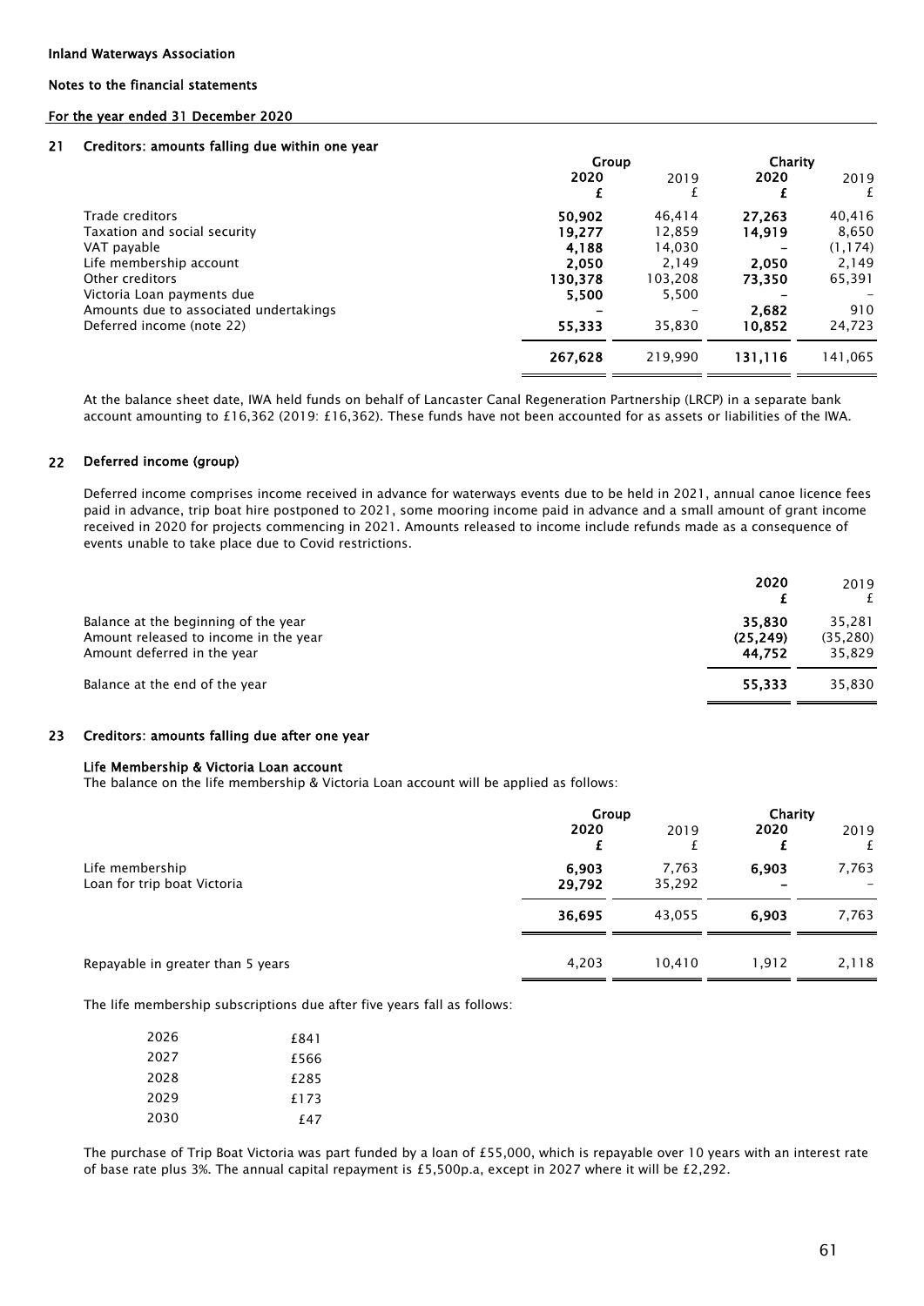## 21 Creditors: amounts falling due within one year

| | Group | | Charity | |
|---|---|---|---|---|
| | **2020** | 2019 | **2020** | 2019 |
| | **£** | £ | **£** | £ |
| Trade creditors | **50,902** | 46,414 | **27,263** | 40,416 |
| Taxation and social security | **19,277** | 12,859 | **14,919** | 8,650 |
| VAT payable | **4,188** | 14,030 | **–** | (1,174) |
| Life membership account | **2,050** | 2,149 | **2,050** | 2,149 |
| Other creditors | **130,378** | 103,208 | **73,350** | 65,391 |
| Victoria Loan payments due | **5,500** | 5,500 | **–** | – |
| Amounts due to associated undertakings | **–** | – | **2,682** | 910 |
| Deferred income (note 22) | **55,333** | 35,830 | **10,852** | 24,723 |
| | **267,628** | 219,990 | **131,116** | 141,065 |

At the balance sheet date, IWA held funds on behalf of Lancaster Canal Regeneration Partnership (LRCP) in a separate bank account amounting to £16,362 (2019: £16,362). These funds have not been accounted for as assets or liabilities of the IWA.

## 22 Deferred income (group)

Deferred income comprises income received in advance for waterways events due to be held in 2021, annual canoe licence fees paid in advance, trip boat hire postponed to 2021, some mooring income paid in advance and a small amount of grant income received in 2020 for projects commencing in 2021. Amounts released to income include refunds made as a consequence of events unable to take place due to Covid restrictions.

| | **2020** | 2019 |
|---|---|---|
| | **£** | £ |
| Balance at the beginning of the year | **35,830** | 35,281 |
| Amount released to income in the year | **(25,249)** | (35,280) |
| Amount deferred in the year | **44,752** | 35,829 |
| Balance at the end of the year | **55,333** | 35,830 |

## 23 Creditors: amounts falling due after one year

### Life Membership & Victoria Loan account

The balance on the life membership & Victoria Loan account will be applied as follows:

| | Group | | Charity | |
|---|---|---|---|---|
| | **2020** | 2019 | **2020** | 2019 |
| | **£** | £ | **£** | £ |
| Life membership | **6,903** | 7,763 | **6,903** | 7,763 |
| Loan for trip boat Victoria | **29,792** | 35,292 | **–** | – |
| | **36,695** | 43,055 | **6,903** | 7,763 |
| Repayable in greater than 5 years | 4,203 | 10,410 | 1,912 | 2,118 |

The life membership subscriptions due after five years fall as follows:

| | |
|---|---|
| 2026 | £841 |
| 2027 | £566 |
| 2028 | £285 |
| 2029 | £173 |
| 2030 | £47 |

The purchase of Trip Boat Victoria was part funded by a loan of £55,000, which is repayable over 10 years with an interest rate of base rate plus 3%. The annual capital repayment is £5,500p.a, except in 2027 where it will be £2,292.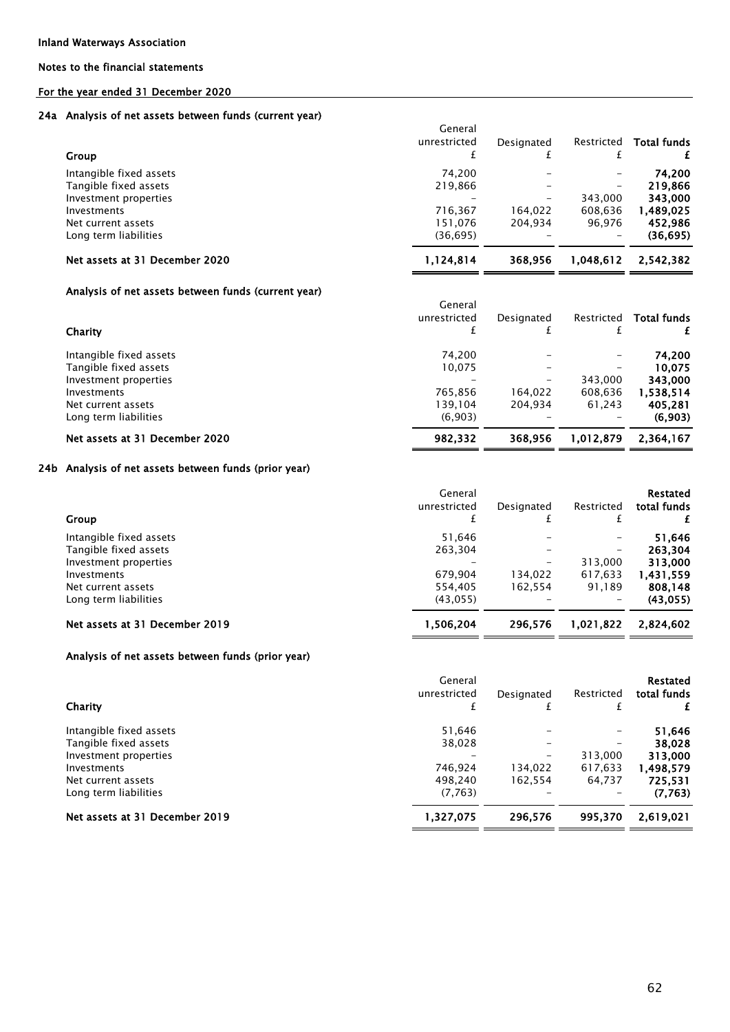Inland Waterways Association

Notes to the financial statements

For the year ended 31 December 2020

## 24a Analysis of net assets between funds (current year)

| Group | General unrestricted £ | Designated £ | Restricted £ | Total funds £ |
|---|---|---|---|---|
| Intangible fixed assets | 74,200 | – | – | **74,200** |
| Tangible fixed assets | 219,866 | – | – | **219,866** |
| Investment properties | – | – | 343,000 | **343,000** |
| Investments | 716,367 | 164,022 | 608,636 | **1,489,025** |
| Net current assets | 151,076 | 204,934 | 96,976 | **452,986** |
| Long term liabilities | (36,695) | – | – | **(36,695)** |
| **Net assets at 31 December 2020** | **1,124,814** | **368,956** | **1,048,612** | **2,542,382** |

### Analysis of net assets between funds (current year)

| Charity | General unrestricted £ | Designated £ | Restricted £ | Total funds £ |
|---|---|---|---|---|
| Intangible fixed assets | 74,200 | – | – | **74,200** |
| Tangible fixed assets | 10,075 | – | – | **10,075** |
| Investment properties | – | – | 343,000 | **343,000** |
| Investments | 765,856 | 164,022 | 608,636 | **1,538,514** |
| Net current assets | 139,104 | 204,934 | 61,243 | **405,281** |
| Long term liabilities | (6,903) | – | – | **(6,903)** |
| **Net assets at 31 December 2020** | **982,332** | **368,956** | **1,012,879** | **2,364,167** |

## 24b Analysis of net assets between funds (prior year)

| Group | General unrestricted £ | Designated £ | Restricted £ | Restated total funds £ |
|---|---|---|---|---|
| Intangible fixed assets | 51,646 | – | – | **51,646** |
| Tangible fixed assets | 263,304 | – | – | **263,304** |
| Investment properties | – | – | 313,000 | **313,000** |
| Investments | 679,904 | 134,022 | 617,633 | **1,431,559** |
| Net current assets | 554,405 | 162,554 | 91,189 | **808,148** |
| Long term liabilities | (43,055) | – | – | **(43,055)** |
| **Net assets at 31 December 2019** | **1,506,204** | **296,576** | **1,021,822** | **2,824,602** |

### Analysis of net assets between funds (prior year)

| Charity | General unrestricted £ | Designated £ | Restricted £ | Restated total funds £ |
|---|---|---|---|---|
| Intangible fixed assets | 51,646 | – | – | **51,646** |
| Tangible fixed assets | 38,028 | – | – | **38,028** |
| Investment properties | – | – | 313,000 | **313,000** |
| Investments | 746,924 | 134,022 | 617,633 | **1,498,579** |
| Net current assets | 498,240 | 162,554 | 64,737 | **725,531** |
| Long term liabilities | (7,763) | – | – | **(7,763)** |
| **Net assets at 31 December 2019** | **1,327,075** | **296,576** | **995,370** | **2,619,021** |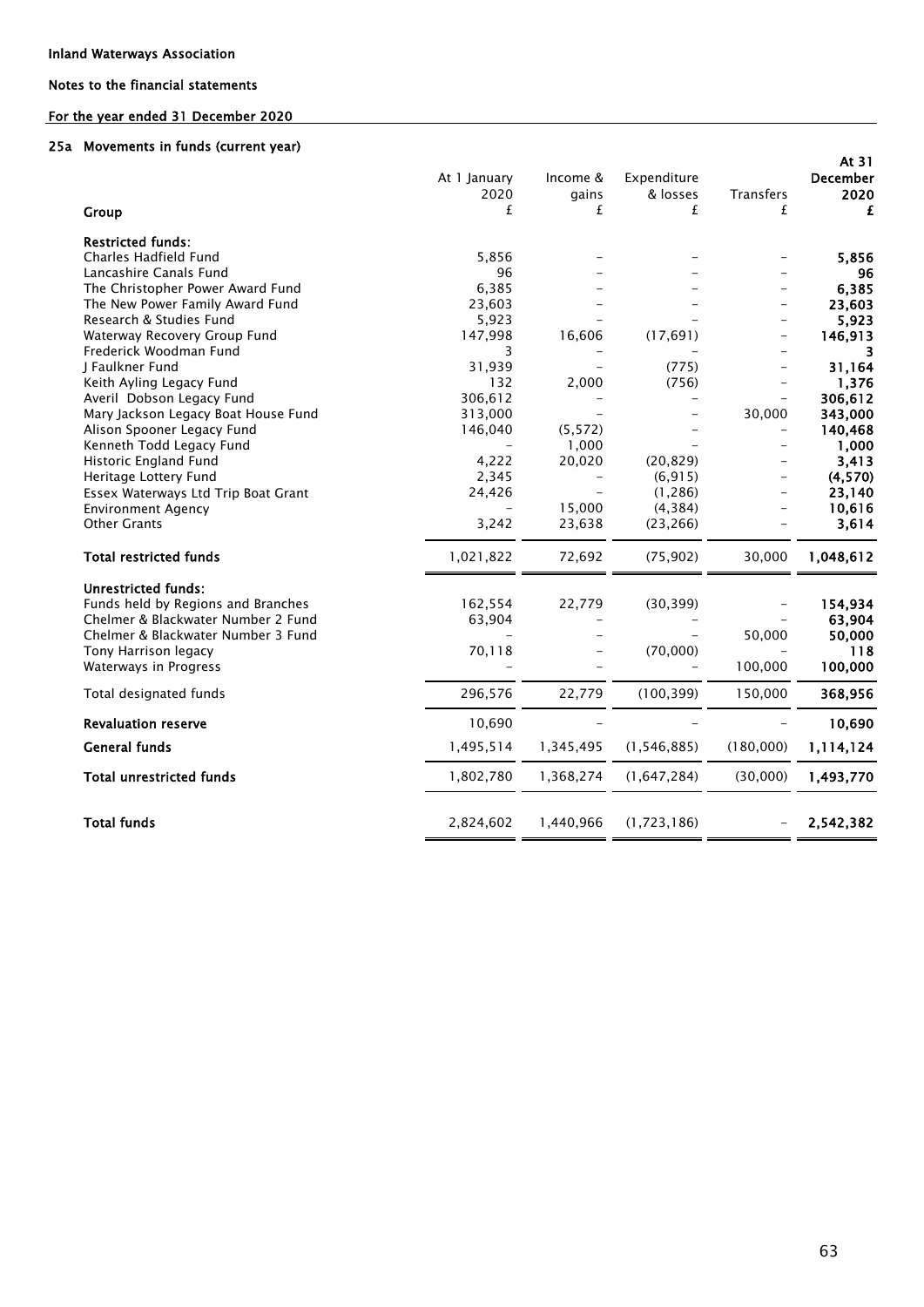Inland Waterways Association

Notes to the financial statements

For the year ended 31 December 2020

## 25a Movements in funds (current year)

| Group | At 1 January 2020 £ | Income & gains £ | Expenditure & losses £ | Transfers £ | At 31 December 2020 £ |
|---|---|---|---|---|---|
| **Restricted funds:** | | | | | |
| Charles Hadfield Fund | 5,856 | – | – | – | **5,856** |
| Lancashire Canals Fund | 96 | – | – | – | **96** |
| The Christopher Power Award Fund | 6,385 | – | – | – | **6,385** |
| The New Power Family Award Fund | 23,603 | – | – | – | **23,603** |
| Research & Studies Fund | 5,923 | – | – | – | **5,923** |
| Waterway Recovery Group Fund | 147,998 | 16,606 | (17,691) | – | **146,913** |
| Frederick Woodman Fund | 3 | – | – | – | **3** |
| J Faulkner Fund | 31,939 | – | (775) | – | **31,164** |
| Keith Ayling Legacy Fund | 132 | 2,000 | (756) | – | **1,376** |
| Averil Dobson Legacy Fund | 306,612 | – | – | – | **306,612** |
| Mary Jackson Legacy Boat House Fund | 313,000 | – | – | 30,000 | **343,000** |
| Alison Spooner Legacy Fund | 146,040 | (5,572) | – | – | **140,468** |
| Kenneth Todd Legacy Fund | – | 1,000 | – | – | **1,000** |
| Historic England Fund | 4,222 | 20,020 | (20,829) | – | **3,413** |
| Heritage Lottery Fund | 2,345 | – | (6,915) | – | **(4,570)** |
| Essex Waterways Ltd Trip Boat Grant | 24,426 | – | (1,286) | – | **23,140** |
| Environment Agency | – | 15,000 | (4,384) | – | **10,616** |
| Other Grants | 3,242 | 23,638 | (23,266) | – | **3,614** |
| **Total restricted funds** | 1,021,822 | 72,692 | (75,902) | 30,000 | **1,048,612** |
| **Unrestricted funds:** | | | | | |
| Funds held by Regions and Branches | 162,554 | 22,779 | (30,399) | – | **154,934** |
| Chelmer & Blackwater Number 2 Fund | 63,904 | – | – | – | **63,904** |
| Chelmer & Blackwater Number 3 Fund | – | – | – | 50,000 | **50,000** |
| Tony Harrison legacy | 70,118 | – | (70,000) | – | **118** |
| Waterways in Progress | – | – | – | 100,000 | **100,000** |
| Total designated funds | 296,576 | 22,779 | (100,399) | 150,000 | **368,956** |
| **Revaluation reserve** | 10,690 | – | – | – | **10,690** |
| **General funds** | 1,495,514 | 1,345,495 | (1,546,885) | (180,000) | **1,114,124** |
| **Total unrestricted funds** | 1,802,780 | 1,368,274 | (1,647,284) | (30,000) | **1,493,770** |
| **Total funds** | 2,824,602 | 1,440,966 | (1,723,186) | – | **2,542,382** |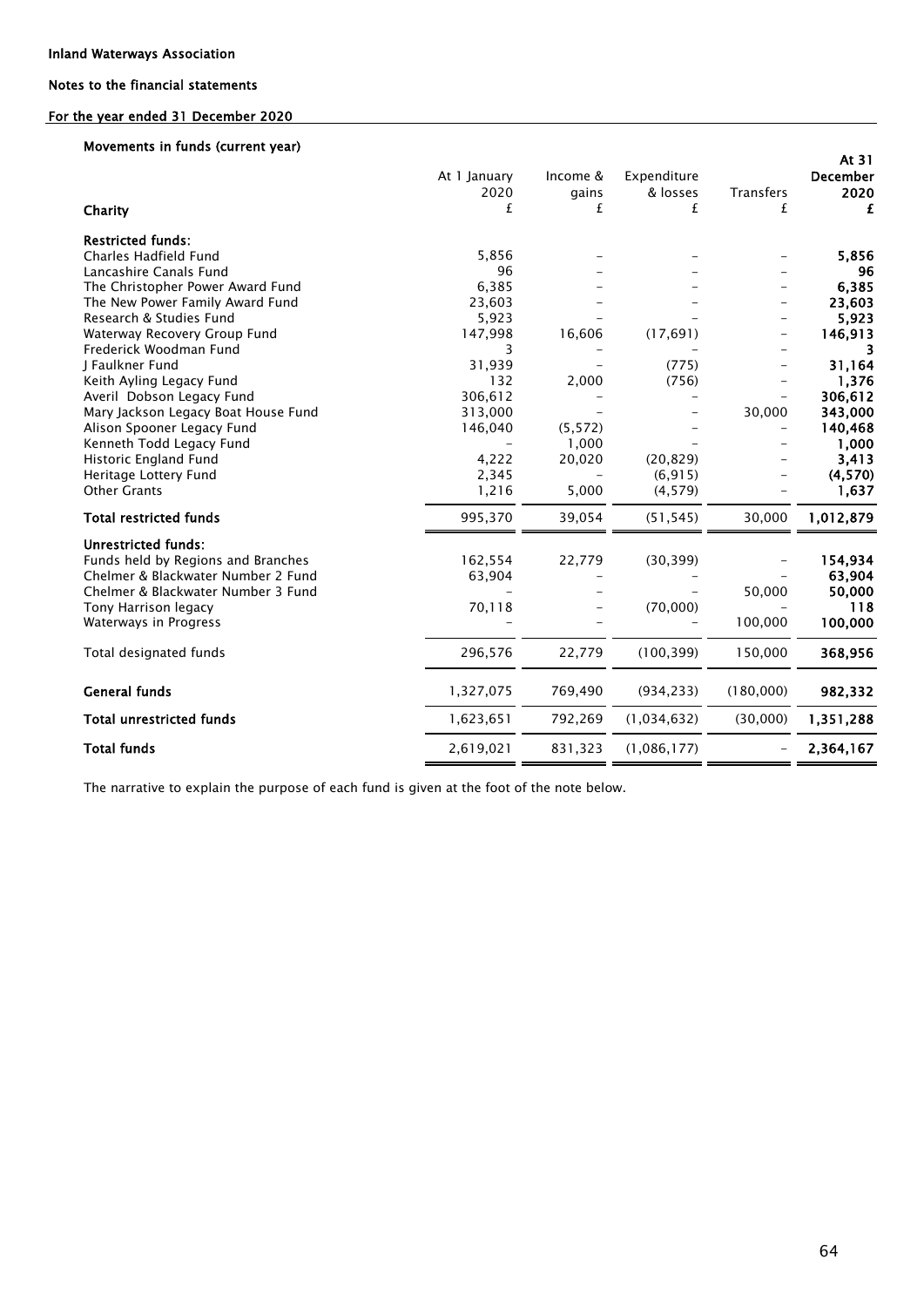**Inland Waterways Association**

**Notes to the financial statements**

**For the year ended 31 December 2020**

**Movements in funds (current year)**

| Charity | At 1 January 2020 £ | Income & gains £ | Expenditure & losses £ | Transfers £ | At 31 December 2020 £ |
|---|---|---|---|---|---|
| **Restricted funds:** | | | | | |
| Charles Hadfield Fund | 5,856 | – | – | – | **5,856** |
| Lancashire Canals Fund | 96 | – | – | – | **96** |
| The Christopher Power Award Fund | 6,385 | – | – | – | **6,385** |
| The New Power Family Award Fund | 23,603 | – | – | – | **23,603** |
| Research & Studies Fund | 5,923 | – | – | – | **5,923** |
| Waterway Recovery Group Fund | 147,998 | 16,606 | (17,691) | – | **146,913** |
| Frederick Woodman Fund | 3 | – | – | – | **3** |
| J Faulkner Fund | 31,939 | – | (775) | – | **31,164** |
| Keith Ayling Legacy Fund | 132 | 2,000 | (756) | – | **1,376** |
| Averil Dobson Legacy Fund | 306,612 | – | – | – | **306,612** |
| Mary Jackson Legacy Boat House Fund | 313,000 | – | – | 30,000 | **343,000** |
| Alison Spooner Legacy Fund | 146,040 | (5,572) | – | – | **140,468** |
| Kenneth Todd Legacy Fund | – | 1,000 | – | – | **1,000** |
| Historic England Fund | 4,222 | 20,020 | (20,829) | – | **3,413** |
| Heritage Lottery Fund | 2,345 | – | (6,915) | – | **(4,570)** |
| Other Grants | 1,216 | 5,000 | (4,579) | – | **1,637** |
| **Total restricted funds** | 995,370 | 39,054 | (51,545) | 30,000 | **1,012,879** |
| **Unrestricted funds:** | | | | | |
| Funds held by Regions and Branches | 162,554 | 22,779 | (30,399) | – | **154,934** |
| Chelmer & Blackwater Number 2 Fund | 63,904 | – | – | – | **63,904** |
| Chelmer & Blackwater Number 3 Fund | – | – | – | 50,000 | **50,000** |
| Tony Harrison legacy | 70,118 | – | (70,000) | – | **118** |
| Waterways in Progress | – | – | – | 100,000 | **100,000** |
| Total designated funds | 296,576 | 22,779 | (100,399) | 150,000 | **368,956** |
| **General funds** | 1,327,075 | 769,490 | (934,233) | (180,000) | **982,332** |
| **Total unrestricted funds** | 1,623,651 | 792,269 | (1,034,632) | (30,000) | **1,351,288** |
| **Total funds** | 2,619,021 | 831,323 | (1,086,177) | – | **2,364,167** |

The narrative to explain the purpose of each fund is given at the foot of the note below.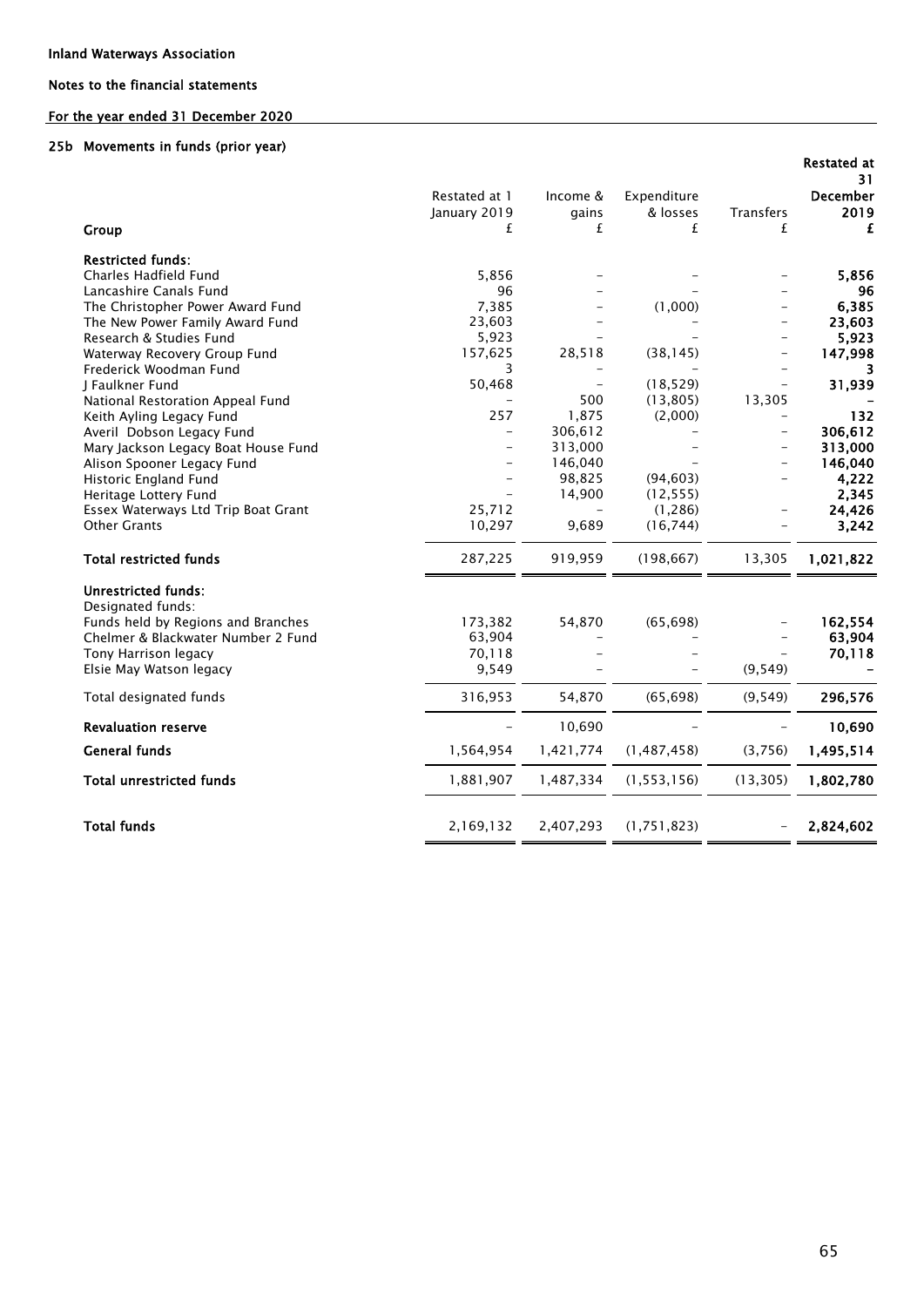Inland Waterways Association

Notes to the financial statements

For the year ended 31 December 2020

## 25b Movements in funds (prior year)

| Group | Restated at 1 January 2019 £ | Income & gains £ | Expenditure & losses £ | Transfers £ | **Restated at 31 December 2019 £** |
|---|---|---|---|---|---|
| **Restricted funds:** | | | | | |
| Charles Hadfield Fund | 5,856 | – | – | – | **5,856** |
| Lancashire Canals Fund | 96 | – | – | – | **96** |
| The Christopher Power Award Fund | 7,385 | – | (1,000) | – | **6,385** |
| The New Power Family Award Fund | 23,603 | – | – | – | **23,603** |
| Research & Studies Fund | 5,923 | – | – | – | **5,923** |
| Waterway Recovery Group Fund | 157,625 | 28,518 | (38,145) | – | **147,998** |
| Frederick Woodman Fund | 3 | – | – | – | **3** |
| J Faulkner Fund | 50,468 | – | (18,529) | – | **31,939** |
| National Restoration Appeal Fund | – | 500 | (13,805) | 13,305 | **–** |
| Keith Ayling Legacy Fund | 257 | 1,875 | (2,000) | – | **132** |
| Averil Dobson Legacy Fund | – | 306,612 | – | – | **306,612** |
| Mary Jackson Legacy Boat House Fund | – | 313,000 | – | – | **313,000** |
| Alison Spooner Legacy Fund | – | 146,040 | – | – | **146,040** |
| Historic England Fund | – | 98,825 | (94,603) | – | **4,222** |
| Heritage Lottery Fund | – | 14,900 | (12,555) | | **2,345** |
| Essex Waterways Ltd Trip Boat Grant | 25,712 | – | (1,286) | – | **24,426** |
| Other Grants | 10,297 | 9,689 | (16,744) | – | **3,242** |
| **Total restricted funds** | 287,225 | 919,959 | (198,667) | 13,305 | **1,021,822** |
| **Unrestricted funds:** | | | | | |
| Designated funds: | | | | | |
| Funds held by Regions and Branches | 173,382 | 54,870 | (65,698) | – | **162,554** |
| Chelmer & Blackwater Number 2 Fund | 63,904 | – | – | – | **63,904** |
| Tony Harrison legacy | 70,118 | – | – | – | **70,118** |
| Elsie May Watson legacy | 9,549 | – | – | (9,549) | **–** |
| Total designated funds | 316,953 | 54,870 | (65,698) | (9,549) | **296,576** |
| **Revaluation reserve** | – | 10,690 | – | – | **10,690** |
| **General funds** | 1,564,954 | 1,421,774 | (1,487,458) | (3,756) | **1,495,514** |
| **Total unrestricted funds** | 1,881,907 | 1,487,334 | (1,553,156) | (13,305) | **1,802,780** |
| **Total funds** | 2,169,132 | 2,407,293 | (1,751,823) | – | **2,824,602** |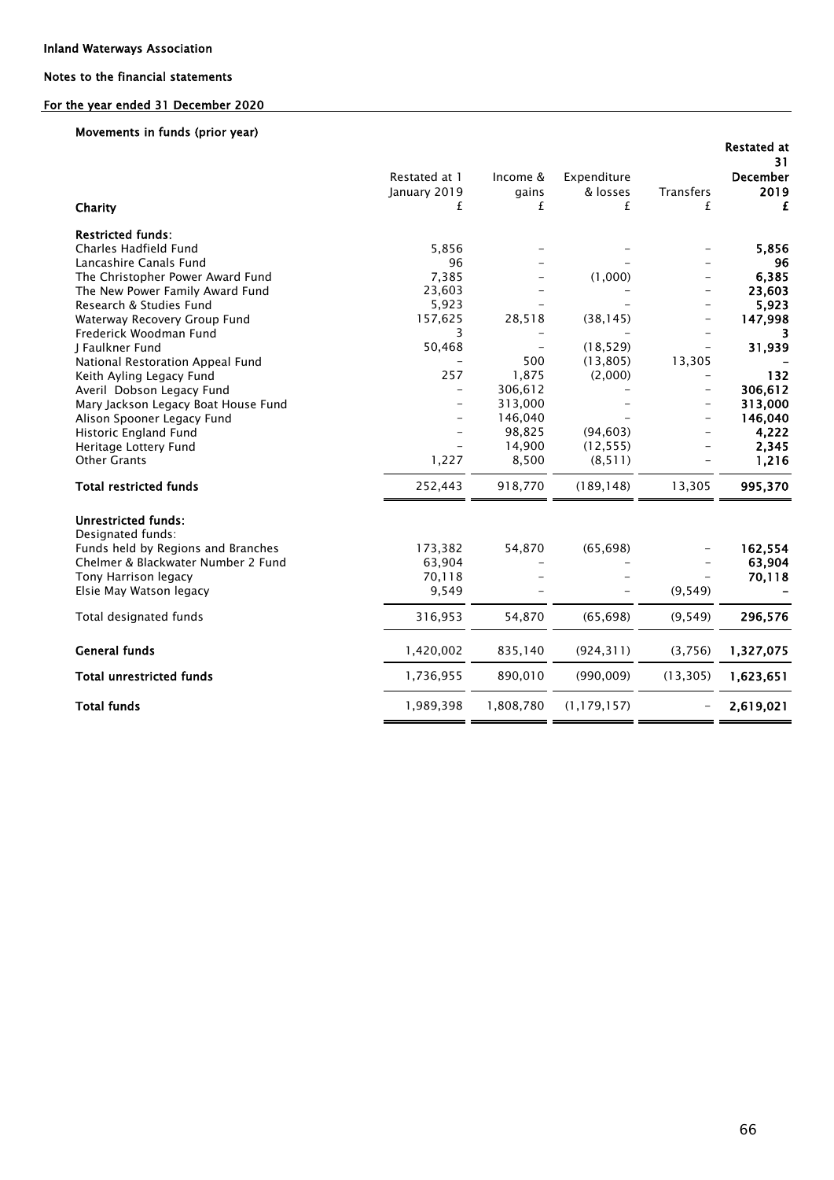**Inland Waterways Association**

**Notes to the financial statements**

**For the year ended 31 December 2020**

**Movements in funds (prior year)**

| Charity | Restated at 1 January 2019 £ | Income & gains £ | Expenditure & losses £ | Transfers £ | **Restated at 31 December 2019 £** |
|---|---|---|---|---|---|
| **Restricted funds:** | | | | | |
| Charles Hadfield Fund | 5,856 | – | – | – | **5,856** |
| Lancashire Canals Fund | 96 | – | – | – | **96** |
| The Christopher Power Award Fund | 7,385 | – | (1,000) | – | **6,385** |
| The New Power Family Award Fund | 23,603 | – | – | – | **23,603** |
| Research & Studies Fund | 5,923 | – | – | – | **5,923** |
| Waterway Recovery Group Fund | 157,625 | 28,518 | (38,145) | – | **147,998** |
| Frederick Woodman Fund | 3 | – | – | – | **3** |
| J Faulkner Fund | 50,468 | – | (18,529) | – | **31,939** |
| National Restoration Appeal Fund | – | 500 | (13,805) | 13,305 | **–** |
| Keith Ayling Legacy Fund | 257 | 1,875 | (2,000) | – | **132** |
| Averil Dobson Legacy Fund | – | 306,612 | – | – | **306,612** |
| Mary Jackson Legacy Boat House Fund | – | 313,000 | – | – | **313,000** |
| Alison Spooner Legacy Fund | – | 146,040 | – | – | **146,040** |
| Historic England Fund | – | 98,825 | (94,603) | – | **4,222** |
| Heritage Lottery Fund | – | 14,900 | (12,555) | – | **2,345** |
| Other Grants | 1,227 | 8,500 | (8,511) | – | **1,216** |
| **Total restricted funds** | 252,443 | 918,770 | (189,148) | 13,305 | **995,370** |
| **Unrestricted funds:** | | | | | |
| Designated funds: | | | | | |
| Funds held by Regions and Branches | 173,382 | 54,870 | (65,698) | – | **162,554** |
| Chelmer & Blackwater Number 2 Fund | 63,904 | – | – | – | **63,904** |
| Tony Harrison legacy | 70,118 | – | – | – | **70,118** |
| Elsie May Watson legacy | 9,549 | – | – | (9,549) | **–** |
| Total designated funds | 316,953 | 54,870 | (65,698) | (9,549) | **296,576** |
| **General funds** | 1,420,002 | 835,140 | (924,311) | (3,756) | **1,327,075** |
| **Total unrestricted funds** | 1,736,955 | 890,010 | (990,009) | (13,305) | **1,623,651** |
| **Total funds** | 1,989,398 | 1,808,780 | (1,179,157) | – | **2,619,021** |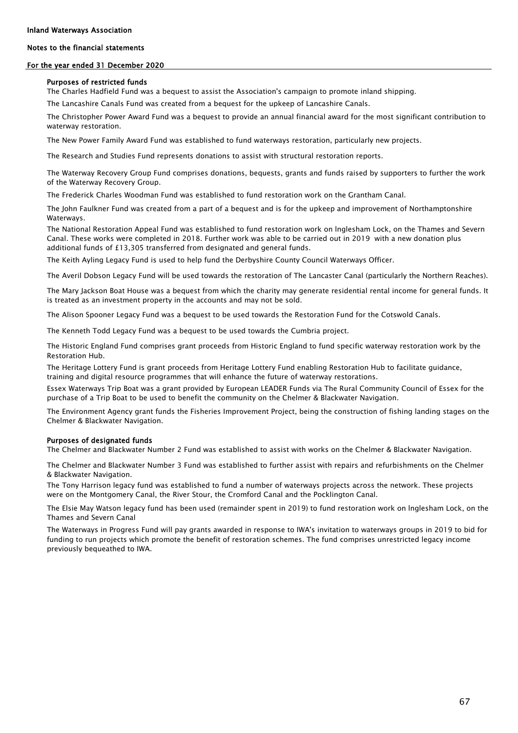Inland Waterways Association

Notes to the financial statements

For the year ended 31 December 2020

**Purposes of restricted funds**

The Charles Hadfield Fund was a bequest to assist the Association's campaign to promote inland shipping.

The Lancashire Canals Fund was created from a bequest for the upkeep of Lancashire Canals.

The Christopher Power Award Fund was a bequest to provide an annual financial award for the most significant contribution to waterway restoration.

The New Power Family Award Fund was established to fund waterways restoration, particularly new projects.

The Research and Studies Fund represents donations to assist with structural restoration reports.

The Waterway Recovery Group Fund comprises donations, bequests, grants and funds raised by supporters to further the work of the Waterway Recovery Group.

The Frederick Charles Woodman Fund was established to fund restoration work on the Grantham Canal.

The John Faulkner Fund was created from a part of a bequest and is for the upkeep and improvement of Northamptonshire Waterways.

The National Restoration Appeal Fund was established to fund restoration work on Inglesham Lock, on the Thames and Severn Canal. These works were completed in 2018. Further work was able to be carried out in 2019 with a new donation plus additional funds of £13,305 transferred from designated and general funds.

The Keith Ayling Legacy Fund is used to help fund the Derbyshire County Council Waterways Officer.

The Averil Dobson Legacy Fund will be used towards the restoration of The Lancaster Canal (particularly the Northern Reaches).

The Mary Jackson Boat House was a bequest from which the charity may generate residential rental income for general funds. It is treated as an investment property in the accounts and may not be sold.

The Alison Spooner Legacy Fund was a bequest to be used towards the Restoration Fund for the Cotswold Canals.

The Kenneth Todd Legacy Fund was a bequest to be used towards the Cumbria project.

The Historic England Fund comprises grant proceeds from Historic England to fund specific waterway restoration work by the Restoration Hub.

The Heritage Lottery Fund is grant proceeds from Heritage Lottery Fund enabling Restoration Hub to facilitate guidance, training and digital resource programmes that will enhance the future of waterway restorations.

Essex Waterways Trip Boat was a grant provided by European LEADER Funds via The Rural Community Council of Essex for the purchase of a Trip Boat to be used to benefit the community on the Chelmer & Blackwater Navigation.

The Environment Agency grant funds the Fisheries Improvement Project, being the construction of fishing landing stages on the Chelmer & Blackwater Navigation.

**Purposes of designated funds**

The Chelmer and Blackwater Number 2 Fund was established to assist with works on the Chelmer & Blackwater Navigation.

The Chelmer and Blackwater Number 3 Fund was established to further assist with repairs and refurbishments on the Chelmer & Blackwater Navigation.

The Tony Harrison legacy fund was established to fund a number of waterways projects across the network. These projects were on the Montgomery Canal, the River Stour, the Cromford Canal and the Pocklington Canal.

The Elsie May Watson legacy fund has been used (remainder spent in 2019) to fund restoration work on Inglesham Lock, on the Thames and Severn Canal

The Waterways in Progress Fund will pay grants awarded in response to IWA's invitation to waterways groups in 2019 to bid for funding to run projects which promote the benefit of restoration schemes. The fund comprises unrestricted legacy income previously bequeathed to IWA.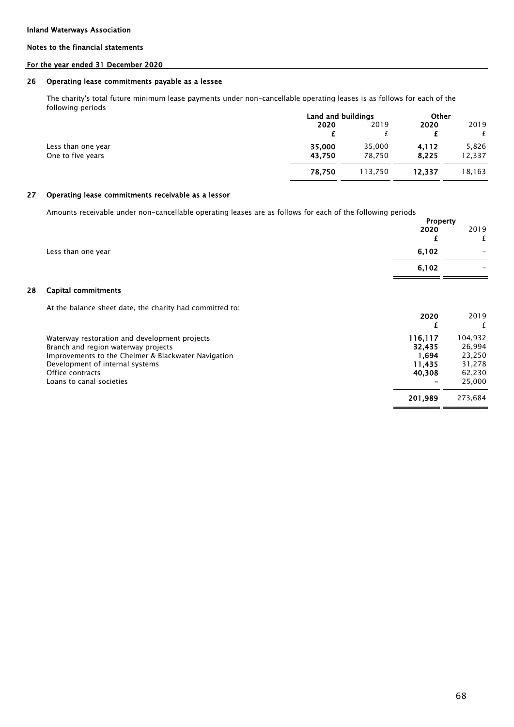## 26 Operating lease commitments payable as a lessee

The charity's total future minimum lease payments under non-cancellable operating leases is as follows for each of the following periods

| | Land and buildings | | Other | |
|---|---|---|---|---|
| | **2020** | 2019 | **2020** | 2019 |
| | **£** | £ | **£** | £ |
| Less than one year | **35,000** | 35,000 | **4,112** | 5,826 |
| One to five years | **43,750** | 78,750 | **8,225** | 12,337 |
| | **78,750** | 113,750 | **12,337** | 18,163 |

## 27 Operating lease commitments receivable as a lessor

Amounts receivable under non-cancellable operating leases are as follows for each of the following periods

| | Property | |
|---|---|---|
| | **2020** | 2019 |
| | **£** | £ |
| Less than one year | **6,102** | – |
| | **6,102** | – |

## 28 Capital commitments

At the balance sheet date, the charity had committed to:

| | **2020** | 2019 |
|---|---|---|
| | **£** | £ |
| Waterway restoration and development projects | **116,117** | 104,932 |
| Branch and region waterway projects | **32,435** | 26,994 |
| Improvements to the Chelmer & Blackwater Navigation | **1,694** | 23,250 |
| Development of internal systems | **11,435** | 31,278 |
| Office contracts | **40,308** | 62,230 |
| Loans to canal societies | **–** | 25,000 |
| | **201,989** | 273,684 |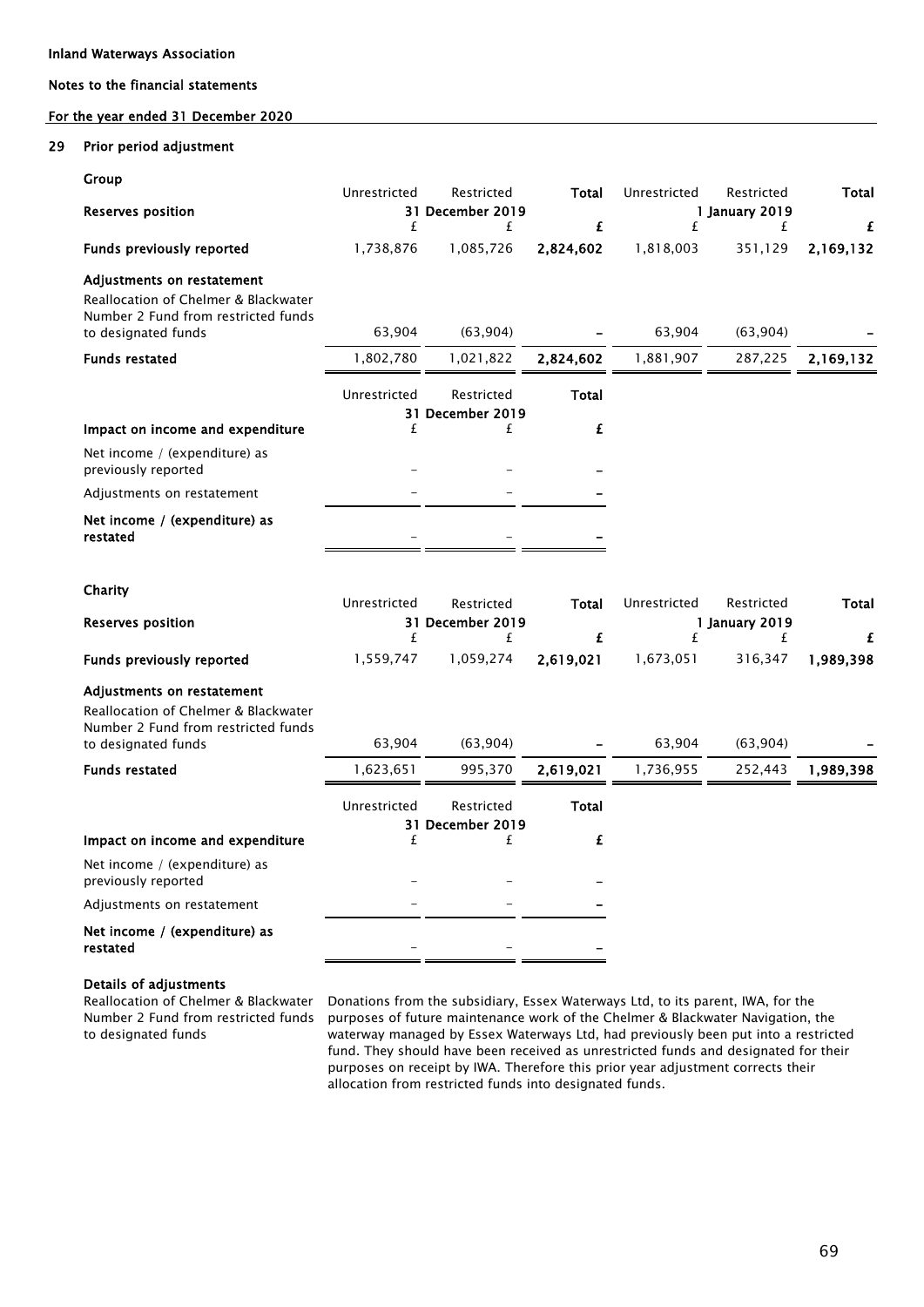## 29 Prior period adjustment

### Group

| Reserves position | Unrestricted | Restricted | Total | Unrestricted | Restricted | Total |
|---|---|---|---|---|---|---|
| | | 31 December 2019 | | | 1 January 2019 | |
| | £ | £ | £ | £ | £ | £ |
| **Funds previously reported** | 1,738,876 | 1,085,726 | **2,824,602** | 1,818,003 | 351,129 | **2,169,132** |
| **Adjustments on restatement** | | | | | | |
| Reallocation of Chelmer & Blackwater Number 2 Fund from restricted funds to designated funds | 63,904 | (63,904) | **–** | 63,904 | (63,904) | **–** |
| **Funds restated** | 1,802,780 | 1,021,822 | **2,824,602** | 1,881,907 | 287,225 | **2,169,132** |

| Impact on income and expenditure | Unrestricted | Restricted | Total |
|---|---|---|---|
| | | 31 December 2019 | |
| | £ | £ | £ |
| Net income / (expenditure) as previously reported | – | – | **–** |
| Adjustments on restatement | – | – | **–** |
| **Net income / (expenditure) as restated** | – | – | **–** |

### Charity

| Reserves position | Unrestricted | Restricted | Total | Unrestricted | Restricted | Total |
|---|---|---|---|---|---|---|
| | | 31 December 2019 | | | 1 January 2019 | |
| | £ | £ | £ | £ | £ | £ |
| **Funds previously reported** | 1,559,747 | 1,059,274 | **2,619,021** | 1,673,051 | 316,347 | **1,989,398** |
| **Adjustments on restatement** | | | | | | |
| Reallocation of Chelmer & Blackwater Number 2 Fund from restricted funds to designated funds | 63,904 | (63,904) | **–** | 63,904 | (63,904) | **–** |
| **Funds restated** | 1,623,651 | 995,370 | **2,619,021** | 1,736,955 | 252,443 | **1,989,398** |

| Impact on income and expenditure | Unrestricted | Restricted | Total |
|---|---|---|---|
| | | 31 December 2019 | |
| | £ | £ | £ |
| Net income / (expenditure) as previously reported | – | – | **–** |
| Adjustments on restatement | – | – | **–** |
| **Net income / (expenditure) as restated** | – | – | **–** |

### Details of adjustments

| | |
|---|---|
| Reallocation of Chelmer & Blackwater Number 2 Fund from restricted funds to designated funds | Donations from the subsidiary, Essex Waterways Ltd, to its parent, IWA, for the purposes of future maintenance work of the Chelmer & Blackwater Navigation, the waterway managed by Essex Waterways Ltd, had previously been put into a restricted fund. They should have been received as unrestricted funds and designated for their purposes on receipt by IWA. Therefore this prior year adjustment corrects their allocation from restricted funds into designated funds. |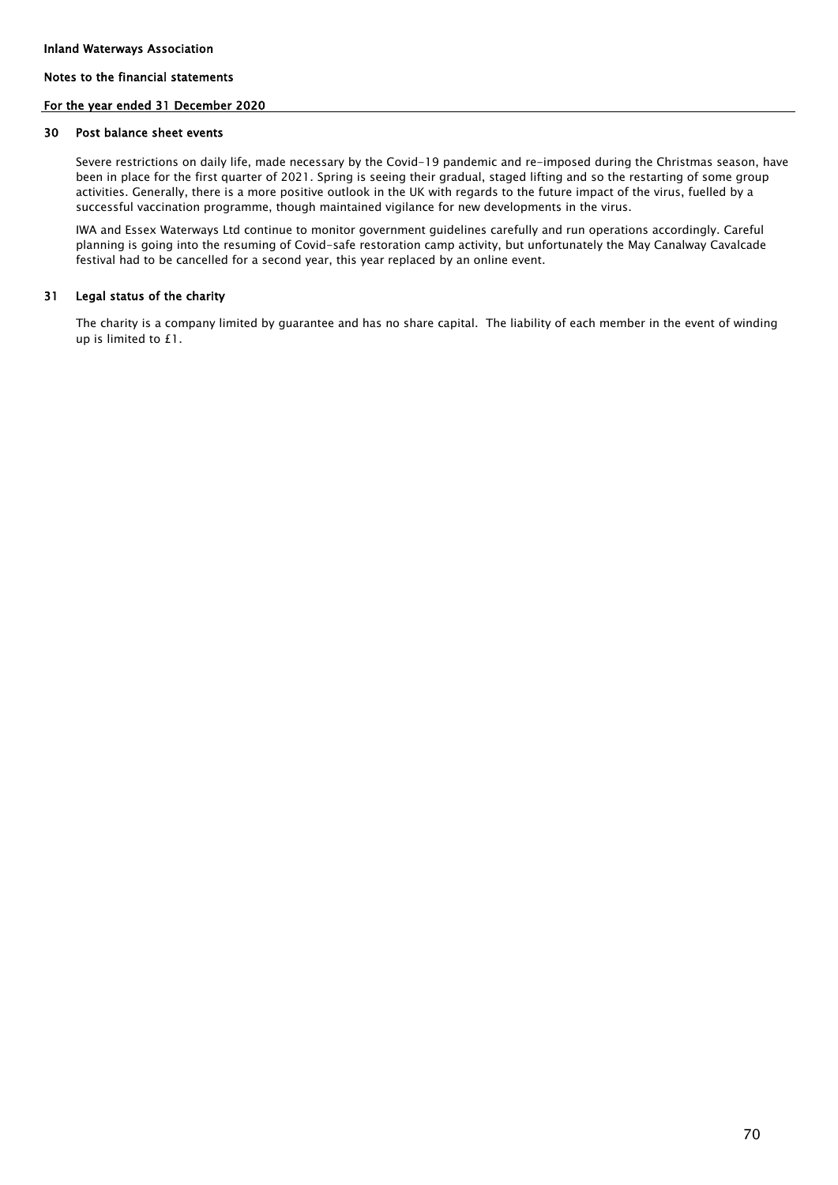## 30 Post balance sheet events

Severe restrictions on daily life, made necessary by the Covid-19 pandemic and re-imposed during the Christmas season, have been in place for the first quarter of 2021. Spring is seeing their gradual, staged lifting and so the restarting of some group activities. Generally, there is a more positive outlook in the UK with regards to the future impact of the virus, fuelled by a successful vaccination programme, though maintained vigilance for new developments in the virus.

IWA and Essex Waterways Ltd continue to monitor government guidelines carefully and run operations accordingly. Careful planning is going into the resuming of Covid-safe restoration camp activity, but unfortunately the May Canalway Cavalcade festival had to be cancelled for a second year, this year replaced by an online event.

## 31 Legal status of the charity

The charity is a company limited by guarantee and has no share capital. The liability of each member in the event of winding up is limited to £1.